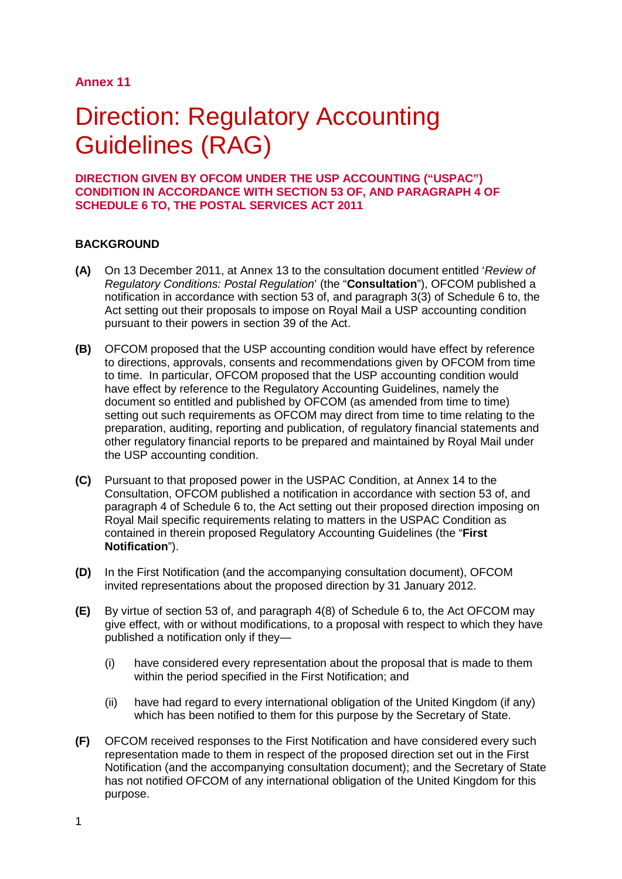**Annex 11**

# Direction: Regulatory Accounting Guidelines (RAG)

**DIRECTION GIVEN BY OFCOM UNDER THE USP ACCOUNTING ("USPAC") CONDITION IN ACCORDANCE WITH SECTION 53 OF, AND PARAGRAPH 4 OF SCHEDULE 6 TO, THE POSTAL SERVICES ACT 2011**

**BACKGROUND**

**(A)** On 13 December 2011, at Annex 13 to the consultation document entitled '*Review of Regulatory Conditions: Postal Regulation*' (the "**Consultation**"), OFCOM published a notification in accordance with section 53 of, and paragraph 3(3) of Schedule 6 to, the Act setting out their proposals to impose on Royal Mail a USP accounting condition pursuant to their powers in section 39 of the Act.

**(B)** OFCOM proposed that the USP accounting condition would have effect by reference to directions, approvals, consents and recommendations given by OFCOM from time to time. In particular, OFCOM proposed that the USP accounting condition would have effect by reference to the Regulatory Accounting Guidelines, namely the document so entitled and published by OFCOM (as amended from time to time) setting out such requirements as OFCOM may direct from time to time relating to the preparation, auditing, reporting and publication, of regulatory financial statements and other regulatory financial reports to be prepared and maintained by Royal Mail under the USP accounting condition.

**(C)** Pursuant to that proposed power in the USPAC Condition, at Annex 14 to the Consultation, OFCOM published a notification in accordance with section 53 of, and paragraph 4 of Schedule 6 to, the Act setting out their proposed direction imposing on Royal Mail specific requirements relating to matters in the USPAC Condition as contained in therein proposed Regulatory Accounting Guidelines (the "**First Notification**").

**(D)** In the First Notification (and the accompanying consultation document), OFCOM invited representations about the proposed direction by 31 January 2012.

**(E)** By virtue of section 53 of, and paragraph 4(8) of Schedule 6 to, the Act OFCOM may give effect, with or without modifications, to a proposal with respect to which they have published a notification only if they—

(i) have considered every representation about the proposal that is made to them within the period specified in the First Notification; and

(ii) have had regard to every international obligation of the United Kingdom (if any) which has been notified to them for this purpose by the Secretary of State.

**(F)** OFCOM received responses to the First Notification and have considered every such representation made to them in respect of the proposed direction set out in the First Notification (and the accompanying consultation document); and the Secretary of State has not notified OFCOM of any international obligation of the United Kingdom for this purpose.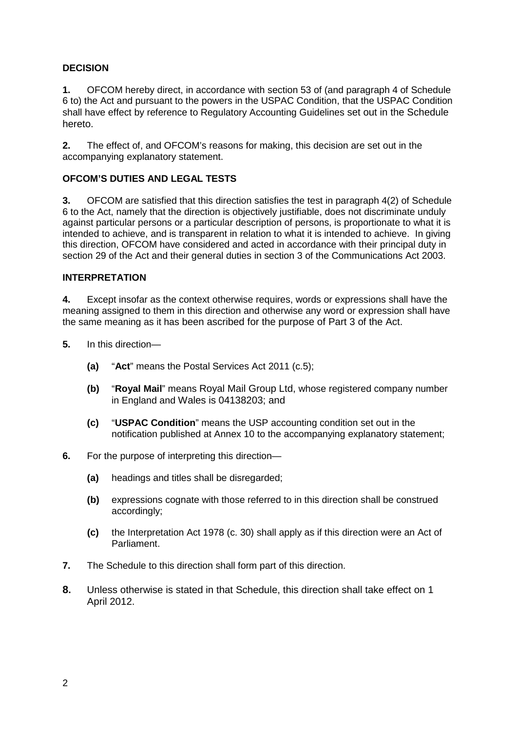### DECISION

**1.** OFCOM hereby direct, in accordance with section 53 of (and paragraph 4 of Schedule 6 to) the Act and pursuant to the powers in the USPAC Condition, that the USPAC Condition shall have effect by reference to Regulatory Accounting Guidelines set out in the Schedule hereto.

**2.** The effect of, and OFCOM's reasons for making, this decision are set out in the accompanying explanatory statement.

### OFCOM'S DUTIES AND LEGAL TESTS

**3.** OFCOM are satisfied that this direction satisfies the test in paragraph 4(2) of Schedule 6 to the Act, namely that the direction is objectively justifiable, does not discriminate unduly against particular persons or a particular description of persons, is proportionate to what it is intended to achieve, and is transparent in relation to what it is intended to achieve. In giving this direction, OFCOM have considered and acted in accordance with their principal duty in section 29 of the Act and their general duties in section 3 of the Communications Act 2003.

### INTERPRETATION

**4.** Except insofar as the context otherwise requires, words or expressions shall have the meaning assigned to them in this direction and otherwise any word or expression shall have the same meaning as it has been ascribed for the purpose of Part 3 of the Act.

**5.** In this direction—

- **(a)** "**Act**" means the Postal Services Act 2011 (c.5);
- **(b)** "**Royal Mail**" means Royal Mail Group Ltd, whose registered company number in England and Wales is 04138203; and
- **(c)** "**USPAC Condition**" means the USP accounting condition set out in the notification published at Annex 10 to the accompanying explanatory statement;

**6.** For the purpose of interpreting this direction—

- **(a)** headings and titles shall be disregarded;
- **(b)** expressions cognate with those referred to in this direction shall be construed accordingly;
- **(c)** the Interpretation Act 1978 (c. 30) shall apply as if this direction were an Act of Parliament.

**7.** The Schedule to this direction shall form part of this direction.

**8.** Unless otherwise is stated in that Schedule, this direction shall take effect on 1 April 2012.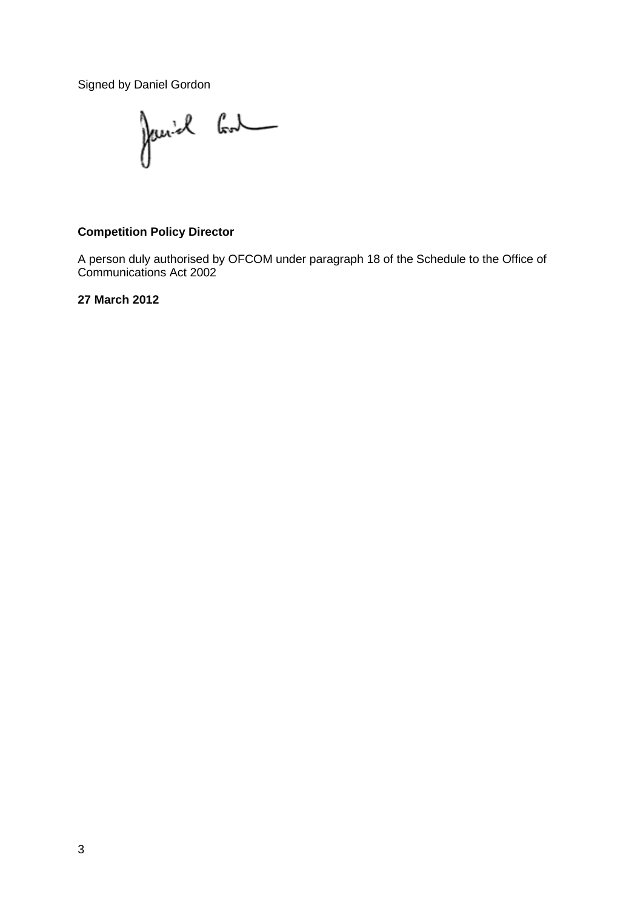Signed by Daniel Gordon

**Competition Policy Director**

A person duly authorised by OFCOM under paragraph 18 of the Schedule to the Office of Communications Act 2002

**27 March 2012**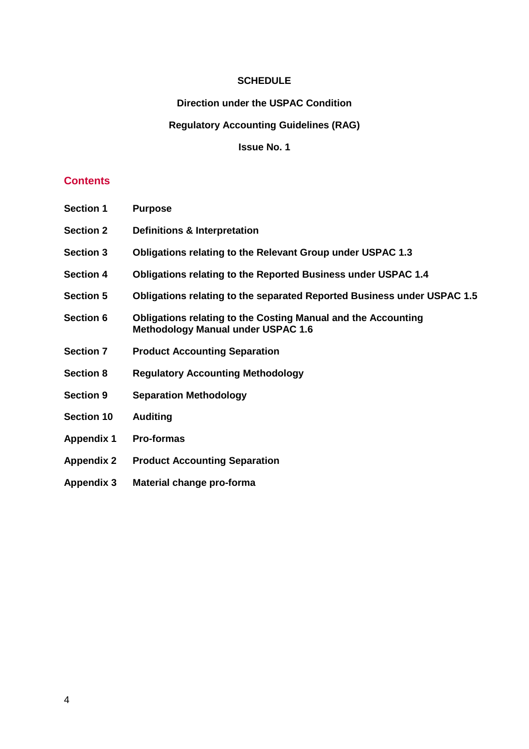**SCHEDULE**

**Direction under the USPAC Condition**

**Regulatory Accounting Guidelines (RAG)**

**Issue No. 1**

## Contents

| | |
|---|---|
| **Section 1** | **Purpose** |
| **Section 2** | **Definitions & Interpretation** |
| **Section 3** | **Obligations relating to the Relevant Group under USPAC 1.3** |
| **Section 4** | **Obligations relating to the Reported Business under USPAC 1.4** |
| **Section 5** | **Obligations relating to the separated Reported Business under USPAC 1.5** |
| **Section 6** | **Obligations relating to the Costing Manual and the Accounting Methodology Manual under USPAC 1.6** |
| **Section 7** | **Product Accounting Separation** |
| **Section 8** | **Regulatory Accounting Methodology** |
| **Section 9** | **Separation Methodology** |
| **Section 10** | **Auditing** |
| **Appendix 1** | **Pro-formas** |
| **Appendix 2** | **Product Accounting Separation** |
| **Appendix 3** | **Material change pro-forma** |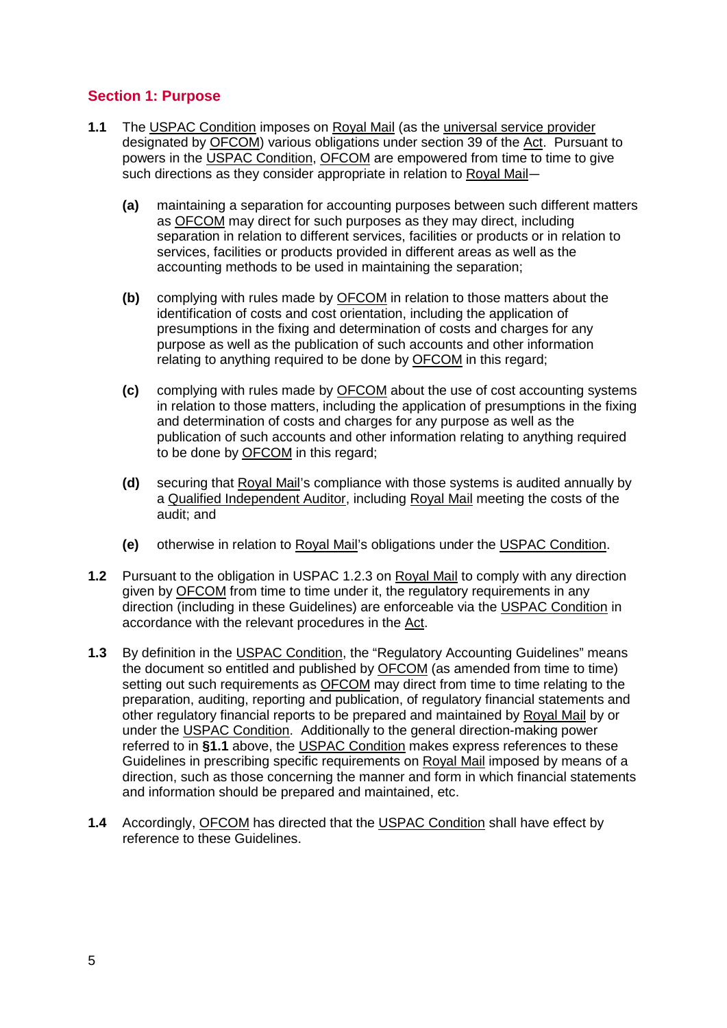## Section 1: Purpose

**1.1** The USPAC Condition imposes on Royal Mail (as the universal service provider designated by OFCOM) various obligations under section 39 of the Act. Pursuant to powers in the USPAC Condition, OFCOM are empowered from time to time to give such directions as they consider appropriate in relation to Royal Mail—

**(a)** maintaining a separation for accounting purposes between such different matters as OFCOM may direct for such purposes as they may direct, including separation in relation to different services, facilities or products or in relation to services, facilities or products provided in different areas as well as the accounting methods to be used in maintaining the separation;

**(b)** complying with rules made by OFCOM in relation to those matters about the identification of costs and cost orientation, including the application of presumptions in the fixing and determination of costs and charges for any purpose as well as the publication of such accounts and other information relating to anything required to be done by OFCOM in this regard;

**(c)** complying with rules made by OFCOM about the use of cost accounting systems in relation to those matters, including the application of presumptions in the fixing and determination of costs and charges for any purpose as well as the publication of such accounts and other information relating to anything required to be done by OFCOM in this regard;

**(d)** securing that Royal Mail's compliance with those systems is audited annually by a Qualified Independent Auditor, including Royal Mail meeting the costs of the audit; and

**(e)** otherwise in relation to Royal Mail's obligations under the USPAC Condition.

**1.2** Pursuant to the obligation in USPAC 1.2.3 on Royal Mail to comply with any direction given by OFCOM from time to time under it, the regulatory requirements in any direction (including in these Guidelines) are enforceable via the USPAC Condition in accordance with the relevant procedures in the Act.

**1.3** By definition in the USPAC Condition, the "Regulatory Accounting Guidelines" means the document so entitled and published by OFCOM (as amended from time to time) setting out such requirements as OFCOM may direct from time to time relating to the preparation, auditing, reporting and publication, of regulatory financial statements and other regulatory financial reports to be prepared and maintained by Royal Mail by or under the USPAC Condition. Additionally to the general direction-making power referred to in **§1.1** above, the USPAC Condition makes express references to these Guidelines in prescribing specific requirements on Royal Mail imposed by means of a direction, such as those concerning the manner and form in which financial statements and information should be prepared and maintained, etc.

**1.4** Accordingly, OFCOM has directed that the USPAC Condition shall have effect by reference to these Guidelines.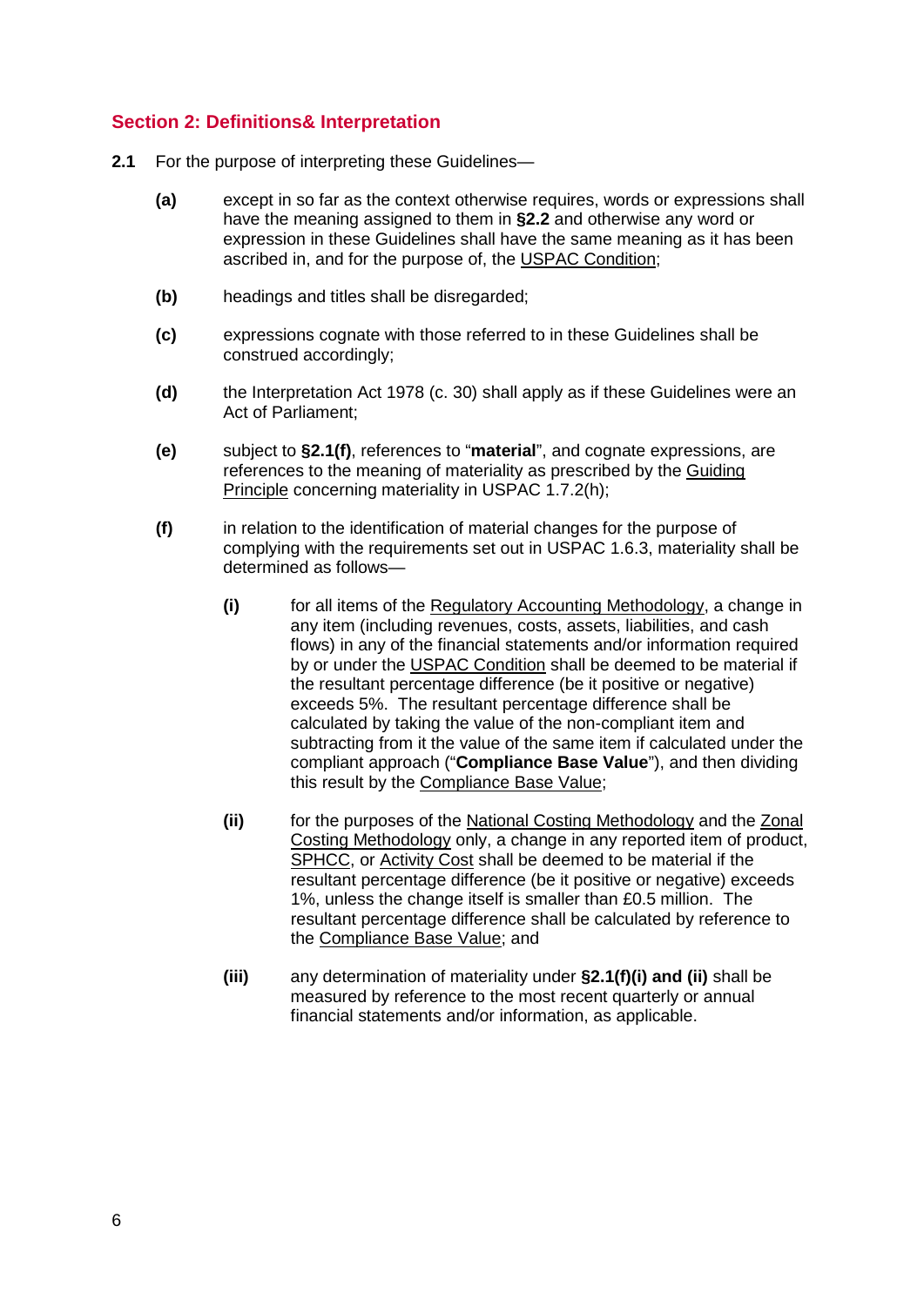## Section 2: Definitions& Interpretation

**2.1** For the purpose of interpreting these Guidelines—

**(a)** except in so far as the context otherwise requires, words or expressions shall have the meaning assigned to them in **§2.2** and otherwise any word or expression in these Guidelines shall have the same meaning as it has been ascribed in, and for the purpose of, the USPAC Condition;

**(b)** headings and titles shall be disregarded;

**(c)** expressions cognate with those referred to in these Guidelines shall be construed accordingly;

**(d)** the Interpretation Act 1978 (c. 30) shall apply as if these Guidelines were an Act of Parliament;

**(e)** subject to **§2.1(f)**, references to "**material**", and cognate expressions, are references to the meaning of materiality as prescribed by the Guiding Principle concerning materiality in USPAC 1.7.2(h);

**(f)** in relation to the identification of material changes for the purpose of complying with the requirements set out in USPAC 1.6.3, materiality shall be determined as follows—

**(i)** for all items of the Regulatory Accounting Methodology, a change in any item (including revenues, costs, assets, liabilities, and cash flows) in any of the financial statements and/or information required by or under the USPAC Condition shall be deemed to be material if the resultant percentage difference (be it positive or negative) exceeds 5%. The resultant percentage difference shall be calculated by taking the value of the non-compliant item and subtracting from it the value of the same item if calculated under the compliant approach ("**Compliance Base Value**"), and then dividing this result by the Compliance Base Value;

**(ii)** for the purposes of the National Costing Methodology and the Zonal Costing Methodology only, a change in any reported item of product, SPHCC, or Activity Cost shall be deemed to be material if the resultant percentage difference (be it positive or negative) exceeds 1%, unless the change itself is smaller than £0.5 million. The resultant percentage difference shall be calculated by reference to the Compliance Base Value; and

**(iii)** any determination of materiality under **§2.1(f)(i) and (ii)** shall be measured by reference to the most recent quarterly or annual financial statements and/or information, as applicable.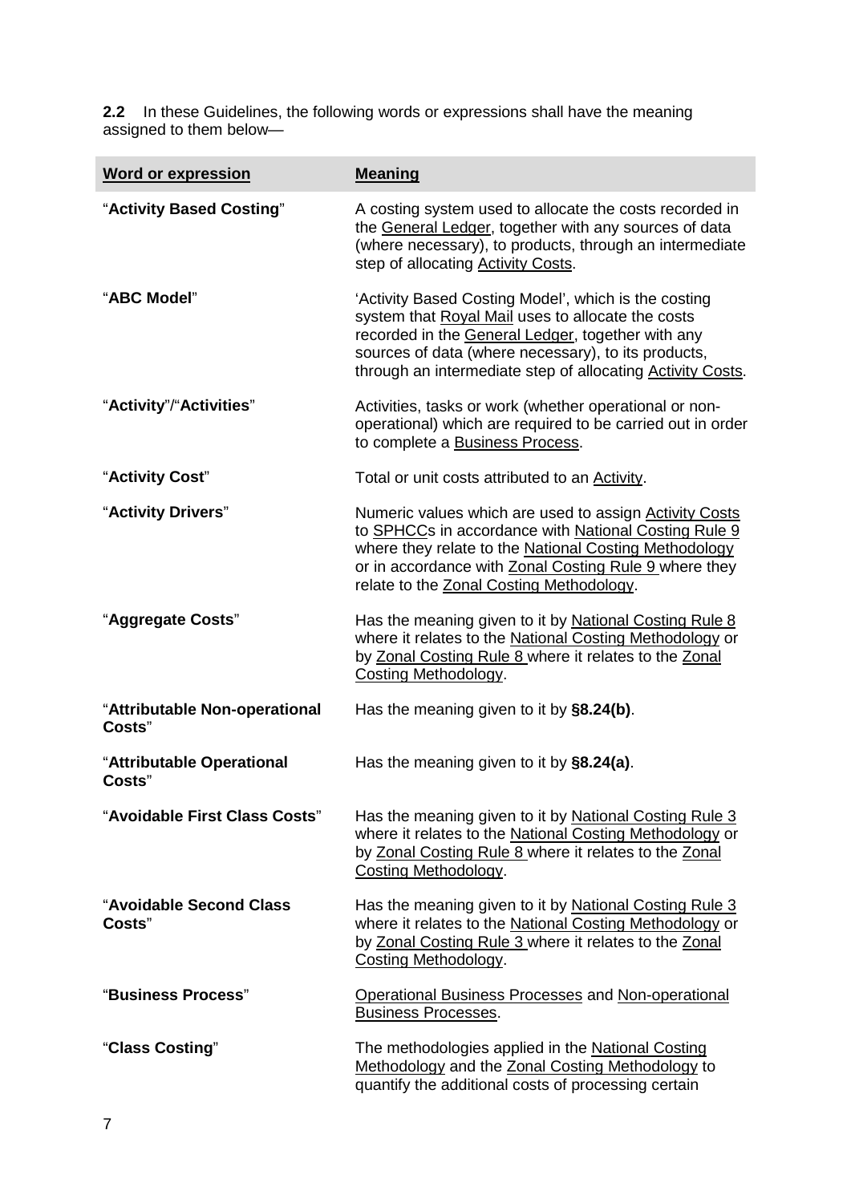**2.2** In these Guidelines, the following words or expressions shall have the meaning assigned to them below—

| Word or expression | Meaning |
|---|---|
| "**Activity Based Costing**" | A costing system used to allocate the costs recorded in the General Ledger, together with any sources of data (where necessary), to products, through an intermediate step of allocating Activity Costs. |
| "**ABC Model**" | 'Activity Based Costing Model', which is the costing system that Royal Mail uses to allocate the costs recorded in the General Ledger, together with any sources of data (where necessary), to its products, through an intermediate step of allocating Activity Costs. |
| "**Activity**"/"**Activities**" | Activities, tasks or work (whether operational or non-operational) which are required to be carried out in order to complete a Business Process. |
| "**Activity Cost**" | Total or unit costs attributed to an Activity. |
| "**Activity Drivers**" | Numeric values which are used to assign Activity Costs to SPHCCs in accordance with National Costing Rule 9 where they relate to the National Costing Methodology or in accordance with Zonal Costing Rule 9 where they relate to the Zonal Costing Methodology. |
| "**Aggregate Costs**" | Has the meaning given to it by National Costing Rule 8 where it relates to the National Costing Methodology or by Zonal Costing Rule 8 where it relates to the Zonal Costing Methodology. |
| "**Attributable Non-operational Costs**" | Has the meaning given to it by **§8.24(b)**. |
| "**Attributable Operational Costs**" | Has the meaning given to it by **§8.24(a)**. |
| "**Avoidable First Class Costs**" | Has the meaning given to it by National Costing Rule 3 where it relates to the National Costing Methodology or by Zonal Costing Rule 8 where it relates to the Zonal Costing Methodology. |
| "**Avoidable Second Class Costs**" | Has the meaning given to it by National Costing Rule 3 where it relates to the National Costing Methodology or by Zonal Costing Rule 3 where it relates to the Zonal Costing Methodology. |
| "**Business Process**" | Operational Business Processes and Non-operational Business Processes. |
| "**Class Costing**" | The methodologies applied in the National Costing Methodology and the Zonal Costing Methodology to quantify the additional costs of processing certain |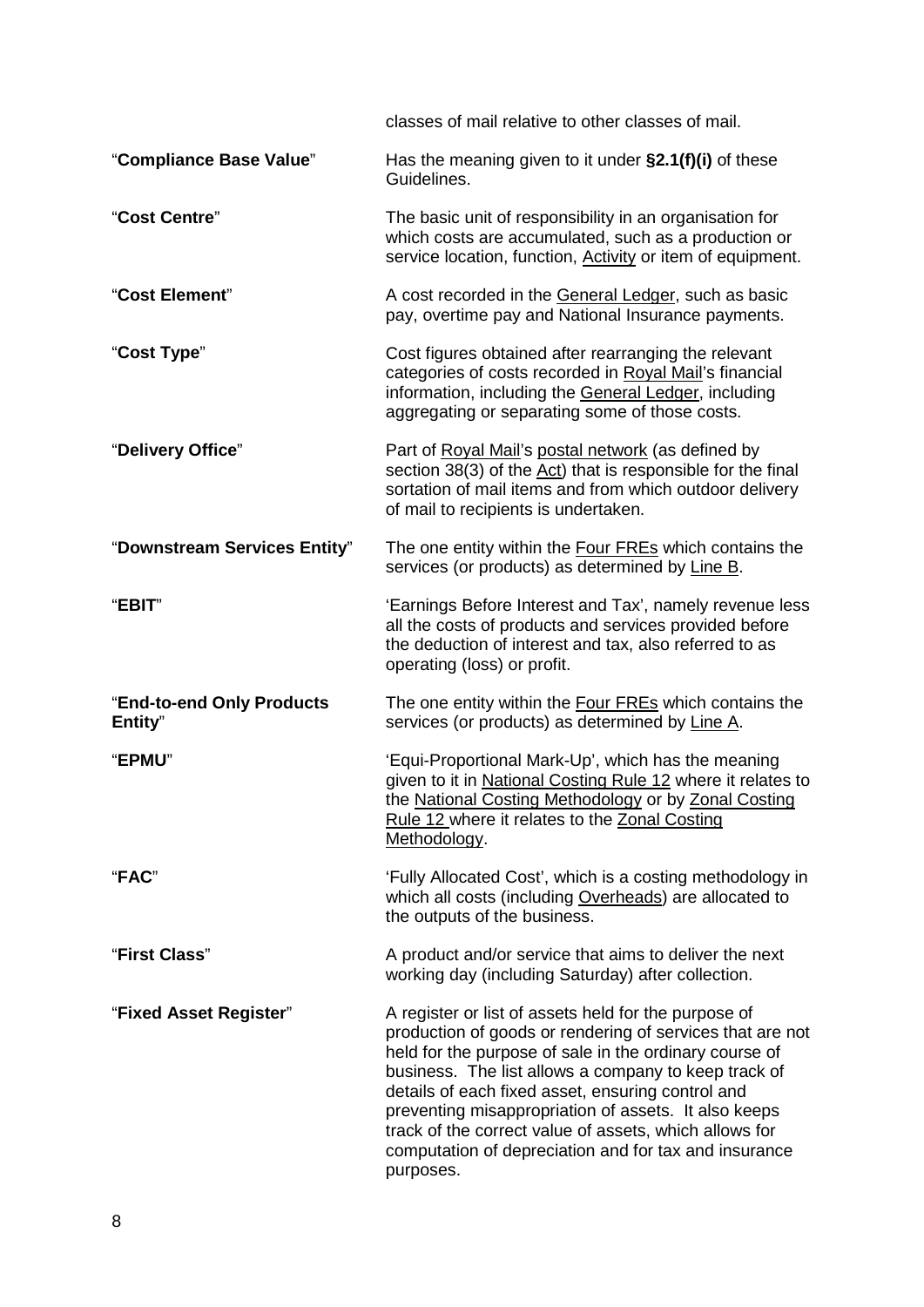classes of mail relative to other classes of mail.

| | |
|---|---|
| "**Compliance Base Value**" | Has the meaning given to it under **§2.1(f)(i)** of these Guidelines. |
| "**Cost Centre**" | The basic unit of responsibility in an organisation for which costs are accumulated, such as a production or service location, function, Activity or item of equipment. |
| "**Cost Element**" | A cost recorded in the General Ledger, such as basic pay, overtime pay and National Insurance payments. |
| "**Cost Type**" | Cost figures obtained after rearranging the relevant categories of costs recorded in Royal Mail's financial information, including the General Ledger, including aggregating or separating some of those costs. |
| "**Delivery Office**" | Part of Royal Mail's postal network (as defined by section 38(3) of the Act) that is responsible for the final sortation of mail items and from which outdoor delivery of mail to recipients is undertaken. |
| "**Downstream Services Entity**" | The one entity within the Four FREs which contains the services (or products) as determined by Line B. |
| "**EBIT**" | 'Earnings Before Interest and Tax', namely revenue less all the costs of products and services provided before the deduction of interest and tax, also referred to as operating (loss) or profit. |
| "**End-to-end Only Products Entity**" | The one entity within the Four FREs which contains the services (or products) as determined by Line A. |
| "**EPMU**" | 'Equi-Proportional Mark-Up', which has the meaning given to it in National Costing Rule 12 where it relates to the National Costing Methodology or by Zonal Costing Rule 12 where it relates to the Zonal Costing Methodology. |
| "**FAC**" | 'Fully Allocated Cost', which is a costing methodology in which all costs (including Overheads) are allocated to the outputs of the business. |
| "**First Class**" | A product and/or service that aims to deliver the next working day (including Saturday) after collection. |
| "**Fixed Asset Register**" | A register or list of assets held for the purpose of production of goods or rendering of services that are not held for the purpose of sale in the ordinary course of business. The list allows a company to keep track of details of each fixed asset, ensuring control and preventing misappropriation of assets. It also keeps track of the correct value of assets, which allows for computation of depreciation and for tax and insurance purposes. |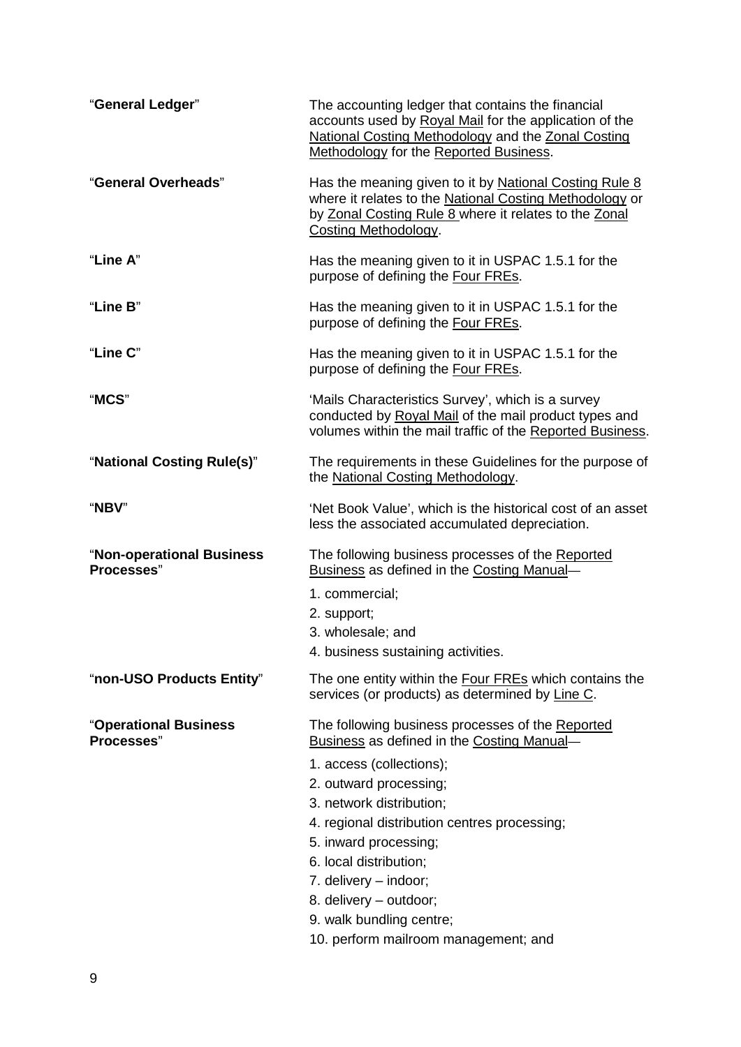| | |
|---|---|
| "**General Ledger**" | The accounting ledger that contains the financial accounts used by Royal Mail for the application of the National Costing Methodology and the Zonal Costing Methodology for the Reported Business. |
| "**General Overheads**" | Has the meaning given to it by National Costing Rule 8 where it relates to the National Costing Methodology or by Zonal Costing Rule 8 where it relates to the Zonal Costing Methodology. |
| "**Line A**" | Has the meaning given to it in USPAC 1.5.1 for the purpose of defining the Four FREs. |
| "**Line B**" | Has the meaning given to it in USPAC 1.5.1 for the purpose of defining the Four FREs. |
| "**Line C**" | Has the meaning given to it in USPAC 1.5.1 for the purpose of defining the Four FREs. |
| "**MCS**" | 'Mails Characteristics Survey', which is a survey conducted by Royal Mail of the mail product types and volumes within the mail traffic of the Reported Business. |
| "**National Costing Rule(s)**" | The requirements in these Guidelines for the purpose of the National Costing Methodology. |
| "**NBV**" | 'Net Book Value', which is the historical cost of an asset less the associated accumulated depreciation. |
| "**Non-operational Business Processes**" | The following business processes of the Reported Business as defined in the Costing Manual—<br>1. commercial;<br>2. support;<br>3. wholesale; and<br>4. business sustaining activities. |
| "**non-USO Products Entity**" | The one entity within the Four FREs which contains the services (or products) as determined by Line C. |
| "**Operational Business Processes**" | The following business processes of the Reported Business as defined in the Costing Manual—<br>1. access (collections);<br>2. outward processing;<br>3. network distribution;<br>4. regional distribution centres processing;<br>5. inward processing;<br>6. local distribution;<br>7. delivery – indoor;<br>8. delivery – outdoor;<br>9. walk bundling centre;<br>10. perform mailroom management; and |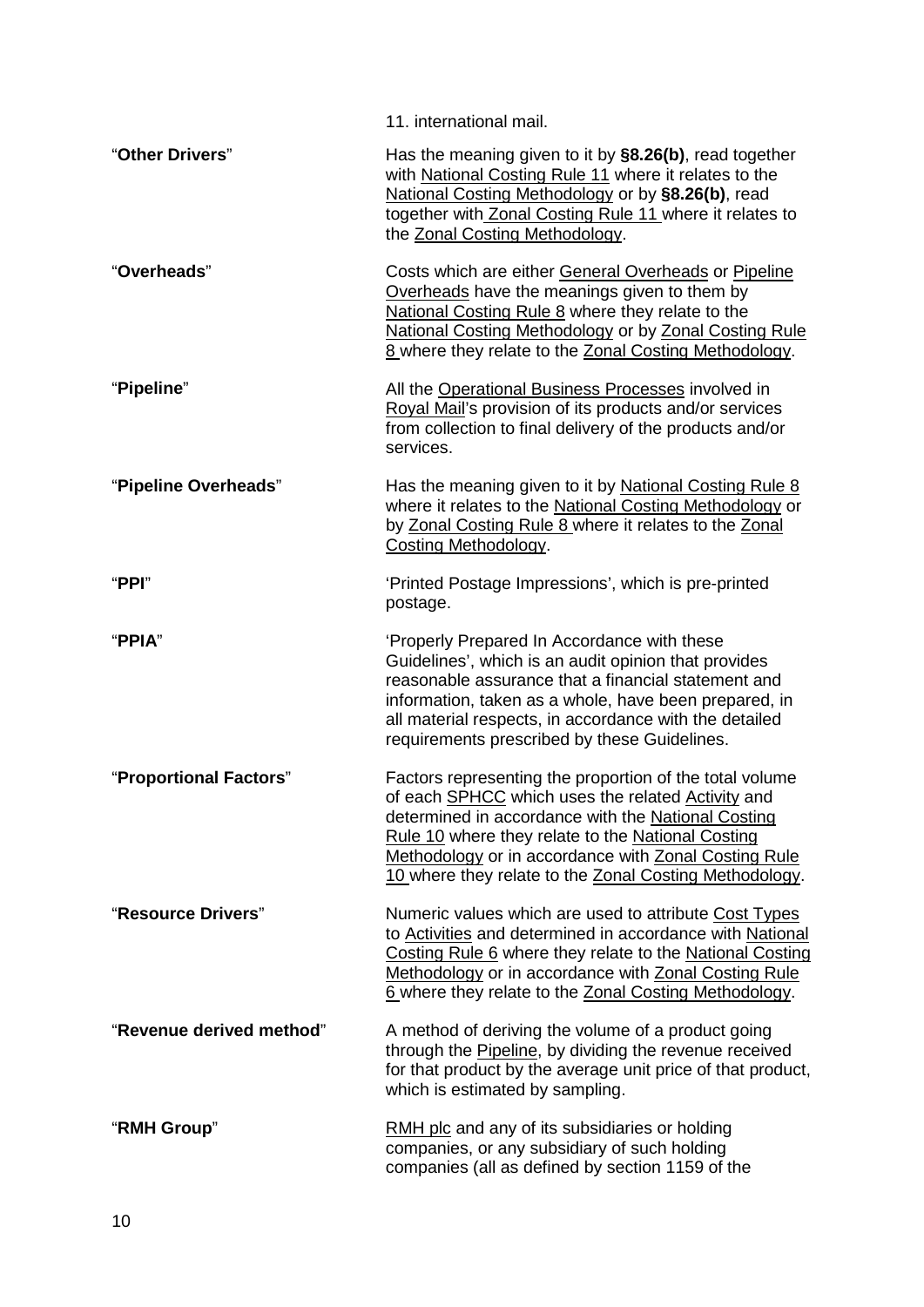11. international mail.

| | |
|---|---|
| "**Other Drivers**" | Has the meaning given to it by **§8.26(b)**, read together with National Costing Rule 11 where it relates to the National Costing Methodology or by **§8.26(b)**, read together with Zonal Costing Rule 11 where it relates to the Zonal Costing Methodology. |
| "**Overheads**" | Costs which are either General Overheads or Pipeline Overheads have the meanings given to them by National Costing Rule 8 where they relate to the National Costing Methodology or by Zonal Costing Rule 8 where they relate to the Zonal Costing Methodology. |
| "**Pipeline**" | All the Operational Business Processes involved in Royal Mail's provision of its products and/or services from collection to final delivery of the products and/or services. |
| "**Pipeline Overheads**" | Has the meaning given to it by National Costing Rule 8 where it relates to the National Costing Methodology or by Zonal Costing Rule 8 where it relates to the Zonal Costing Methodology. |
| "**PPI**" | 'Printed Postage Impressions', which is pre-printed postage. |
| "**PPIA**" | 'Properly Prepared In Accordance with these Guidelines', which is an audit opinion that provides reasonable assurance that a financial statement and information, taken as a whole, have been prepared, in all material respects, in accordance with the detailed requirements prescribed by these Guidelines. |
| "**Proportional Factors**" | Factors representing the proportion of the total volume of each SPHCC which uses the related Activity and determined in accordance with the National Costing Rule 10 where they relate to the National Costing Methodology or in accordance with Zonal Costing Rule 10 where they relate to the Zonal Costing Methodology. |
| "**Resource Drivers**" | Numeric values which are used to attribute Cost Types to Activities and determined in accordance with National Costing Rule 6 where they relate to the National Costing Methodology or in accordance with Zonal Costing Rule 6 where they relate to the Zonal Costing Methodology. |
| "**Revenue derived method**" | A method of deriving the volume of a product going through the Pipeline, by dividing the revenue received for that product by the average unit price of that product, which is estimated by sampling. |
| "**RMH Group**" | RMH plc and any of its subsidiaries or holding companies, or any subsidiary of such holding companies (all as defined by section 1159 of the |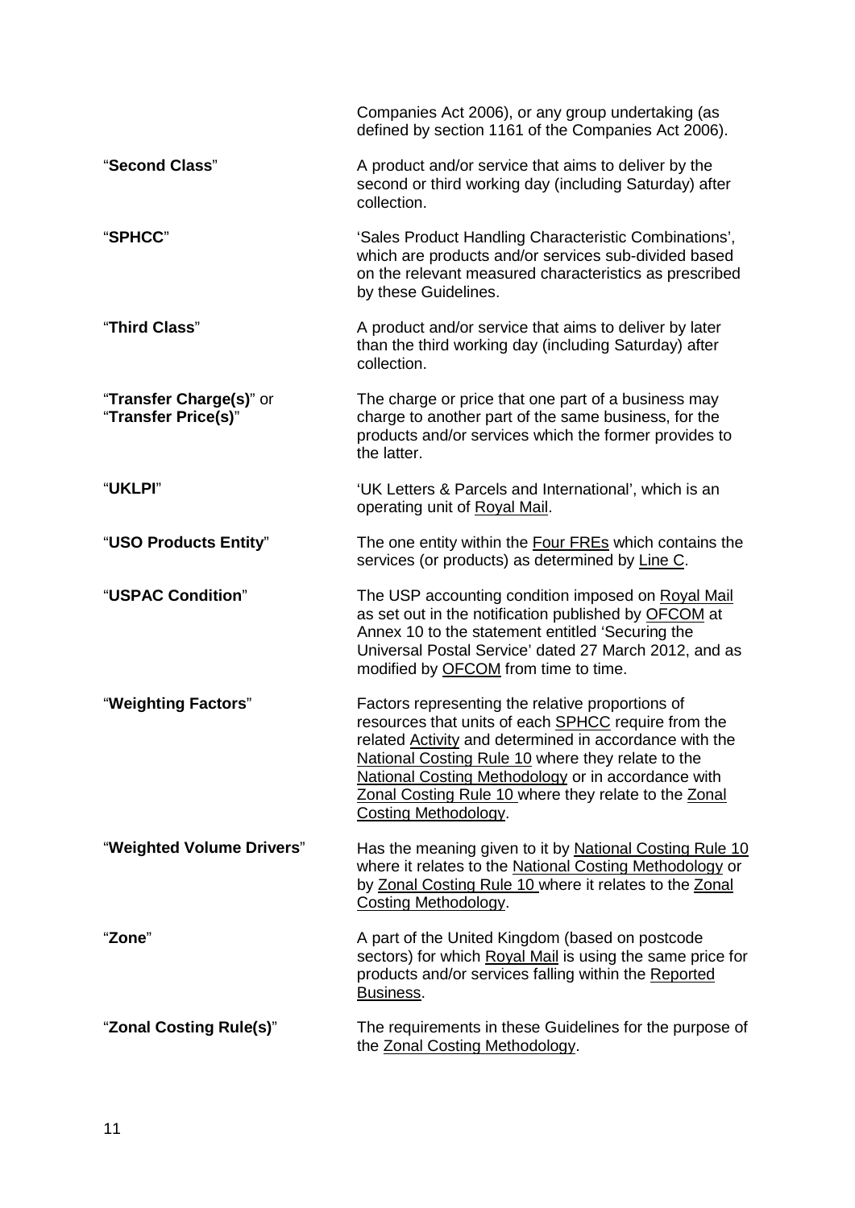| | |
|---|---|
| | Companies Act 2006), or any group undertaking (as defined by section 1161 of the Companies Act 2006). |
| "**Second Class**" | A product and/or service that aims to deliver by the second or third working day (including Saturday) after collection. |
| "**SPHCC**" | 'Sales Product Handling Characteristic Combinations', which are products and/or services sub-divided based on the relevant measured characteristics as prescribed by these Guidelines. |
| "**Third Class**" | A product and/or service that aims to deliver by later than the third working day (including Saturday) after collection. |
| "**Transfer Charge(s)**" or "**Transfer Price(s)**" | The charge or price that one part of a business may charge to another part of the same business, for the products and/or services which the former provides to the latter. |
| "**UKLPI**" | 'UK Letters & Parcels and International', which is an operating unit of Royal Mail. |
| "**USO Products Entity**" | The one entity within the Four FREs which contains the services (or products) as determined by Line C. |
| "**USPAC Condition**" | The USP accounting condition imposed on Royal Mail as set out in the notification published by OFCOM at Annex 10 to the statement entitled 'Securing the Universal Postal Service' dated 27 March 2012, and as modified by OFCOM from time to time. |
| "**Weighting Factors**" | Factors representing the relative proportions of resources that units of each SPHCC require from the related Activity and determined in accordance with the National Costing Rule 10 where they relate to the National Costing Methodology or in accordance with Zonal Costing Rule 10 where they relate to the Zonal Costing Methodology. |
| "**Weighted Volume Drivers**" | Has the meaning given to it by National Costing Rule 10 where it relates to the National Costing Methodology or by Zonal Costing Rule 10 where it relates to the Zonal Costing Methodology. |
| "**Zone**" | A part of the United Kingdom (based on postcode sectors) for which Royal Mail is using the same price for products and/or services falling within the Reported Business. |
| "**Zonal Costing Rule(s)**" | The requirements in these Guidelines for the purpose of the Zonal Costing Methodology. |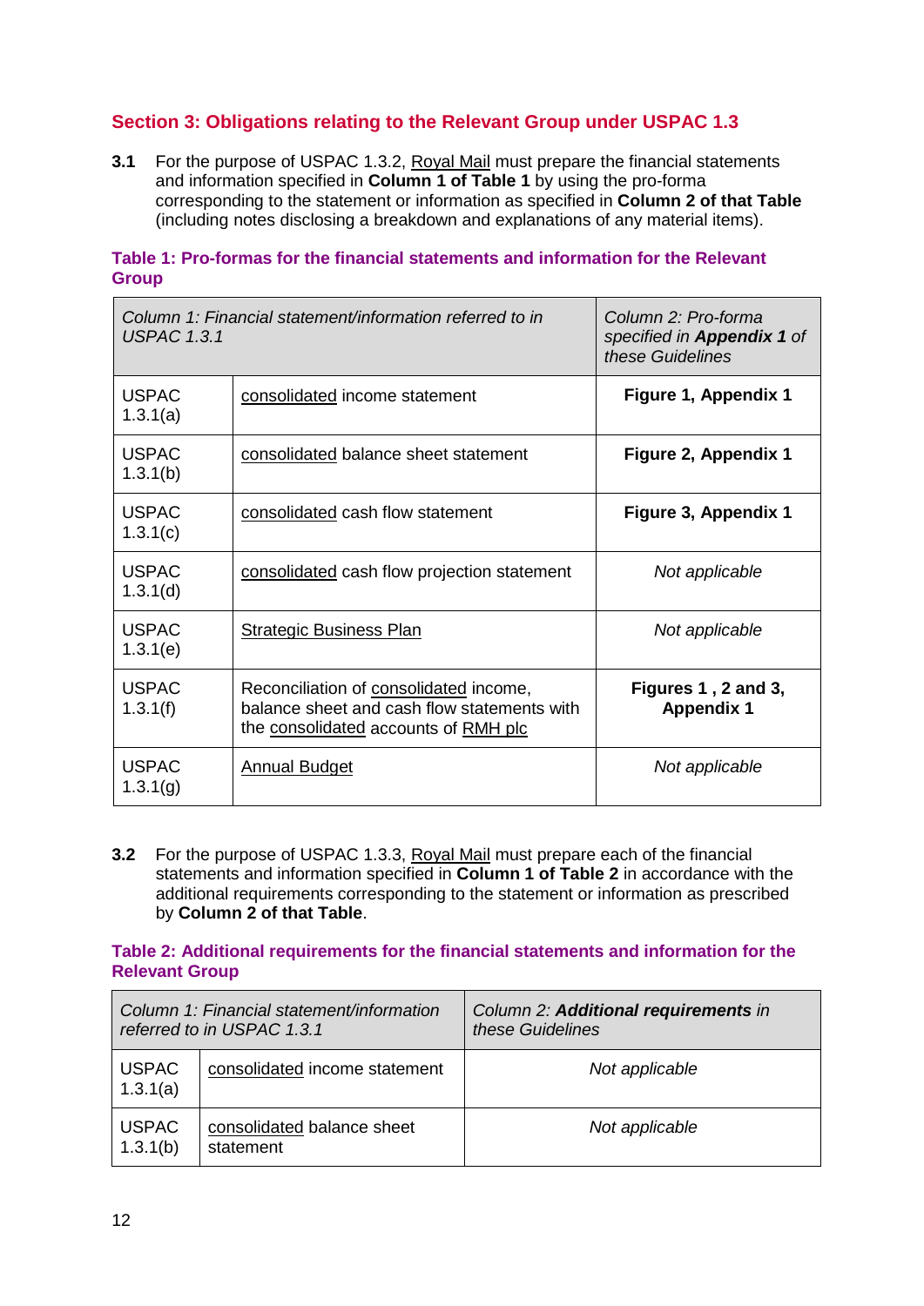## Section 3: Obligations relating to the Relevant Group under USPAC 1.3

**3.1** For the purpose of USPAC 1.3.2, Royal Mail must prepare the financial statements and information specified in **Column 1 of Table 1** by using the pro-forma corresponding to the statement or information as specified in **Column 2 of that Table** (including notes disclosing a breakdown and explanations of any material items).

### Table 1: Pro-formas for the financial statements and information for the Relevant Group

| *Column 1: Financial statement/information referred to in USPAC 1.3.1* | | *Column 2: Pro-forma specified in **Appendix 1** of these Guidelines* |
|---|---|---|
| USPAC 1.3.1(a) | consolidated income statement | **Figure 1, Appendix 1** |
| USPAC 1.3.1(b) | consolidated balance sheet statement | **Figure 2, Appendix 1** |
| USPAC 1.3.1(c) | consolidated cash flow statement | **Figure 3, Appendix 1** |
| USPAC 1.3.1(d) | consolidated cash flow projection statement | *Not applicable* |
| USPAC 1.3.1(e) | Strategic Business Plan | *Not applicable* |
| USPAC 1.3.1(f) | Reconciliation of consolidated income, balance sheet and cash flow statements with the consolidated accounts of RMH plc | **Figures 1 , 2 and 3, Appendix 1** |
| USPAC 1.3.1(g) | Annual Budget | *Not applicable* |

**3.2** For the purpose of USPAC 1.3.3, Royal Mail must prepare each of the financial statements and information specified in **Column 1 of Table 2** in accordance with the additional requirements corresponding to the statement or information as prescribed by **Column 2 of that Table**.

### Table 2: Additional requirements for the financial statements and information for the Relevant Group

| *Column 1: Financial statement/information referred to in USPAC 1.3.1* | | *Column 2: **Additional requirements** in these Guidelines* |
|---|---|---|
| USPAC 1.3.1(a) | consolidated income statement | *Not applicable* |
| USPAC 1.3.1(b) | consolidated balance sheet statement | *Not applicable* |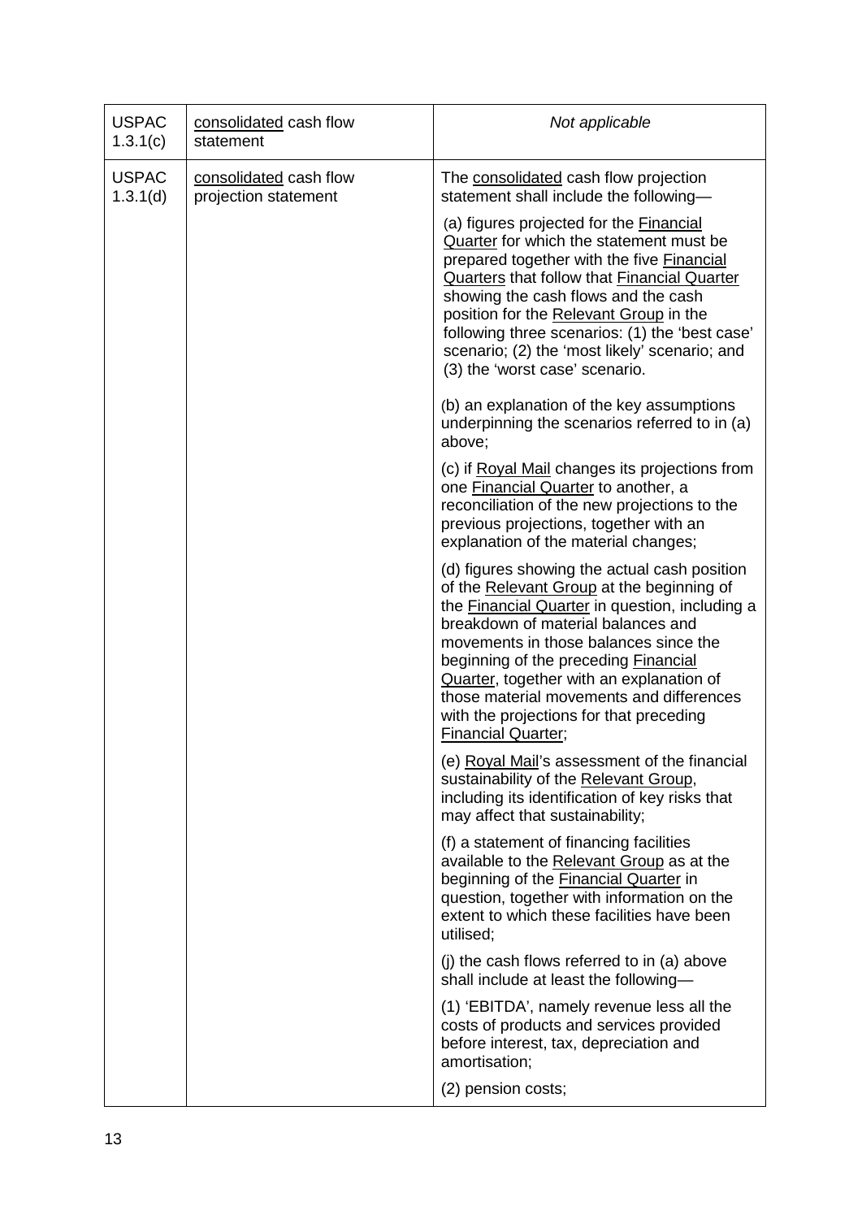| | | |
|---|---|---|
| USPAC 1.3.1(c) | consolidated cash flow statement | *Not applicable* |
| USPAC 1.3.1(d) | consolidated cash flow projection statement | The consolidated cash flow projection statement shall include the following—<br><br>(a) figures projected for the Financial Quarter for which the statement must be prepared together with the five Financial Quarters that follow that Financial Quarter showing the cash flows and the cash position for the Relevant Group in the following three scenarios: (1) the 'best case' scenario; (2) the 'most likely' scenario; and (3) the 'worst case' scenario.<br><br>(b) an explanation of the key assumptions underpinning the scenarios referred to in (a) above;<br><br>(c) if Royal Mail changes its projections from one Financial Quarter to another, a reconciliation of the new projections to the previous projections, together with an explanation of the material changes;<br><br>(d) figures showing the actual cash position of the Relevant Group at the beginning of the Financial Quarter in question, including a breakdown of material balances and movements in those balances since the beginning of the preceding Financial Quarter, together with an explanation of those material movements and differences with the projections for that preceding Financial Quarter;<br><br>(e) Royal Mail's assessment of the financial sustainability of the Relevant Group, including its identification of key risks that may affect that sustainability;<br><br>(f) a statement of financing facilities available to the Relevant Group as at the beginning of the Financial Quarter in question, together with information on the extent to which these facilities have been utilised;<br><br>(j) the cash flows referred to in (a) above shall include at least the following—<br><br>(1) 'EBITDA', namely revenue less all the costs of products and services provided before interest, tax, depreciation and amortisation;<br><br>(2) pension costs; |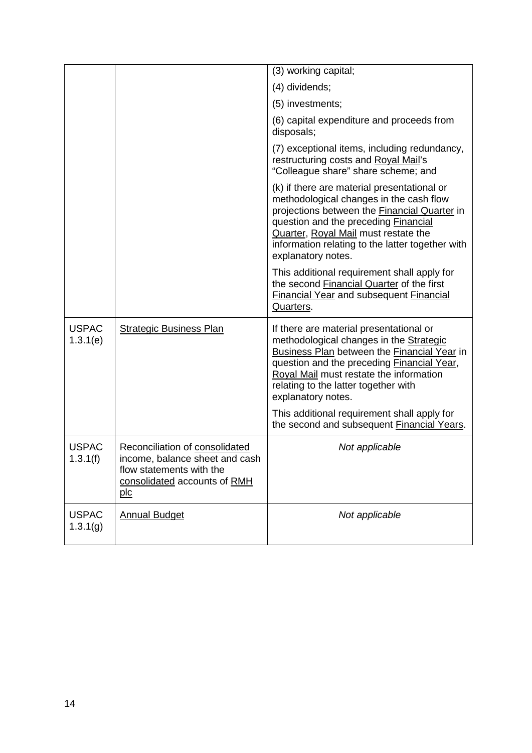| | | |
|---|---|---|
| | | (3) working capital;<br>(4) dividends;<br>(5) investments;<br>(6) capital expenditure and proceeds from disposals;<br>(7) exceptional items, including redundancy, restructuring costs and Royal Mail's "Colleague share" share scheme; and<br>(k) if there are material presentational or methodological changes in the cash flow projections between the Financial Quarter in question and the preceding Financial Quarter, Royal Mail must restate the information relating to the latter together with explanatory notes.<br>This additional requirement shall apply for the second Financial Quarter of the first Financial Year and subsequent Financial Quarters. |
| USPAC 1.3.1(e) | Strategic Business Plan | If there are material presentational or methodological changes in the Strategic Business Plan between the Financial Year in question and the preceding Financial Year, Royal Mail must restate the information relating to the latter together with explanatory notes.<br>This additional requirement shall apply for the second and subsequent Financial Years. |
| USPAC 1.3.1(f) | Reconciliation of consolidated income, balance sheet and cash flow statements with the consolidated accounts of RMH plc | *Not applicable* |
| USPAC 1.3.1(g) | Annual Budget | *Not applicable* |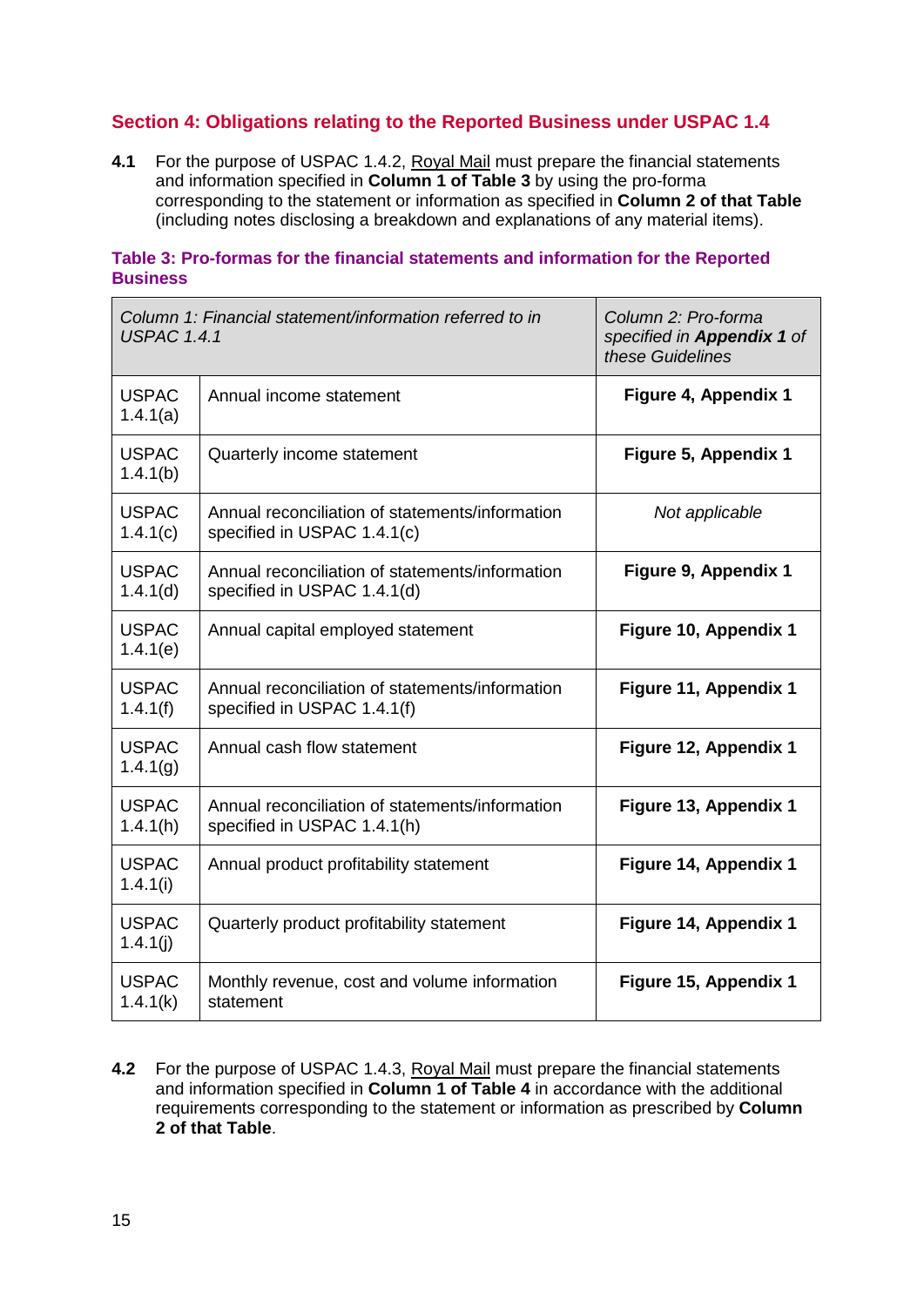## Section 4: Obligations relating to the Reported Business under USPAC 1.4

**4.1** For the purpose of USPAC 1.4.2, Royal Mail must prepare the financial statements and information specified in **Column 1 of Table 3** by using the pro-forma corresponding to the statement or information as specified in **Column 2 of that Table** (including notes disclosing a breakdown and explanations of any material items).

### Table 3: Pro-formas for the financial statements and information for the Reported Business

| *Column 1: Financial statement/information referred to in USPAC 1.4.1* | | *Column 2: Pro-forma specified in **Appendix 1** of these Guidelines* |
|---|---|---|
| USPAC 1.4.1(a) | Annual income statement | **Figure 4, Appendix 1** |
| USPAC 1.4.1(b) | Quarterly income statement | **Figure 5, Appendix 1** |
| USPAC 1.4.1(c) | Annual reconciliation of statements/information specified in USPAC 1.4.1(c) | *Not applicable* |
| USPAC 1.4.1(d) | Annual reconciliation of statements/information specified in USPAC 1.4.1(d) | **Figure 9, Appendix 1** |
| USPAC 1.4.1(e) | Annual capital employed statement | **Figure 10, Appendix 1** |
| USPAC 1.4.1(f) | Annual reconciliation of statements/information specified in USPAC 1.4.1(f) | **Figure 11, Appendix 1** |
| USPAC 1.4.1(g) | Annual cash flow statement | **Figure 12, Appendix 1** |
| USPAC 1.4.1(h) | Annual reconciliation of statements/information specified in USPAC 1.4.1(h) | **Figure 13, Appendix 1** |
| USPAC 1.4.1(i) | Annual product profitability statement | **Figure 14, Appendix 1** |
| USPAC 1.4.1(j) | Quarterly product profitability statement | **Figure 14, Appendix 1** |
| USPAC 1.4.1(k) | Monthly revenue, cost and volume information statement | **Figure 15, Appendix 1** |

**4.2** For the purpose of USPAC 1.4.3, Royal Mail must prepare the financial statements and information specified in **Column 1 of Table 4** in accordance with the additional requirements corresponding to the statement or information as prescribed by **Column 2 of that Table**.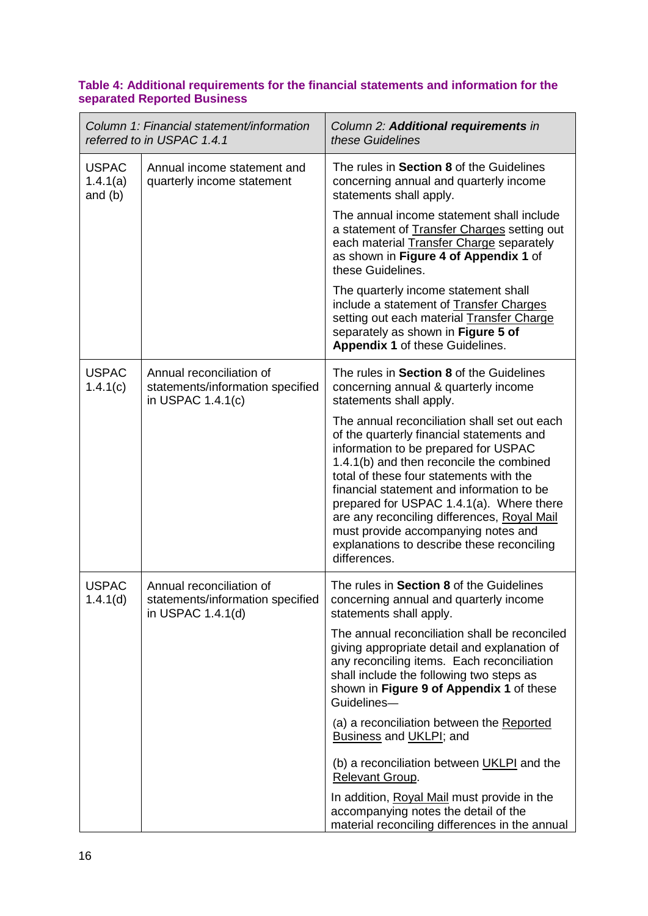**Table 4: Additional requirements for the financial statements and information for the separated Reported Business**

| *Column 1: Financial statement/information referred to in USPAC 1.4.1* | | *Column 2: **Additional requirements** in these Guidelines* |
|---|---|---|
| USPAC 1.4.1(a) and (b) | Annual income statement and quarterly income statement | The rules in **Section 8** of the Guidelines concerning annual and quarterly income statements shall apply. |
| | | The annual income statement shall include a statement of Transfer Charges setting out each material Transfer Charge separately as shown in **Figure 4 of Appendix 1** of these Guidelines. |
| | | The quarterly income statement shall include a statement of Transfer Charges setting out each material Transfer Charge separately as shown in **Figure 5 of Appendix 1** of these Guidelines. |
| USPAC 1.4.1(c) | Annual reconciliation of statements/information specified in USPAC 1.4.1(c) | The rules in **Section 8** of the Guidelines concerning annual & quarterly income statements shall apply. |
| | | The annual reconciliation shall set out each of the quarterly financial statements and information to be prepared for USPAC 1.4.1(b) and then reconcile the combined total of these four statements with the financial statement and information to be prepared for USPAC 1.4.1(a). Where there are any reconciling differences, Royal Mail must provide accompanying notes and explanations to describe these reconciling differences. |
| USPAC 1.4.1(d) | Annual reconciliation of statements/information specified in USPAC 1.4.1(d) | The rules in **Section 8** of the Guidelines concerning annual and quarterly income statements shall apply. |
| | | The annual reconciliation shall be reconciled giving appropriate detail and explanation of any reconciling items. Each reconciliation shall include the following two steps as shown in **Figure 9 of Appendix 1** of these Guidelines— |
| | | (a) a reconciliation between the Reported Business and UKLPI; and |
| | | (b) a reconciliation between UKLPI and the Relevant Group. |
| | | In addition, Royal Mail must provide in the accompanying notes the detail of the material reconciling differences in the annual |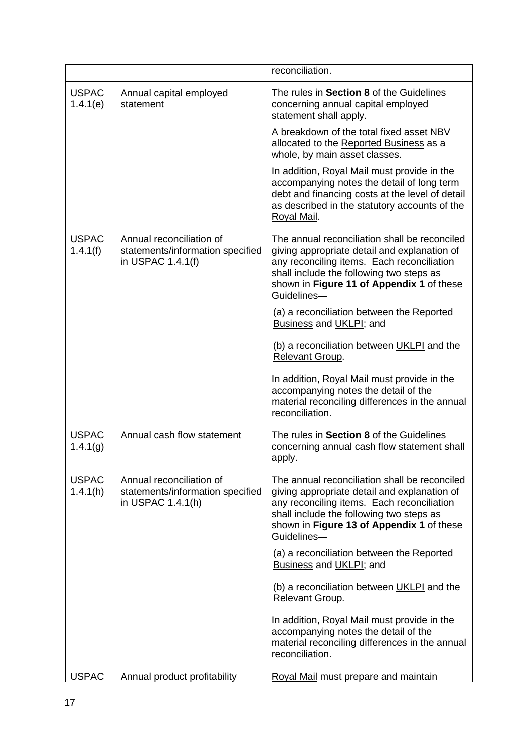| | | |
|---|---|---|
| | | reconciliation. |
| USPAC 1.4.1(e) | Annual capital employed statement | The rules in **Section 8** of the Guidelines concerning annual capital employed statement shall apply.<br><br>A breakdown of the total fixed asset NBV allocated to the Reported Business as a whole, by main asset classes.<br><br>In addition, Royal Mail must provide in the accompanying notes the detail of long term debt and financing costs at the level of detail as described in the statutory accounts of the Royal Mail. |
| USPAC 1.4.1(f) | Annual reconciliation of statements/information specified in USPAC 1.4.1(f) | The annual reconciliation shall be reconciled giving appropriate detail and explanation of any reconciling items. Each reconciliation shall include the following two steps as shown in **Figure 11 of Appendix 1** of these Guidelines—<br><br>(a) a reconciliation between the Reported Business and UKLPI; and<br><br>(b) a reconciliation between UKLPI and the Relevant Group.<br><br>In addition, Royal Mail must provide in the accompanying notes the detail of the material reconciling differences in the annual reconciliation. |
| USPAC 1.4.1(g) | Annual cash flow statement | The rules in **Section 8** of the Guidelines concerning annual cash flow statement shall apply. |
| USPAC 1.4.1(h) | Annual reconciliation of statements/information specified in USPAC 1.4.1(h) | The annual reconciliation shall be reconciled giving appropriate detail and explanation of any reconciling items. Each reconciliation shall include the following two steps as shown in **Figure 13 of Appendix 1** of these Guidelines—<br><br>(a) a reconciliation between the Reported Business and UKLPI; and<br><br>(b) a reconciliation between UKLPI and the Relevant Group.<br><br>In addition, Royal Mail must provide in the accompanying notes the detail of the material reconciling differences in the annual reconciliation. |
| USPAC | Annual product profitability | Royal Mail must prepare and maintain |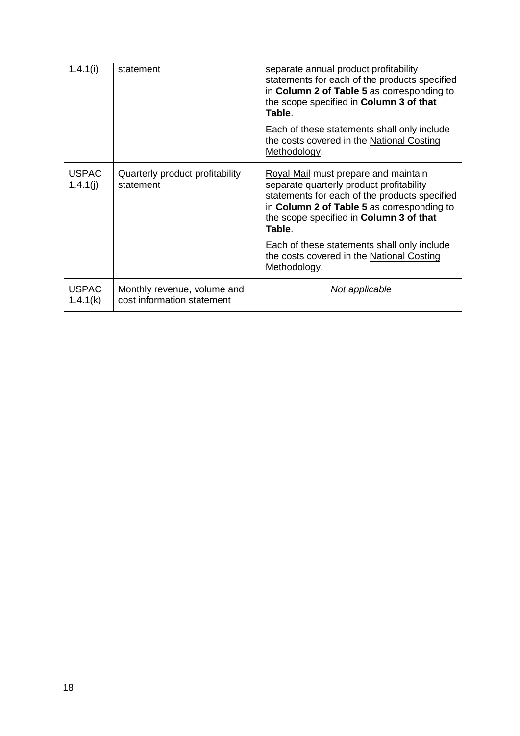| 1.4.1(i) | statement | separate annual product profitability statements for each of the products specified in **Column 2 of Table 5** as corresponding to the scope specified in **Column 3 of that Table**.<br><br>Each of these statements shall only include the costs covered in the National Costing Methodology. |
|---|---|---|
| USPAC 1.4.1(j) | Quarterly product profitability statement | Royal Mail must prepare and maintain separate quarterly product profitability statements for each of the products specified in **Column 2 of Table 5** as corresponding to the scope specified in **Column 3 of that Table**.<br><br>Each of these statements shall only include the costs covered in the National Costing Methodology. |
| USPAC 1.4.1(k) | Monthly revenue, volume and cost information statement | *Not applicable* |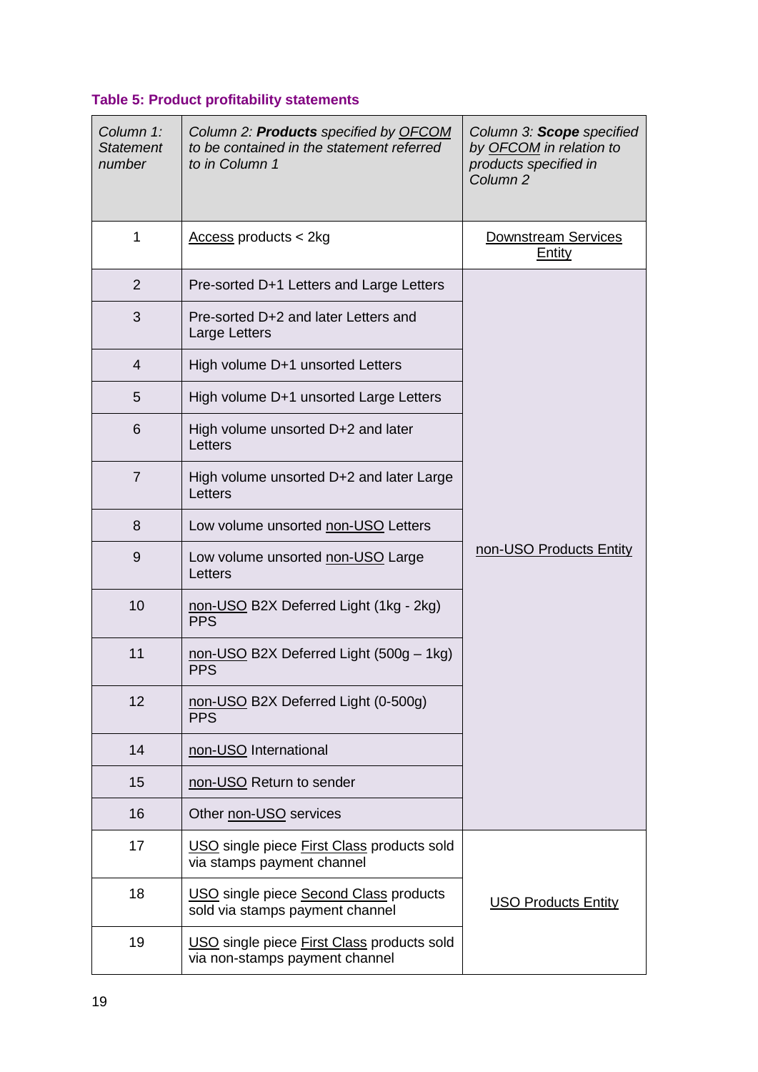**Table 5: Product profitability statements**

| *Column 1: Statement number* | *Column 2: **Products** specified by OFCOM to be contained in the statement referred to in Column 1* | *Column 3: **Scope** specified by OFCOM in relation to products specified in Column 2* |
|---|---|---|
| 1 | Access products < 2kg | Downstream Services Entity |
| 2 | Pre-sorted D+1 Letters and Large Letters | non-USO Products Entity |
| 3 | Pre-sorted D+2 and later Letters and Large Letters | |
| 4 | High volume D+1 unsorted Letters | |
| 5 | High volume D+1 unsorted Large Letters | |
| 6 | High volume unsorted D+2 and later Letters | |
| 7 | High volume unsorted D+2 and later Large Letters | |
| 8 | Low volume unsorted non-USO Letters | |
| 9 | Low volume unsorted non-USO Large Letters | |
| 10 | non-USO B2X Deferred Light (1kg - 2kg) PPS | |
| 11 | non-USO B2X Deferred Light (500g – 1kg) PPS | |
| 12 | non-USO B2X Deferred Light (0-500g) PPS | |
| 14 | non-USO International | |
| 15 | non-USO Return to sender | |
| 16 | Other non-USO services | |
| 17 | USO single piece First Class products sold via stamps payment channel | USO Products Entity |
| 18 | USO single piece Second Class products sold via stamps payment channel | |
| 19 | USO single piece First Class products sold via non-stamps payment channel | |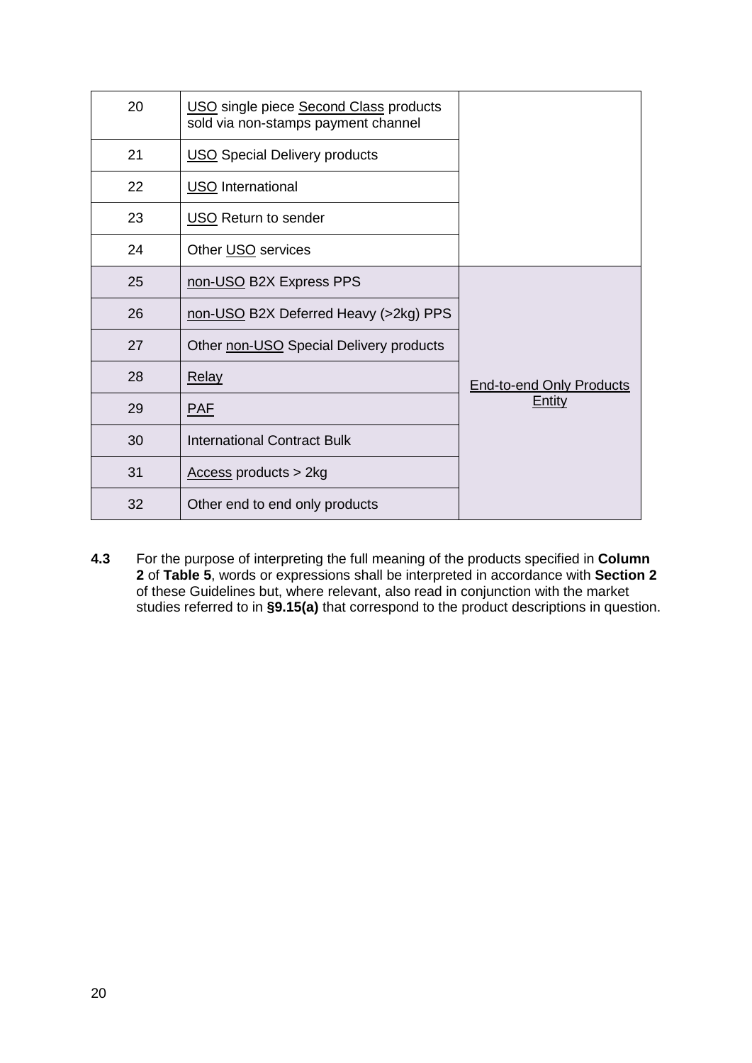| | | |
|---|---|---|
| 20 | USO single piece Second Class products sold via non-stamps payment channel | |
| 21 | USO Special Delivery products | |
| 22 | USO International | |
| 23 | USO Return to sender | |
| 24 | Other USO services | |
| 25 | non-USO B2X Express PPS | End-to-end Only Products Entity |
| 26 | non-USO B2X Deferred Heavy (>2kg) PPS | |
| 27 | Other non-USO Special Delivery products | |
| 28 | Relay | |
| 29 | PAF | |
| 30 | International Contract Bulk | |
| 31 | Access products > 2kg | |
| 32 | Other end to end only products | |

**4.3** For the purpose of interpreting the full meaning of the products specified in **Column 2** of **Table 5**, words or expressions shall be interpreted in accordance with **Section 2** of these Guidelines but, where relevant, also read in conjunction with the market studies referred to in **§9.15(a)** that correspond to the product descriptions in question.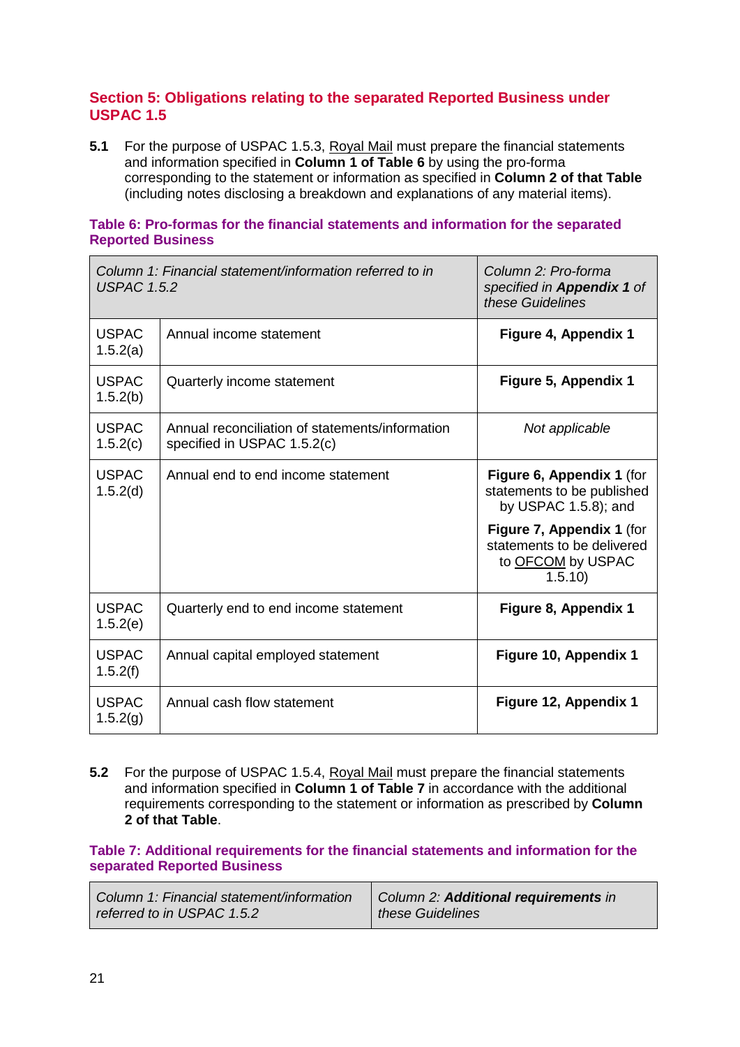## Section 5: Obligations relating to the separated Reported Business under USPAC 1.5

**5.1** For the purpose of USPAC 1.5.3, Royal Mail must prepare the financial statements and information specified in **Column 1 of Table 6** by using the pro-forma corresponding to the statement or information as specified in **Column 2 of that Table** (including notes disclosing a breakdown and explanations of any material items).

### Table 6: Pro-formas for the financial statements and information for the separated Reported Business

| *Column 1: Financial statement/information referred to in USPAC 1.5.2* | | *Column 2: Pro-forma specified in **Appendix 1** of these Guidelines* |
|---|---|---|
| USPAC 1.5.2(a) | Annual income statement | **Figure 4, Appendix 1** |
| USPAC 1.5.2(b) | Quarterly income statement | **Figure 5, Appendix 1** |
| USPAC 1.5.2(c) | Annual reconciliation of statements/information specified in USPAC 1.5.2(c) | *Not applicable* |
| USPAC 1.5.2(d) | Annual end to end income statement | **Figure 6, Appendix 1** (for statements to be published by USPAC 1.5.8); and **Figure 7, Appendix 1** (for statements to be delivered to OFCOM by USPAC 1.5.10) |
| USPAC 1.5.2(e) | Quarterly end to end income statement | **Figure 8, Appendix 1** |
| USPAC 1.5.2(f) | Annual capital employed statement | **Figure 10, Appendix 1** |
| USPAC 1.5.2(g) | Annual cash flow statement | **Figure 12, Appendix 1** |

**5.2** For the purpose of USPAC 1.5.4, Royal Mail must prepare the financial statements and information specified in **Column 1 of Table 7** in accordance with the additional requirements corresponding to the statement or information as prescribed by **Column 2 of that Table**.

### Table 7: Additional requirements for the financial statements and information for the separated Reported Business

| *Column 1: Financial statement/information referred to in USPAC 1.5.2* | *Column 2: **Additional requirements** in these Guidelines* |
|---|---|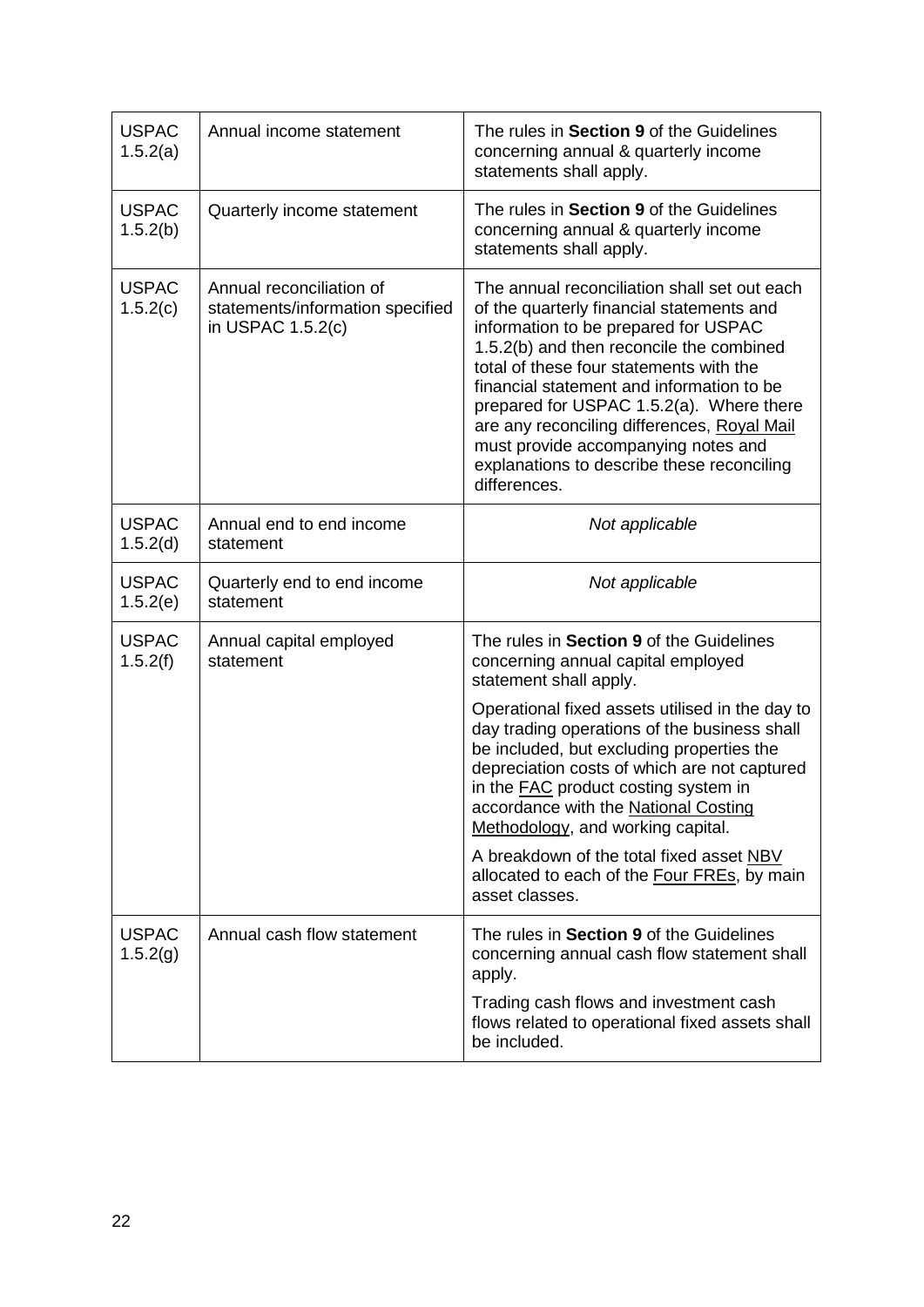| | | |
|---|---|---|
| USPAC 1.5.2(a) | Annual income statement | The rules in **Section 9** of the Guidelines concerning annual & quarterly income statements shall apply. |
| USPAC 1.5.2(b) | Quarterly income statement | The rules in **Section 9** of the Guidelines concerning annual & quarterly income statements shall apply. |
| USPAC 1.5.2(c) | Annual reconciliation of statements/information specified in USPAC 1.5.2(c) | The annual reconciliation shall set out each of the quarterly financial statements and information to be prepared for USPAC 1.5.2(b) and then reconcile the combined total of these four statements with the financial statement and information to be prepared for USPAC 1.5.2(a). Where there are any reconciling differences, Royal Mail must provide accompanying notes and explanations to describe these reconciling differences. |
| USPAC 1.5.2(d) | Annual end to end income statement | *Not applicable* |
| USPAC 1.5.2(e) | Quarterly end to end income statement | *Not applicable* |
| USPAC 1.5.2(f) | Annual capital employed statement | The rules in **Section 9** of the Guidelines concerning annual capital employed statement shall apply.<br><br>Operational fixed assets utilised in the day to day trading operations of the business shall be included, but excluding properties the depreciation costs of which are not captured in the FAC product costing system in accordance with the National Costing Methodology, and working capital.<br><br>A breakdown of the total fixed asset NBV allocated to each of the Four FREs, by main asset classes. |
| USPAC 1.5.2(g) | Annual cash flow statement | The rules in **Section 9** of the Guidelines concerning annual cash flow statement shall apply.<br><br>Trading cash flows and investment cash flows related to operational fixed assets shall be included. |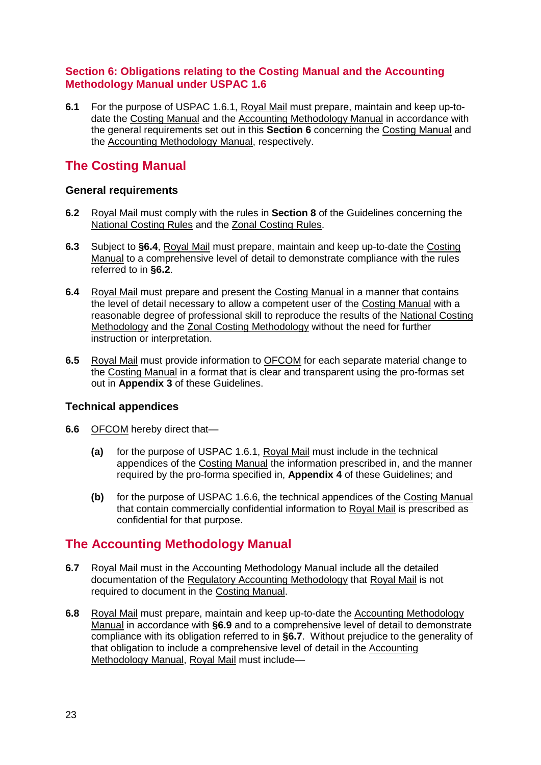## Section 6: Obligations relating to the Costing Manual and the Accounting Methodology Manual under USPAC 1.6

**6.1** For the purpose of USPAC 1.6.1, Royal Mail must prepare, maintain and keep up-to-date the Costing Manual and the Accounting Methodology Manual in accordance with the general requirements set out in this **Section 6** concerning the Costing Manual and the Accounting Methodology Manual, respectively.

## The Costing Manual

### General requirements

**6.2** Royal Mail must comply with the rules in **Section 8** of the Guidelines concerning the National Costing Rules and the Zonal Costing Rules.

**6.3** Subject to **§6.4**, Royal Mail must prepare, maintain and keep up-to-date the Costing Manual to a comprehensive level of detail to demonstrate compliance with the rules referred to in **§6.2**.

**6.4** Royal Mail must prepare and present the Costing Manual in a manner that contains the level of detail necessary to allow a competent user of the Costing Manual with a reasonable degree of professional skill to reproduce the results of the National Costing Methodology and the Zonal Costing Methodology without the need for further instruction or interpretation.

**6.5** Royal Mail must provide information to OFCOM for each separate material change to the Costing Manual in a format that is clear and transparent using the pro-formas set out in **Appendix 3** of these Guidelines.

### Technical appendices

**6.6** OFCOM hereby direct that—

**(a)** for the purpose of USPAC 1.6.1, Royal Mail must include in the technical appendices of the Costing Manual the information prescribed in, and the manner required by the pro-forma specified in, **Appendix 4** of these Guidelines; and

**(b)** for the purpose of USPAC 1.6.6, the technical appendices of the Costing Manual that contain commercially confidential information to Royal Mail is prescribed as confidential for that purpose.

## The Accounting Methodology Manual

**6.7** Royal Mail must in the Accounting Methodology Manual include all the detailed documentation of the Regulatory Accounting Methodology that Royal Mail is not required to document in the Costing Manual.

**6.8** Royal Mail must prepare, maintain and keep up-to-date the Accounting Methodology Manual in accordance with **§6.9** and to a comprehensive level of detail to demonstrate compliance with its obligation referred to in **§6.7**. Without prejudice to the generality of that obligation to include a comprehensive level of detail in the Accounting Methodology Manual, Royal Mail must include—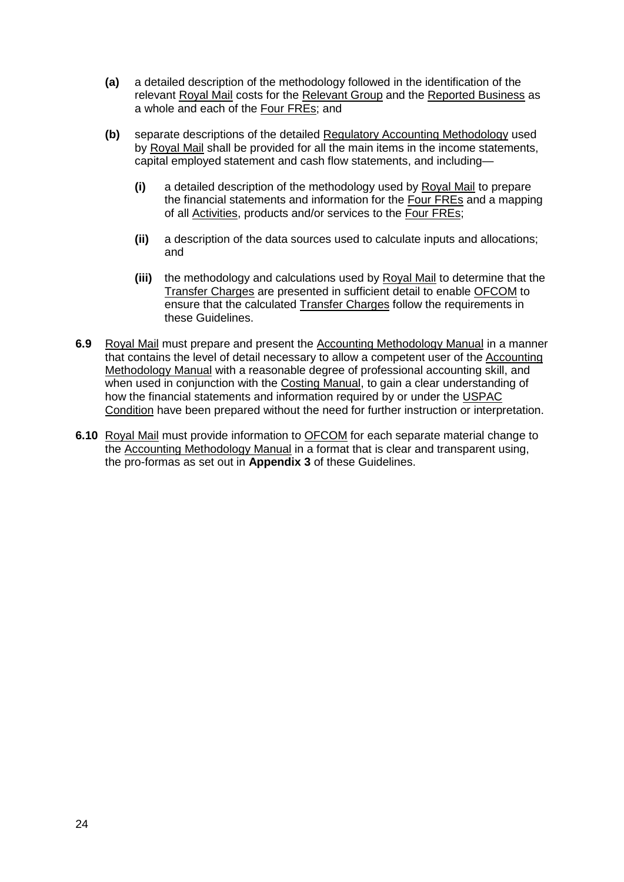**(a)** a detailed description of the methodology followed in the identification of the relevant Royal Mail costs for the Relevant Group and the Reported Business as a whole and each of the Four FREs; and

**(b)** separate descriptions of the detailed Regulatory Accounting Methodology used by Royal Mail shall be provided for all the main items in the income statements, capital employed statement and cash flow statements, and including—

  **(i)** a detailed description of the methodology used by Royal Mail to prepare the financial statements and information for the Four FREs and a mapping of all Activities, products and/or services to the Four FREs;

  **(ii)** a description of the data sources used to calculate inputs and allocations; and

  **(iii)** the methodology and calculations used by Royal Mail to determine that the Transfer Charges are presented in sufficient detail to enable OFCOM to ensure that the calculated Transfer Charges follow the requirements in these Guidelines.

**6.9** Royal Mail must prepare and present the Accounting Methodology Manual in a manner that contains the level of detail necessary to allow a competent user of the Accounting Methodology Manual with a reasonable degree of professional accounting skill, and when used in conjunction with the Costing Manual, to gain a clear understanding of how the financial statements and information required by or under the USPAC Condition have been prepared without the need for further instruction or interpretation.

**6.10** Royal Mail must provide information to OFCOM for each separate material change to the Accounting Methodology Manual in a format that is clear and transparent using, the pro-formas as set out in **Appendix 3** of these Guidelines.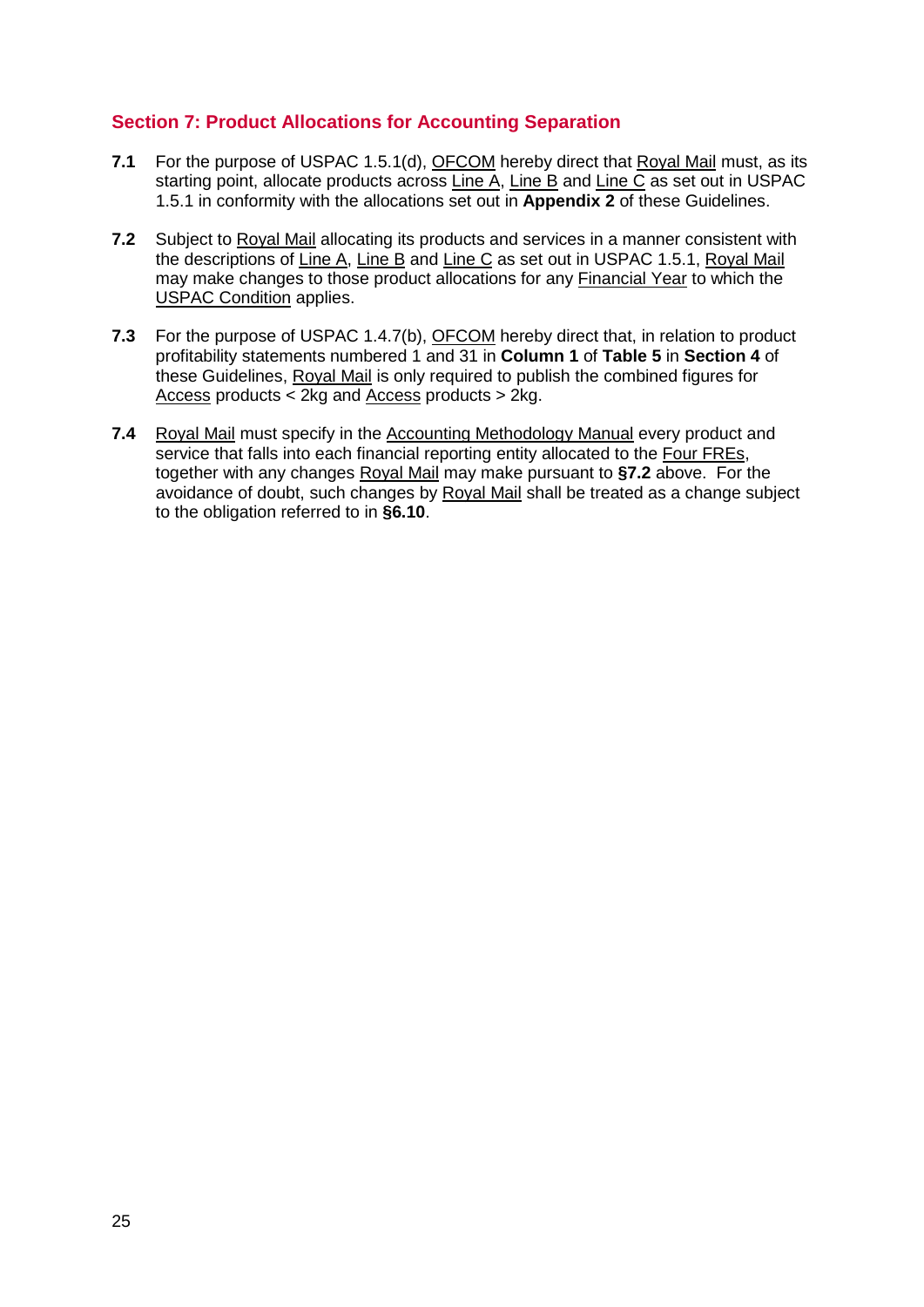## Section 7: Product Allocations for Accounting Separation

**7.1** For the purpose of USPAC 1.5.1(d), OFCOM hereby direct that Royal Mail must, as its starting point, allocate products across Line A, Line B and Line C as set out in USPAC 1.5.1 in conformity with the allocations set out in **Appendix 2** of these Guidelines.

**7.2** Subject to Royal Mail allocating its products and services in a manner consistent with the descriptions of Line A, Line B and Line C as set out in USPAC 1.5.1, Royal Mail may make changes to those product allocations for any Financial Year to which the USPAC Condition applies.

**7.3** For the purpose of USPAC 1.4.7(b), OFCOM hereby direct that, in relation to product profitability statements numbered 1 and 31 in **Column 1** of **Table 5** in **Section 4** of these Guidelines, Royal Mail is only required to publish the combined figures for Access products < 2kg and Access products > 2kg.

**7.4** Royal Mail must specify in the Accounting Methodology Manual every product and service that falls into each financial reporting entity allocated to the Four FREs, together with any changes Royal Mail may make pursuant to **§7.2** above. For the avoidance of doubt, such changes by Royal Mail shall be treated as a change subject to the obligation referred to in **§6.10**.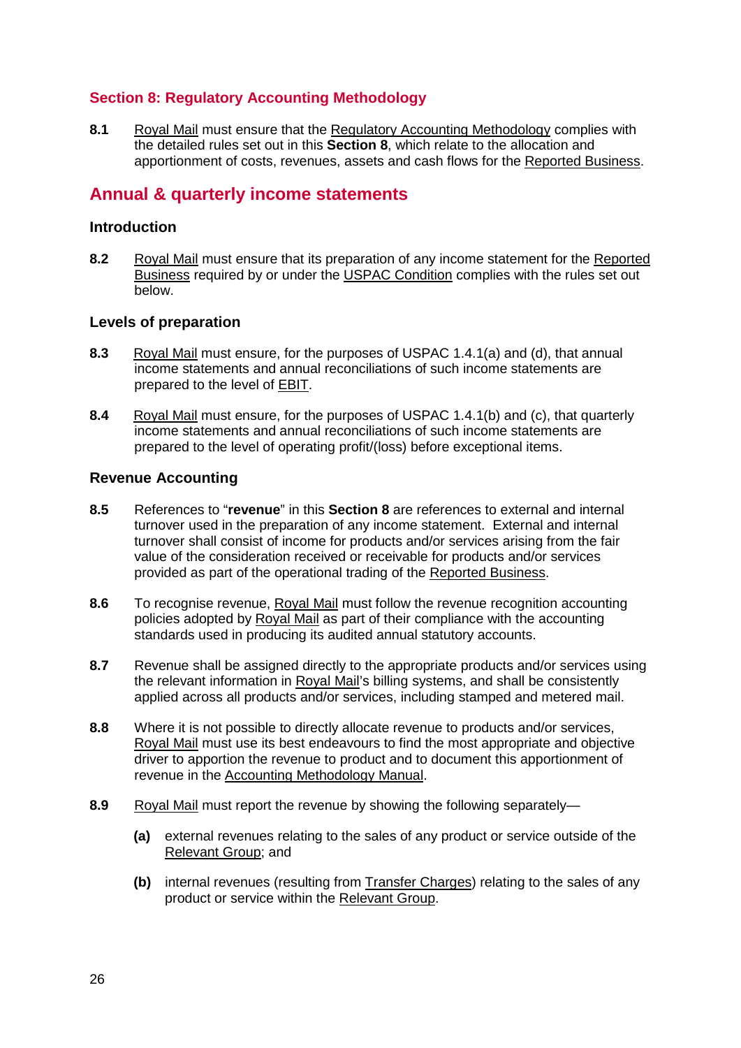### Section 8: Regulatory Accounting Methodology

**8.1** Royal Mail must ensure that the Regulatory Accounting Methodology complies with the detailed rules set out in this **Section 8**, which relate to the allocation and apportionment of costs, revenues, assets and cash flows for the Reported Business.

## Annual & quarterly income statements

### Introduction

**8.2** Royal Mail must ensure that its preparation of any income statement for the Reported Business required by or under the USPAC Condition complies with the rules set out below.

### Levels of preparation

**8.3** Royal Mail must ensure, for the purposes of USPAC 1.4.1(a) and (d), that annual income statements and annual reconciliations of such income statements are prepared to the level of EBIT.

**8.4** Royal Mail must ensure, for the purposes of USPAC 1.4.1(b) and (c), that quarterly income statements and annual reconciliations of such income statements are prepared to the level of operating profit/(loss) before exceptional items.

### Revenue Accounting

**8.5** References to "**revenue**" in this **Section 8** are references to external and internal turnover used in the preparation of any income statement. External and internal turnover shall consist of income for products and/or services arising from the fair value of the consideration received or receivable for products and/or services provided as part of the operational trading of the Reported Business.

**8.6** To recognise revenue, Royal Mail must follow the revenue recognition accounting policies adopted by Royal Mail as part of their compliance with the accounting standards used in producing its audited annual statutory accounts.

**8.7** Revenue shall be assigned directly to the appropriate products and/or services using the relevant information in Royal Mail's billing systems, and shall be consistently applied across all products and/or services, including stamped and metered mail.

**8.8** Where it is not possible to directly allocate revenue to products and/or services, Royal Mail must use its best endeavours to find the most appropriate and objective driver to apportion the revenue to product and to document this apportionment of revenue in the Accounting Methodology Manual.

**8.9** Royal Mail must report the revenue by showing the following separately—

- **(a)** external revenues relating to the sales of any product or service outside of the Relevant Group; and
- **(b)** internal revenues (resulting from Transfer Charges) relating to the sales of any product or service within the Relevant Group.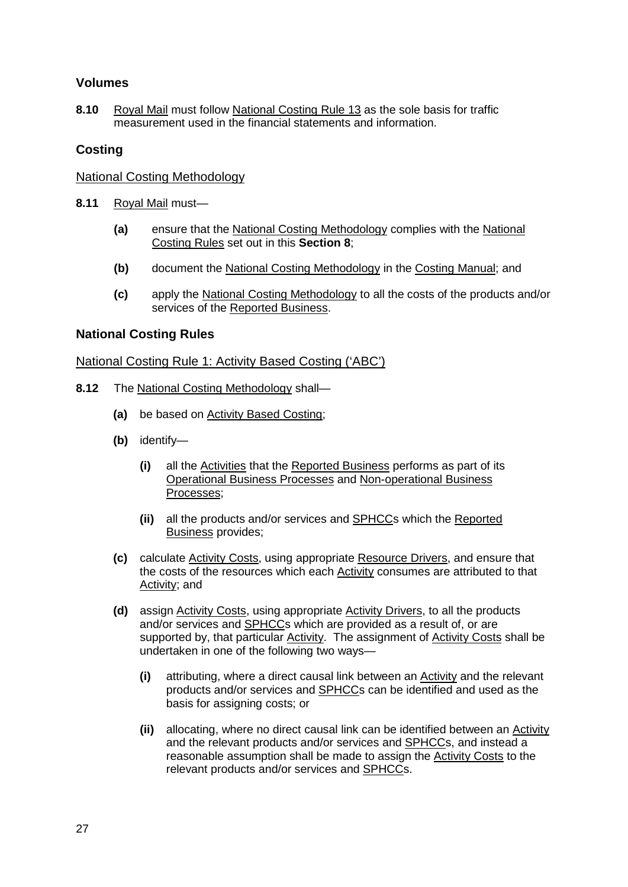## Volumes

**8.10** Royal Mail must follow National Costing Rule 13 as the sole basis for traffic measurement used in the financial statements and information.

## Costing

### National Costing Methodology

**8.11** Royal Mail must—

- **(a)** ensure that the National Costing Methodology complies with the National Costing Rules set out in this **Section 8**;
- **(b)** document the National Costing Methodology in the Costing Manual; and
- **(c)** apply the National Costing Methodology to all the costs of the products and/or services of the Reported Business.

## National Costing Rules

### National Costing Rule 1: Activity Based Costing ('ABC')

**8.12** The National Costing Methodology shall—

- **(a)** be based on Activity Based Costing;
- **(b)** identify—
  - **(i)** all the Activities that the Reported Business performs as part of its Operational Business Processes and Non-operational Business Processes;
  - **(ii)** all the products and/or services and SPHCCs which the Reported Business provides;
- **(c)** calculate Activity Costs, using appropriate Resource Drivers, and ensure that the costs of the resources which each Activity consumes are attributed to that Activity; and
- **(d)** assign Activity Costs, using appropriate Activity Drivers, to all the products and/or services and SPHCCs which are provided as a result of, or are supported by, that particular Activity. The assignment of Activity Costs shall be undertaken in one of the following two ways—
  - **(i)** attributing, where a direct causal link between an Activity and the relevant products and/or services and SPHCCs can be identified and used as the basis for assigning costs; or
  - **(ii)** allocating, where no direct causal link can be identified between an Activity and the relevant products and/or services and SPHCCs, and instead a reasonable assumption shall be made to assign the Activity Costs to the relevant products and/or services and SPHCCs.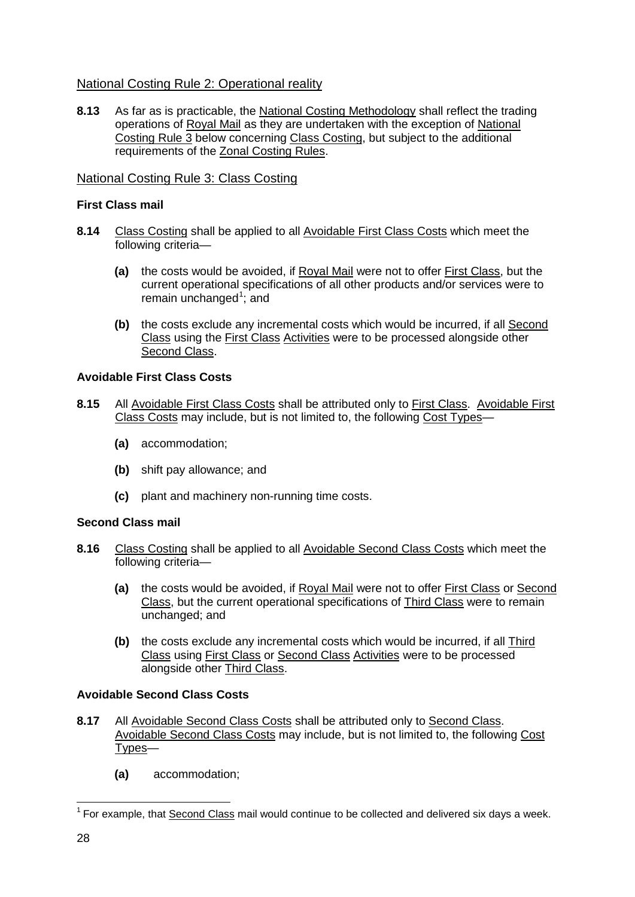## National Costing Rule 2: Operational reality

**8.13** As far as is practicable, the National Costing Methodology shall reflect the trading operations of Royal Mail as they are undertaken with the exception of National Costing Rule 3 below concerning Class Costing, but subject to the additional requirements of the Zonal Costing Rules.

## National Costing Rule 3: Class Costing

### First Class mail

**8.14** Class Costing shall be applied to all Avoidable First Class Costs which meet the following criteria—

**(a)** the costs would be avoided, if Royal Mail were not to offer First Class, but the current operational specifications of all other products and/or services were to remain unchanged[1]; and

**(b)** the costs exclude any incremental costs which would be incurred, if all Second Class using the First Class Activities were to be processed alongside other Second Class.

### Avoidable First Class Costs

**8.15** All Avoidable First Class Costs shall be attributed only to First Class. Avoidable First Class Costs may include, but is not limited to, the following Cost Types—

**(a)** accommodation;

**(b)** shift pay allowance; and

**(c)** plant and machinery non-running time costs.

### Second Class mail

**8.16** Class Costing shall be applied to all Avoidable Second Class Costs which meet the following criteria—

**(a)** the costs would be avoided, if Royal Mail were not to offer First Class or Second Class, but the current operational specifications of Third Class were to remain unchanged; and

**(b)** the costs exclude any incremental costs which would be incurred, if all Third Class using First Class or Second Class Activities were to be processed alongside other Third Class.

### Avoidable Second Class Costs

**8.17** All Avoidable Second Class Costs shall be attributed only to Second Class. Avoidable Second Class Costs may include, but is not limited to, the following Cost Types—

**(a)** accommodation;

[1] For example, that Second Class mail would continue to be collected and delivered six days a week.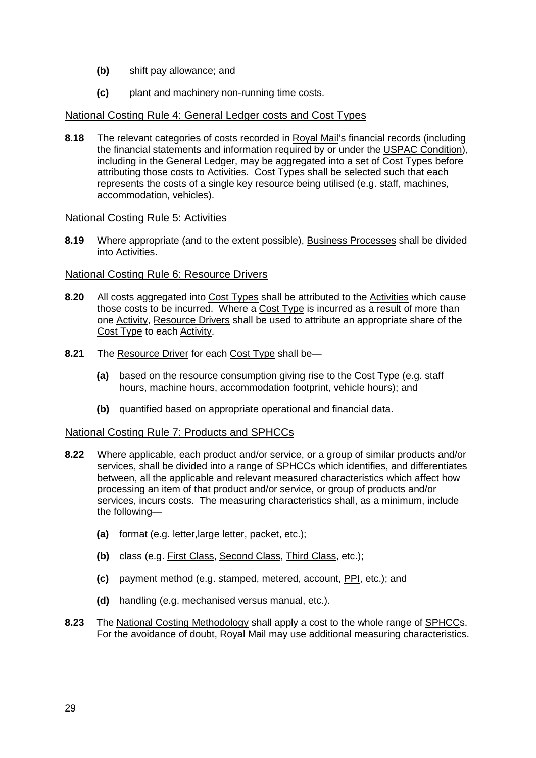- **(b)** shift pay allowance; and
- **(c)** plant and machinery non-running time costs.

## National Costing Rule 4: General Ledger costs and Cost Types

**8.18** The relevant categories of costs recorded in Royal Mail's financial records (including the financial statements and information required by or under the USPAC Condition), including in the General Ledger, may be aggregated into a set of Cost Types before attributing those costs to Activities. Cost Types shall be selected such that each represents the costs of a single key resource being utilised (e.g. staff, machines, accommodation, vehicles).

## National Costing Rule 5: Activities

**8.19** Where appropriate (and to the extent possible), Business Processes shall be divided into Activities.

## National Costing Rule 6: Resource Drivers

**8.20** All costs aggregated into Cost Types shall be attributed to the Activities which cause those costs to be incurred. Where a Cost Type is incurred as a result of more than one Activity, Resource Drivers shall be used to attribute an appropriate share of the Cost Type to each Activity.

**8.21** The Resource Driver for each Cost Type shall be—

- **(a)** based on the resource consumption giving rise to the Cost Type (e.g. staff hours, machine hours, accommodation footprint, vehicle hours); and
- **(b)** quantified based on appropriate operational and financial data.

## National Costing Rule 7: Products and SPHCCs

**8.22** Where applicable, each product and/or service, or a group of similar products and/or services, shall be divided into a range of SPHCCs which identifies, and differentiates between, all the applicable and relevant measured characteristics which affect how processing an item of that product and/or service, or group of products and/or services, incurs costs. The measuring characteristics shall, as a minimum, include the following—

- **(a)** format (e.g. letter,large letter, packet, etc.);
- **(b)** class (e.g. First Class, Second Class, Third Class, etc.);
- **(c)** payment method (e.g. stamped, metered, account, PPI, etc.); and
- **(d)** handling (e.g. mechanised versus manual, etc.).

**8.23** The National Costing Methodology shall apply a cost to the whole range of SPHCCs. For the avoidance of doubt, Royal Mail may use additional measuring characteristics.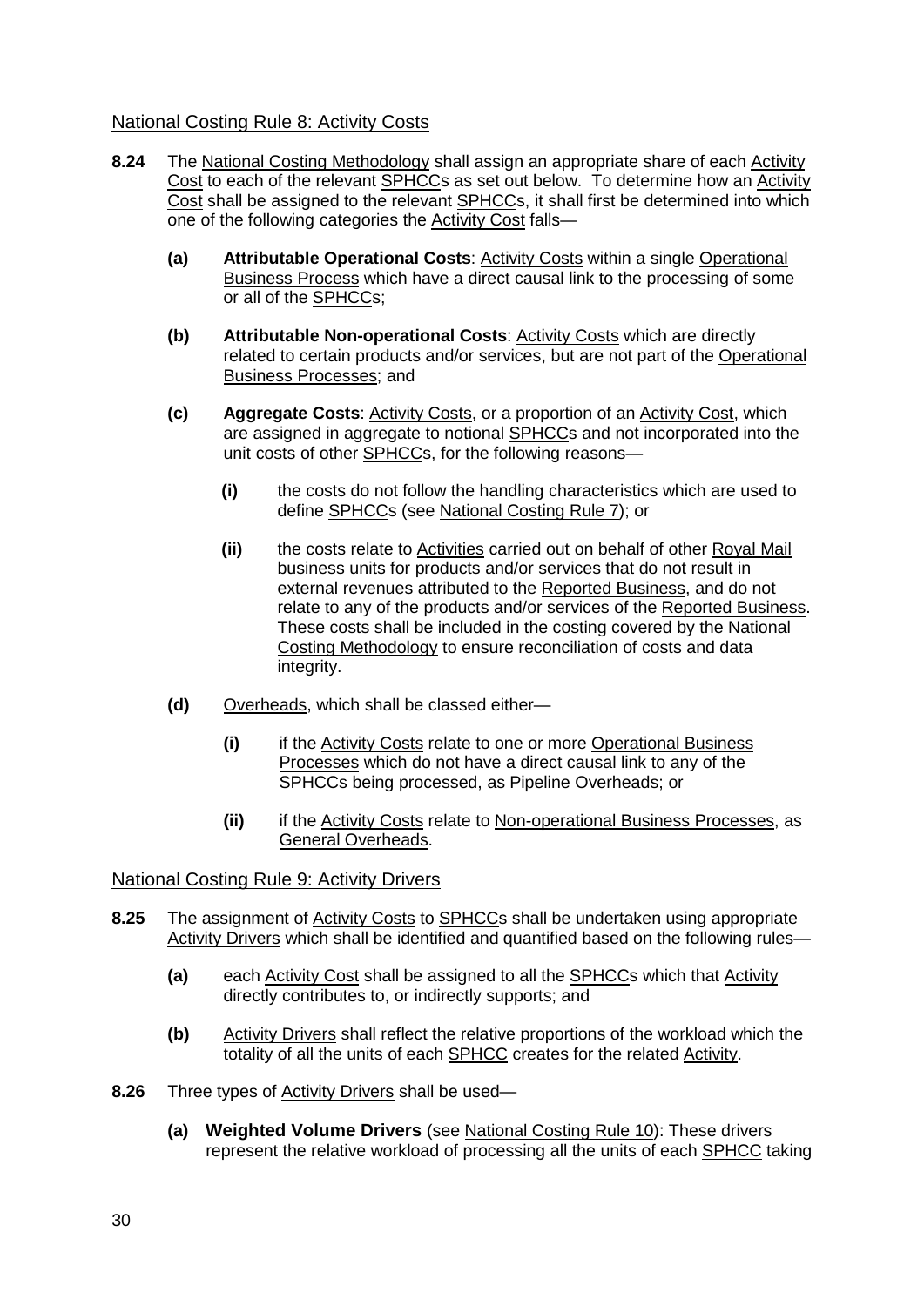## National Costing Rule 8: Activity Costs

**8.24** The National Costing Methodology shall assign an appropriate share of each Activity Cost to each of the relevant SPHCCs as set out below. To determine how an Activity Cost shall be assigned to the relevant SPHCCs, it shall first be determined into which one of the following categories the Activity Cost falls—

- **(a)** **Attributable Operational Costs**: Activity Costs within a single Operational Business Process which have a direct causal link to the processing of some or all of the SPHCCs;

- **(b)** **Attributable Non-operational Costs**: Activity Costs which are directly related to certain products and/or services, but are not part of the Operational Business Processes; and

- **(c)** **Aggregate Costs**: Activity Costs, or a proportion of an Activity Cost, which are assigned in aggregate to notional SPHCCs and not incorporated into the unit costs of other SPHCCs, for the following reasons—

  - **(i)** the costs do not follow the handling characteristics which are used to define SPHCCs (see National Costing Rule 7); or

  - **(ii)** the costs relate to Activities carried out on behalf of other Royal Mail business units for products and/or services that do not result in external revenues attributed to the Reported Business, and do not relate to any of the products and/or services of the Reported Business. These costs shall be included in the costing covered by the National Costing Methodology to ensure reconciliation of costs and data integrity.

- **(d)** Overheads, which shall be classed either—

  - **(i)** if the Activity Costs relate to one or more Operational Business Processes which do not have a direct causal link to any of the SPHCCs being processed, as Pipeline Overheads; or

  - **(ii)** if the Activity Costs relate to Non-operational Business Processes, as General Overheads.

## National Costing Rule 9: Activity Drivers

**8.25** The assignment of Activity Costs to SPHCCs shall be undertaken using appropriate Activity Drivers which shall be identified and quantified based on the following rules—

- **(a)** each Activity Cost shall be assigned to all the SPHCCs which that Activity directly contributes to, or indirectly supports; and

- **(b)** Activity Drivers shall reflect the relative proportions of the workload which the totality of all the units of each SPHCC creates for the related Activity.

**8.26** Three types of Activity Drivers shall be used—

- **(a)** **Weighted Volume Drivers** (see National Costing Rule 10): These drivers represent the relative workload of processing all the units of each SPHCC taking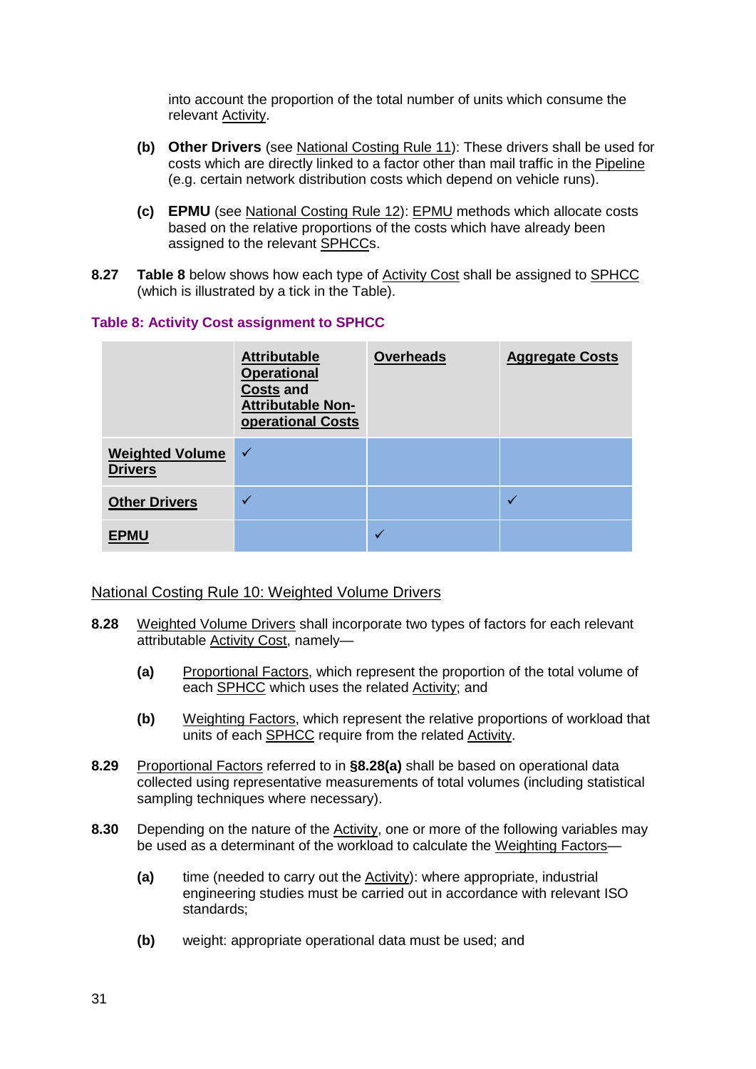into account the proportion of the total number of units which consume the relevant Activity.

**(b)** **Other Drivers** (see National Costing Rule 11): These drivers shall be used for costs which are directly linked to a factor other than mail traffic in the Pipeline (e.g. certain network distribution costs which depend on vehicle runs).

**(c)** **EPMU** (see National Costing Rule 12): EPMU methods which allocate costs based on the relative proportions of the costs which have already been assigned to the relevant SPHCCs.

**8.27** **Table 8** below shows how each type of Activity Cost shall be assigned to SPHCC (which is illustrated by a tick in the Table).

**Table 8: Activity Cost assignment to SPHCC**

| | **Attributable Operational Costs and Attributable Non-operational Costs** | **Overheads** | **Aggregate Costs** |
|---|---|---|---|
| **Weighted Volume Drivers** | ✓ | | |
| **Other Drivers** | ✓ | | ✓ |
| **EPMU** | | ✓ | |

## National Costing Rule 10: Weighted Volume Drivers

**8.28** Weighted Volume Drivers shall incorporate two types of factors for each relevant attributable Activity Cost, namely—

**(a)** Proportional Factors, which represent the proportion of the total volume of each SPHCC which uses the related Activity; and

**(b)** Weighting Factors, which represent the relative proportions of workload that units of each SPHCC require from the related Activity.

**8.29** Proportional Factors referred to in **§8.28(a)** shall be based on operational data collected using representative measurements of total volumes (including statistical sampling techniques where necessary).

**8.30** Depending on the nature of the Activity, one or more of the following variables may be used as a determinant of the workload to calculate the Weighting Factors—

**(a)** time (needed to carry out the Activity): where appropriate, industrial engineering studies must be carried out in accordance with relevant ISO standards;

**(b)** weight: appropriate operational data must be used; and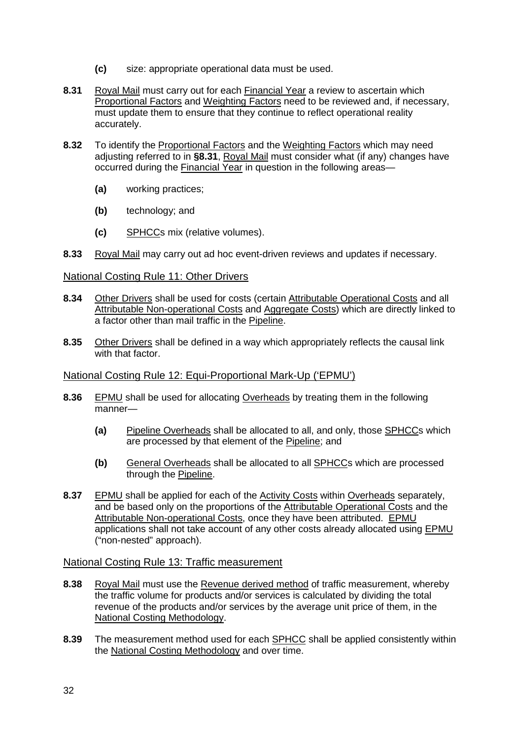**(c)** size: appropriate operational data must be used.

**8.31** Royal Mail must carry out for each Financial Year a review to ascertain which Proportional Factors and Weighting Factors need to be reviewed and, if necessary, must update them to ensure that they continue to reflect operational reality accurately.

**8.32** To identify the Proportional Factors and the Weighting Factors which may need adjusting referred to in **§8.31**, Royal Mail must consider what (if any) changes have occurred during the Financial Year in question in the following areas—

**(a)** working practices;

**(b)** technology; and

**(c)** SPHCCs mix (relative volumes).

**8.33** Royal Mail may carry out ad hoc event-driven reviews and updates if necessary.

## National Costing Rule 11: Other Drivers

**8.34** Other Drivers shall be used for costs (certain Attributable Operational Costs and all Attributable Non-operational Costs and Aggregate Costs) which are directly linked to a factor other than mail traffic in the Pipeline.

**8.35** Other Drivers shall be defined in a way which appropriately reflects the causal link with that factor.

## National Costing Rule 12: Equi-Proportional Mark-Up ('EPMU')

**8.36** EPMU shall be used for allocating Overheads by treating them in the following manner—

**(a)** Pipeline Overheads shall be allocated to all, and only, those SPHCCs which are processed by that element of the Pipeline; and

**(b)** General Overheads shall be allocated to all SPHCCs which are processed through the Pipeline.

**8.37** EPMU shall be applied for each of the Activity Costs within Overheads separately, and be based only on the proportions of the Attributable Operational Costs and the Attributable Non-operational Costs, once they have been attributed. EPMU applications shall not take account of any other costs already allocated using EPMU ("non-nested" approach).

## National Costing Rule 13: Traffic measurement

**8.38** Royal Mail must use the Revenue derived method of traffic measurement, whereby the traffic volume for products and/or services is calculated by dividing the total revenue of the products and/or services by the average unit price of them, in the National Costing Methodology.

**8.39** The measurement method used for each SPHCC shall be applied consistently within the National Costing Methodology and over time.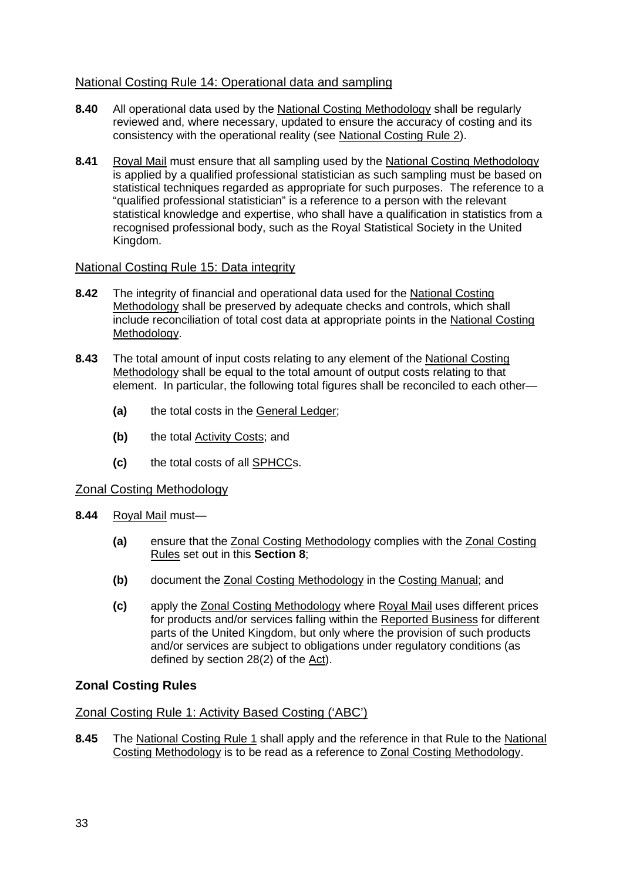### National Costing Rule 14: Operational data and sampling

**8.40** All operational data used by the National Costing Methodology shall be regularly reviewed and, where necessary, updated to ensure the accuracy of costing and its consistency with the operational reality (see National Costing Rule 2).

**8.41** Royal Mail must ensure that all sampling used by the National Costing Methodology is applied by a qualified professional statistician as such sampling must be based on statistical techniques regarded as appropriate for such purposes. The reference to a "qualified professional statistician" is a reference to a person with the relevant statistical knowledge and expertise, who shall have a qualification in statistics from a recognised professional body, such as the Royal Statistical Society in the United Kingdom.

### National Costing Rule 15: Data integrity

**8.42** The integrity of financial and operational data used for the National Costing Methodology shall be preserved by adequate checks and controls, which shall include reconciliation of total cost data at appropriate points in the National Costing Methodology.

**8.43** The total amount of input costs relating to any element of the National Costing Methodology shall be equal to the total amount of output costs relating to that element. In particular, the following total figures shall be reconciled to each other—

- **(a)** the total costs in the General Ledger;
- **(b)** the total Activity Costs; and
- **(c)** the total costs of all SPHCCs.

### Zonal Costing Methodology

**8.44** Royal Mail must—

- **(a)** ensure that the Zonal Costing Methodology complies with the Zonal Costing Rules set out in this **Section 8**;
- **(b)** document the Zonal Costing Methodology in the Costing Manual; and
- **(c)** apply the Zonal Costing Methodology where Royal Mail uses different prices for products and/or services falling within the Reported Business for different parts of the United Kingdom, but only where the provision of such products and/or services are subject to obligations under regulatory conditions (as defined by section 28(2) of the Act).

## Zonal Costing Rules

### Zonal Costing Rule 1: Activity Based Costing ('ABC')

**8.45** The National Costing Rule 1 shall apply and the reference in that Rule to the National Costing Methodology is to be read as a reference to Zonal Costing Methodology.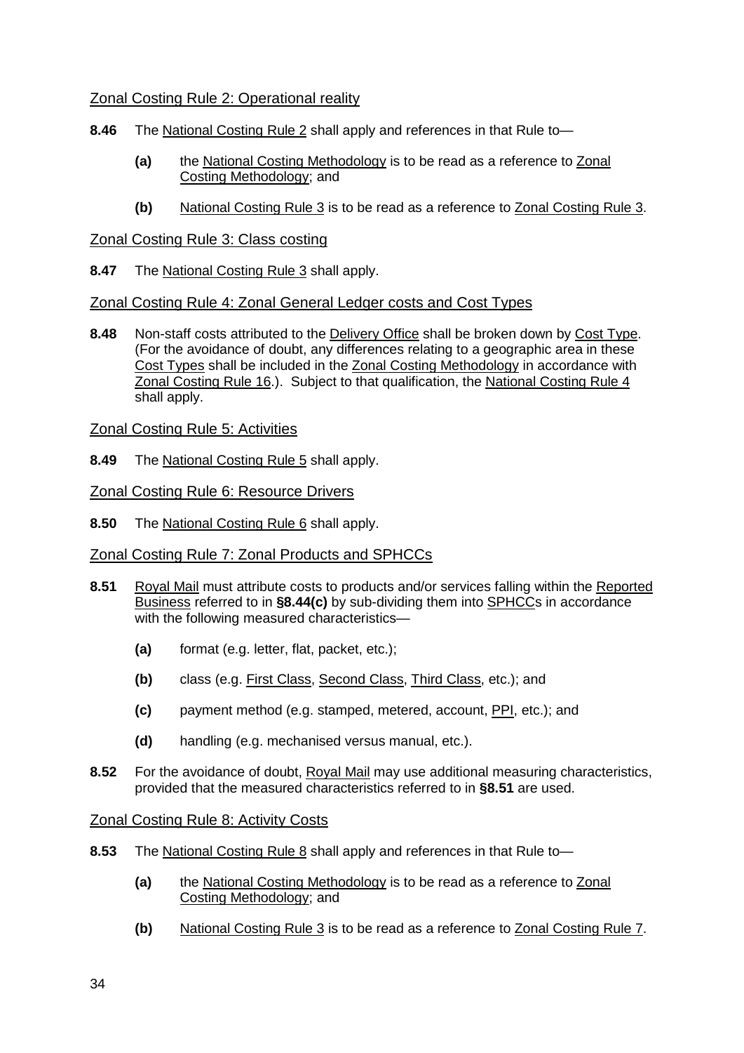### Zonal Costing Rule 2: Operational reality

**8.46** The National Costing Rule 2 shall apply and references in that Rule to—

- **(a)** the National Costing Methodology is to be read as a reference to Zonal Costing Methodology; and
- **(b)** National Costing Rule 3 is to be read as a reference to Zonal Costing Rule 3.

### Zonal Costing Rule 3: Class costing

**8.47** The National Costing Rule 3 shall apply.

### Zonal Costing Rule 4: Zonal General Ledger costs and Cost Types

**8.48** Non-staff costs attributed to the Delivery Office shall be broken down by Cost Type. (For the avoidance of doubt, any differences relating to a geographic area in these Cost Types shall be included in the Zonal Costing Methodology in accordance with Zonal Costing Rule 16.). Subject to that qualification, the National Costing Rule 4 shall apply.

### Zonal Costing Rule 5: Activities

**8.49** The National Costing Rule 5 shall apply.

### Zonal Costing Rule 6: Resource Drivers

**8.50** The National Costing Rule 6 shall apply.

### Zonal Costing Rule 7: Zonal Products and SPHCCs

**8.51** Royal Mail must attribute costs to products and/or services falling within the Reported Business referred to in **§8.44(c)** by sub-dividing them into SPHCCs in accordance with the following measured characteristics—

- **(a)** format (e.g. letter, flat, packet, etc.);
- **(b)** class (e.g. First Class, Second Class, Third Class, etc.); and
- **(c)** payment method (e.g. stamped, metered, account, PPI, etc.); and
- **(d)** handling (e.g. mechanised versus manual, etc.).

**8.52** For the avoidance of doubt, Royal Mail may use additional measuring characteristics, provided that the measured characteristics referred to in **§8.51** are used.

### Zonal Costing Rule 8: Activity Costs

**8.53** The National Costing Rule 8 shall apply and references in that Rule to—

- **(a)** the National Costing Methodology is to be read as a reference to Zonal Costing Methodology; and
- **(b)** National Costing Rule 3 is to be read as a reference to Zonal Costing Rule 7.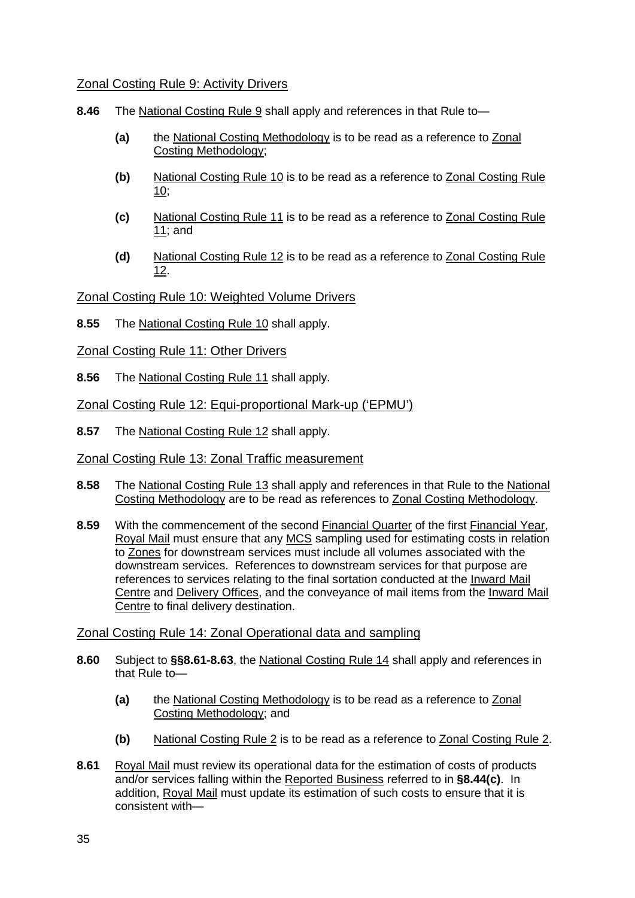## Zonal Costing Rule 9: Activity Drivers

**8.46** The National Costing Rule 9 shall apply and references in that Rule to—

**(a)** the National Costing Methodology is to be read as a reference to Zonal Costing Methodology;

**(b)** National Costing Rule 10 is to be read as a reference to Zonal Costing Rule 10;

**(c)** National Costing Rule 11 is to be read as a reference to Zonal Costing Rule 11; and

**(d)** National Costing Rule 12 is to be read as a reference to Zonal Costing Rule 12.

## Zonal Costing Rule 10: Weighted Volume Drivers

**8.55** The National Costing Rule 10 shall apply.

## Zonal Costing Rule 11: Other Drivers

**8.56** The National Costing Rule 11 shall apply.

## Zonal Costing Rule 12: Equi-proportional Mark-up ('EPMU')

**8.57** The National Costing Rule 12 shall apply.

## Zonal Costing Rule 13: Zonal Traffic measurement

**8.58** The National Costing Rule 13 shall apply and references in that Rule to the National Costing Methodology are to be read as references to Zonal Costing Methodology.

**8.59** With the commencement of the second Financial Quarter of the first Financial Year, Royal Mail must ensure that any MCS sampling used for estimating costs in relation to Zones for downstream services must include all volumes associated with the downstream services. References to downstream services for that purpose are references to services relating to the final sortation conducted at the Inward Mail Centre and Delivery Offices, and the conveyance of mail items from the Inward Mail Centre to final delivery destination.

## Zonal Costing Rule 14: Zonal Operational data and sampling

**8.60** Subject to **§§8.61-8.63**, the National Costing Rule 14 shall apply and references in that Rule to—

**(a)** the National Costing Methodology is to be read as a reference to Zonal Costing Methodology; and

**(b)** National Costing Rule 2 is to be read as a reference to Zonal Costing Rule 2.

**8.61** Royal Mail must review its operational data for the estimation of costs of products and/or services falling within the Reported Business referred to in **§8.44(c)**. In addition, Royal Mail must update its estimation of such costs to ensure that it is consistent with—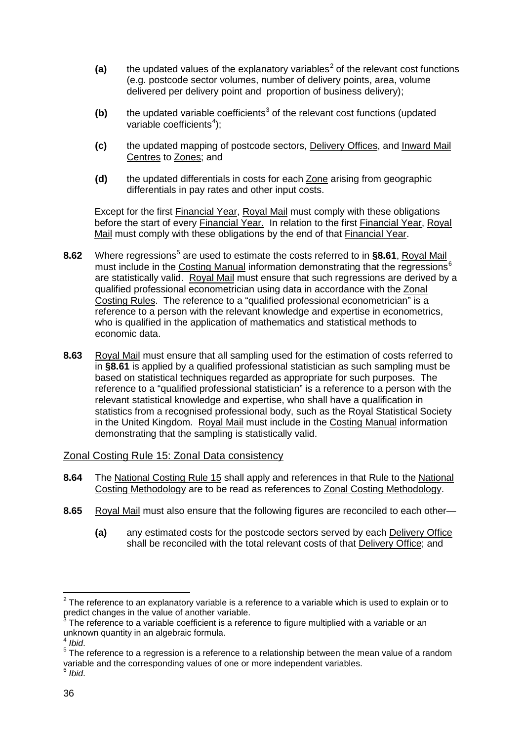**(a)** the updated values of the explanatory variables[2] of the relevant cost functions (e.g. postcode sector volumes, number of delivery points, area, volume delivered per delivery point and proportion of business delivery);

**(b)** the updated variable coefficients[3] of the relevant cost functions (updated variable coefficients[4]);

**(c)** the updated mapping of postcode sectors, Delivery Offices, and Inward Mail Centres to Zones; and

**(d)** the updated differentials in costs for each Zone arising from geographic differentials in pay rates and other input costs.

Except for the first Financial Year, Royal Mail must comply with these obligations before the start of every Financial Year. In relation to the first Financial Year, Royal Mail must comply with these obligations by the end of that Financial Year.

**8.62** Where regressions[5] are used to estimate the costs referred to in **§8.61**, Royal Mail must include in the Costing Manual information demonstrating that the regressions[6] are statistically valid. Royal Mail must ensure that such regressions are derived by a qualified professional econometrician using data in accordance with the Zonal Costing Rules. The reference to a "qualified professional econometrician" is a reference to a person with the relevant knowledge and expertise in econometrics, who is qualified in the application of mathematics and statistical methods to economic data.

**8.63** Royal Mail must ensure that all sampling used for the estimation of costs referred to in **§8.61** is applied by a qualified professional statistician as such sampling must be based on statistical techniques regarded as appropriate for such purposes. The reference to a "qualified professional statistician" is a reference to a person with the relevant statistical knowledge and expertise, who shall have a qualification in statistics from a recognised professional body, such as the Royal Statistical Society in the United Kingdom. Royal Mail must include in the Costing Manual information demonstrating that the sampling is statistically valid.

## Zonal Costing Rule 15: Zonal Data consistency

**8.64** The National Costing Rule 15 shall apply and references in that Rule to the National Costing Methodology are to be read as references to Zonal Costing Methodology.

**8.65** Royal Mail must also ensure that the following figures are reconciled to each other—

**(a)** any estimated costs for the postcode sectors served by each Delivery Office shall be reconciled with the total relevant costs of that Delivery Office; and

---

[2] The reference to an explanatory variable is a reference to a variable which is used to explain or to predict changes in the value of another variable.

[3] The reference to a variable coefficient is a reference to figure multiplied with a variable or an unknown quantity in an algebraic formula.

[4] *Ibid*.

[5] The reference to a regression is a reference to a relationship between the mean value of a random variable and the corresponding values of one or more independent variables.

[6] *Ibid*.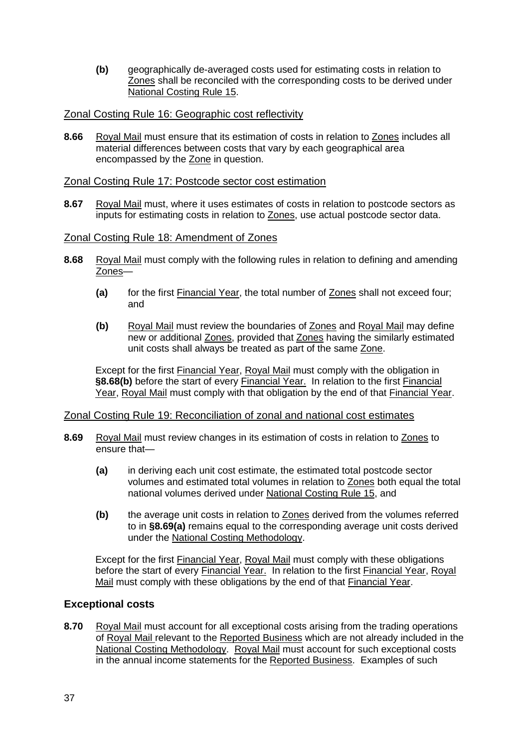**(b)** geographically de-averaged costs used for estimating costs in relation to Zones shall be reconciled with the corresponding costs to be derived under National Costing Rule 15.

### Zonal Costing Rule 16: Geographic cost reflectivity

**8.66** Royal Mail must ensure that its estimation of costs in relation to Zones includes all material differences between costs that vary by each geographical area encompassed by the Zone in question.

### Zonal Costing Rule 17: Postcode sector cost estimation

**8.67** Royal Mail must, where it uses estimates of costs in relation to postcode sectors as inputs for estimating costs in relation to Zones, use actual postcode sector data.

### Zonal Costing Rule 18: Amendment of Zones

**8.68** Royal Mail must comply with the following rules in relation to defining and amending Zones—

**(a)** for the first Financial Year, the total number of Zones shall not exceed four; and

**(b)** Royal Mail must review the boundaries of Zones and Royal Mail may define new or additional Zones, provided that Zones having the similarly estimated unit costs shall always be treated as part of the same Zone.

Except for the first Financial Year, Royal Mail must comply with the obligation in **§8.68(b)** before the start of every Financial Year. In relation to the first Financial Year, Royal Mail must comply with that obligation by the end of that Financial Year.

### Zonal Costing Rule 19: Reconciliation of zonal and national cost estimates

**8.69** Royal Mail must review changes in its estimation of costs in relation to Zones to ensure that—

**(a)** in deriving each unit cost estimate, the estimated total postcode sector volumes and estimated total volumes in relation to Zones both equal the total national volumes derived under National Costing Rule 15, and

**(b)** the average unit costs in relation to Zones derived from the volumes referred to in **§8.69(a)** remains equal to the corresponding average unit costs derived under the National Costing Methodology.

Except for the first Financial Year, Royal Mail must comply with these obligations before the start of every Financial Year. In relation to the first Financial Year, Royal Mail must comply with these obligations by the end of that Financial Year.

## Exceptional costs

**8.70** Royal Mail must account for all exceptional costs arising from the trading operations of Royal Mail relevant to the Reported Business which are not already included in the National Costing Methodology. Royal Mail must account for such exceptional costs in the annual income statements for the Reported Business. Examples of such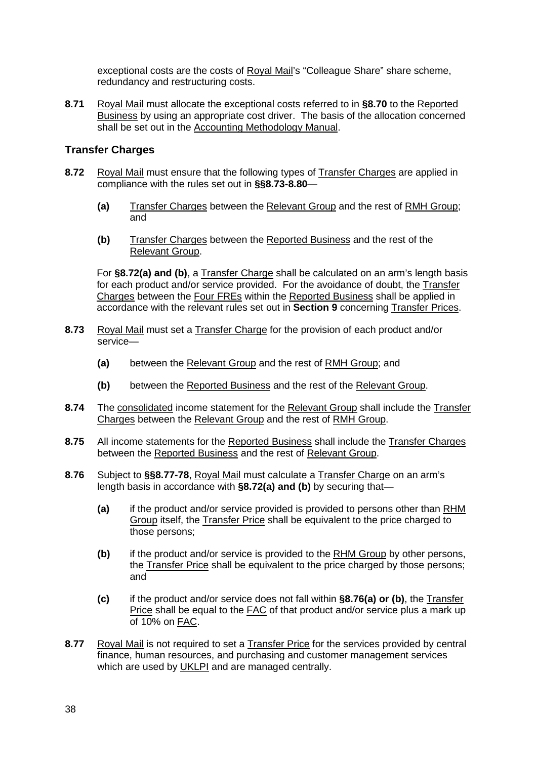exceptional costs are the costs of Royal Mail's "Colleague Share" share scheme, redundancy and restructuring costs.

**8.71** Royal Mail must allocate the exceptional costs referred to in **§8.70** to the Reported Business by using an appropriate cost driver. The basis of the allocation concerned shall be set out in the Accounting Methodology Manual.

## Transfer Charges

**8.72** Royal Mail must ensure that the following types of Transfer Charges are applied in compliance with the rules set out in **§§8.73-8.80**—

**(a)** Transfer Charges between the Relevant Group and the rest of RMH Group; and

**(b)** Transfer Charges between the Reported Business and the rest of the Relevant Group.

For **§8.72(a) and (b)**, a Transfer Charge shall be calculated on an arm's length basis for each product and/or service provided. For the avoidance of doubt, the Transfer Charges between the Four FREs within the Reported Business shall be applied in accordance with the relevant rules set out in **Section 9** concerning Transfer Prices.

**8.73** Royal Mail must set a Transfer Charge for the provision of each product and/or service—

**(a)** between the Relevant Group and the rest of RMH Group; and

**(b)** between the Reported Business and the rest of the Relevant Group.

**8.74** The consolidated income statement for the Relevant Group shall include the Transfer Charges between the Relevant Group and the rest of RMH Group.

**8.75** All income statements for the Reported Business shall include the Transfer Charges between the Reported Business and the rest of Relevant Group.

**8.76** Subject to **§§8.77-78**, Royal Mail must calculate a Transfer Charge on an arm's length basis in accordance with **§8.72(a) and (b)** by securing that—

**(a)** if the product and/or service provided is provided to persons other than RHM Group itself, the Transfer Price shall be equivalent to the price charged to those persons;

**(b)** if the product and/or service is provided to the RHM Group by other persons, the Transfer Price shall be equivalent to the price charged by those persons; and

**(c)** if the product and/or service does not fall within **§8.76(a) or (b)**, the Transfer Price shall be equal to the FAC of that product and/or service plus a mark up of 10% on FAC.

**8.77** Royal Mail is not required to set a Transfer Price for the services provided by central finance, human resources, and purchasing and customer management services which are used by UKLPI and are managed centrally.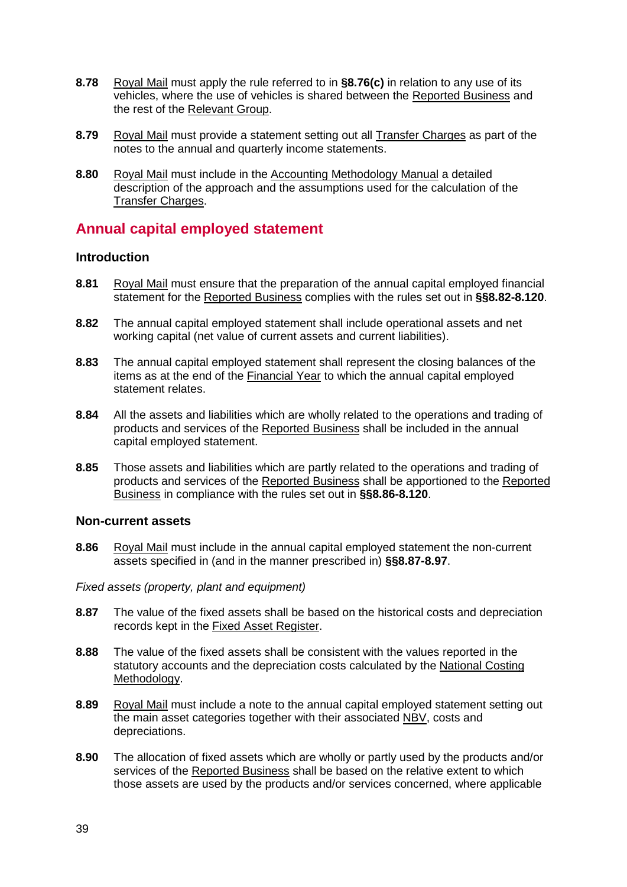**8.78** Royal Mail must apply the rule referred to in **§8.76(c)** in relation to any use of its vehicles, where the use of vehicles is shared between the Reported Business and the rest of the Relevant Group.

**8.79** Royal Mail must provide a statement setting out all Transfer Charges as part of the notes to the annual and quarterly income statements.

**8.80** Royal Mail must include in the Accounting Methodology Manual a detailed description of the approach and the assumptions used for the calculation of the Transfer Charges.

## Annual capital employed statement

### Introduction

**8.81** Royal Mail must ensure that the preparation of the annual capital employed financial statement for the Reported Business complies with the rules set out in **§§8.82-8.120**.

**8.82** The annual capital employed statement shall include operational assets and net working capital (net value of current assets and current liabilities).

**8.83** The annual capital employed statement shall represent the closing balances of the items as at the end of the Financial Year to which the annual capital employed statement relates.

**8.84** All the assets and liabilities which are wholly related to the operations and trading of products and services of the Reported Business shall be included in the annual capital employed statement.

**8.85** Those assets and liabilities which are partly related to the operations and trading of products and services of the Reported Business shall be apportioned to the Reported Business in compliance with the rules set out in **§§8.86-8.120**.

### Non-current assets

**8.86** Royal Mail must include in the annual capital employed statement the non-current assets specified in (and in the manner prescribed in) **§§8.87-8.97**.

*Fixed assets (property, plant and equipment)*

**8.87** The value of the fixed assets shall be based on the historical costs and depreciation records kept in the Fixed Asset Register.

**8.88** The value of the fixed assets shall be consistent with the values reported in the statutory accounts and the depreciation costs calculated by the National Costing Methodology.

**8.89** Royal Mail must include a note to the annual capital employed statement setting out the main asset categories together with their associated NBV, costs and depreciations.

**8.90** The allocation of fixed assets which are wholly or partly used by the products and/or services of the Reported Business shall be based on the relative extent to which those assets are used by the products and/or services concerned, where applicable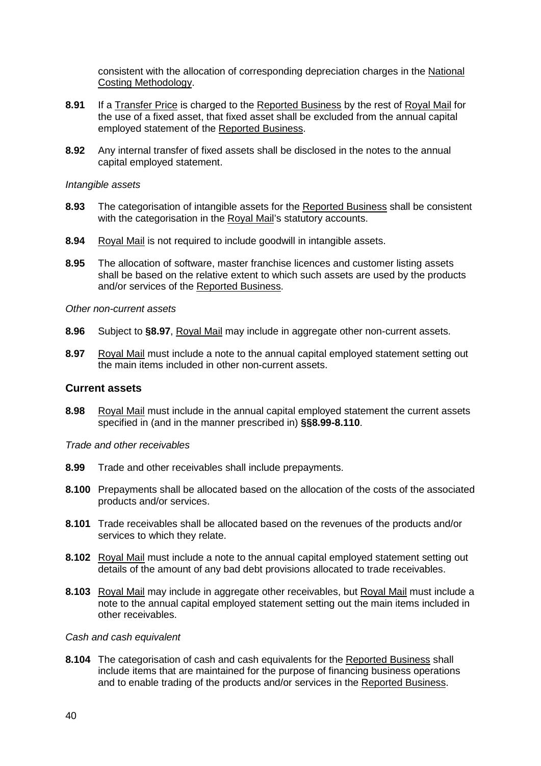consistent with the allocation of corresponding depreciation charges in the National Costing Methodology.

**8.91** If a Transfer Price is charged to the Reported Business by the rest of Royal Mail for the use of a fixed asset, that fixed asset shall be excluded from the annual capital employed statement of the Reported Business.

**8.92** Any internal transfer of fixed assets shall be disclosed in the notes to the annual capital employed statement.

*Intangible assets*

**8.93** The categorisation of intangible assets for the Reported Business shall be consistent with the categorisation in the Royal Mail's statutory accounts.

**8.94** Royal Mail is not required to include goodwill in intangible assets.

**8.95** The allocation of software, master franchise licences and customer listing assets shall be based on the relative extent to which such assets are used by the products and/or services of the Reported Business.

*Other non-current assets*

**8.96** Subject to **§8.97**, Royal Mail may include in aggregate other non-current assets.

**8.97** Royal Mail must include a note to the annual capital employed statement setting out the main items included in other non-current assets.

### Current assets

**8.98** Royal Mail must include in the annual capital employed statement the current assets specified in (and in the manner prescribed in) **§§8.99-8.110**.

*Trade and other receivables*

**8.99** Trade and other receivables shall include prepayments.

**8.100** Prepayments shall be allocated based on the allocation of the costs of the associated products and/or services.

**8.101** Trade receivables shall be allocated based on the revenues of the products and/or services to which they relate.

**8.102** Royal Mail must include a note to the annual capital employed statement setting out details of the amount of any bad debt provisions allocated to trade receivables.

**8.103** Royal Mail may include in aggregate other receivables, but Royal Mail must include a note to the annual capital employed statement setting out the main items included in other receivables.

*Cash and cash equivalent*

**8.104** The categorisation of cash and cash equivalents for the Reported Business shall include items that are maintained for the purpose of financing business operations and to enable trading of the products and/or services in the Reported Business.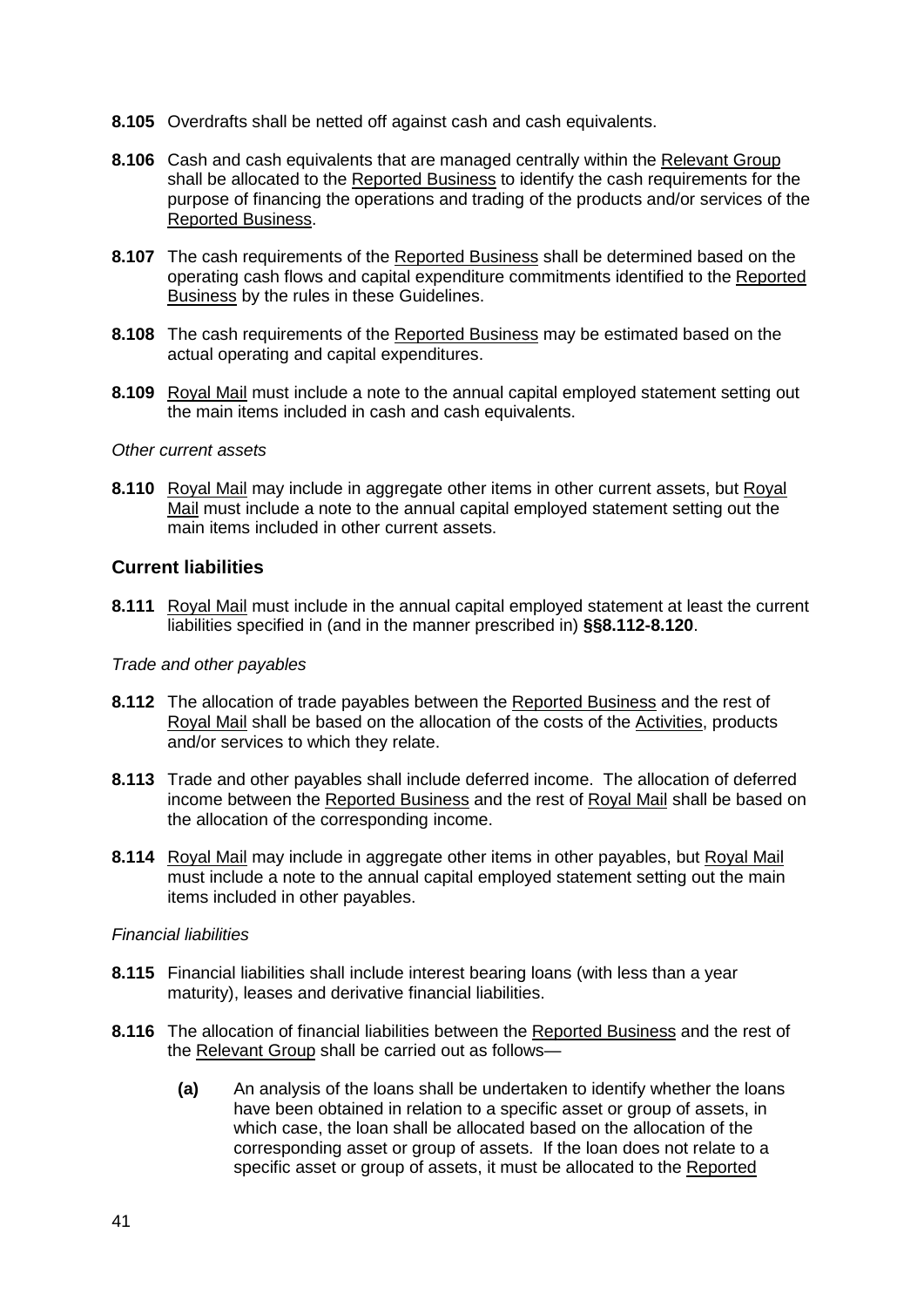**8.105** Overdrafts shall be netted off against cash and cash equivalents.

**8.106** Cash and cash equivalents that are managed centrally within the Relevant Group shall be allocated to the Reported Business to identify the cash requirements for the purpose of financing the operations and trading of the products and/or services of the Reported Business.

**8.107** The cash requirements of the Reported Business shall be determined based on the operating cash flows and capital expenditure commitments identified to the Reported Business by the rules in these Guidelines.

**8.108** The cash requirements of the Reported Business may be estimated based on the actual operating and capital expenditures.

**8.109** Royal Mail must include a note to the annual capital employed statement setting out the main items included in cash and cash equivalents.

*Other current assets*

**8.110** Royal Mail may include in aggregate other items in other current assets, but Royal Mail must include a note to the annual capital employed statement setting out the main items included in other current assets.

## Current liabilities

**8.111** Royal Mail must include in the annual capital employed statement at least the current liabilities specified in (and in the manner prescribed in) **§§8.112-8.120**.

*Trade and other payables*

**8.112** The allocation of trade payables between the Reported Business and the rest of Royal Mail shall be based on the allocation of the costs of the Activities, products and/or services to which they relate.

**8.113** Trade and other payables shall include deferred income. The allocation of deferred income between the Reported Business and the rest of Royal Mail shall be based on the allocation of the corresponding income.

**8.114** Royal Mail may include in aggregate other items in other payables, but Royal Mail must include a note to the annual capital employed statement setting out the main items included in other payables.

*Financial liabilities*

**8.115** Financial liabilities shall include interest bearing loans (with less than a year maturity), leases and derivative financial liabilities.

**8.116** The allocation of financial liabilities between the Reported Business and the rest of the Relevant Group shall be carried out as follows—

- **(a)** An analysis of the loans shall be undertaken to identify whether the loans have been obtained in relation to a specific asset or group of assets, in which case, the loan shall be allocated based on the allocation of the corresponding asset or group of assets. If the loan does not relate to a specific asset or group of assets, it must be allocated to the Reported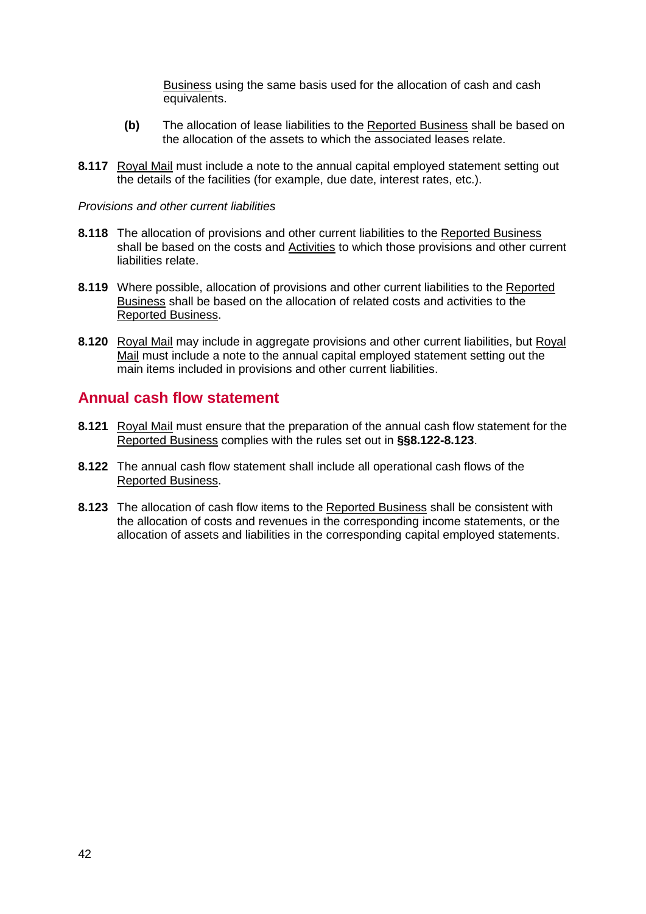Business using the same basis used for the allocation of cash and cash equivalents.

**(b)** The allocation of lease liabilities to the Reported Business shall be based on the allocation of the assets to which the associated leases relate.

**8.117** Royal Mail must include a note to the annual capital employed statement setting out the details of the facilities (for example, due date, interest rates, etc.).

*Provisions and other current liabilities*

**8.118** The allocation of provisions and other current liabilities to the Reported Business shall be based on the costs and Activities to which those provisions and other current liabilities relate.

**8.119** Where possible, allocation of provisions and other current liabilities to the Reported Business shall be based on the allocation of related costs and activities to the Reported Business.

**8.120** Royal Mail may include in aggregate provisions and other current liabilities, but Royal Mail must include a note to the annual capital employed statement setting out the main items included in provisions and other current liabilities.

## Annual cash flow statement

**8.121** Royal Mail must ensure that the preparation of the annual cash flow statement for the Reported Business complies with the rules set out in **§§8.122-8.123**.

**8.122** The annual cash flow statement shall include all operational cash flows of the Reported Business.

**8.123** The allocation of cash flow items to the Reported Business shall be consistent with the allocation of costs and revenues in the corresponding income statements, or the allocation of assets and liabilities in the corresponding capital employed statements.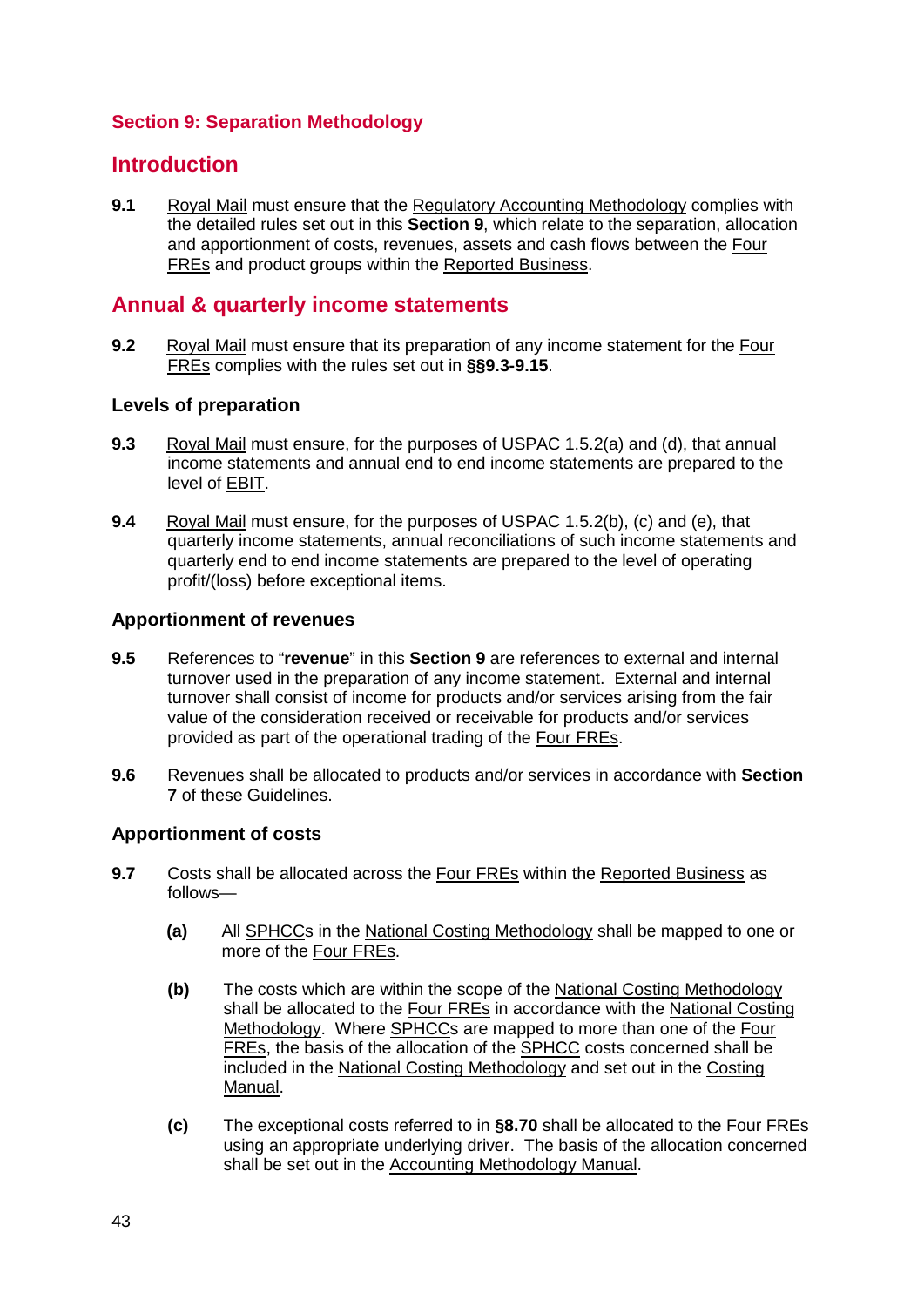## Section 9: Separation Methodology

## Introduction

**9.1** Royal Mail must ensure that the Regulatory Accounting Methodology complies with the detailed rules set out in this **Section 9**, which relate to the separation, allocation and apportionment of costs, revenues, assets and cash flows between the Four FREs and product groups within the Reported Business.

## Annual & quarterly income statements

**9.2** Royal Mail must ensure that its preparation of any income statement for the Four FREs complies with the rules set out in **§§9.3-9.15**.

### Levels of preparation

**9.3** Royal Mail must ensure, for the purposes of USPAC 1.5.2(a) and (d), that annual income statements and annual end to end income statements are prepared to the level of EBIT.

**9.4** Royal Mail must ensure, for the purposes of USPAC 1.5.2(b), (c) and (e), that quarterly income statements, annual reconciliations of such income statements and quarterly end to end income statements are prepared to the level of operating profit/(loss) before exceptional items.

### Apportionment of revenues

**9.5** References to "**revenue**" in this **Section 9** are references to external and internal turnover used in the preparation of any income statement. External and internal turnover shall consist of income for products and/or services arising from the fair value of the consideration received or receivable for products and/or services provided as part of the operational trading of the Four FREs.

**9.6** Revenues shall be allocated to products and/or services in accordance with **Section 7** of these Guidelines.

### Apportionment of costs

**9.7** Costs shall be allocated across the Four FREs within the Reported Business as follows—

- **(a)** All SPHCCs in the National Costing Methodology shall be mapped to one or more of the Four FREs.
- **(b)** The costs which are within the scope of the National Costing Methodology shall be allocated to the Four FREs in accordance with the National Costing Methodology. Where SPHCCs are mapped to more than one of the Four FREs, the basis of the allocation of the SPHCC costs concerned shall be included in the National Costing Methodology and set out in the Costing Manual.
- **(c)** The exceptional costs referred to in **§8.70** shall be allocated to the Four FREs using an appropriate underlying driver. The basis of the allocation concerned shall be set out in the Accounting Methodology Manual.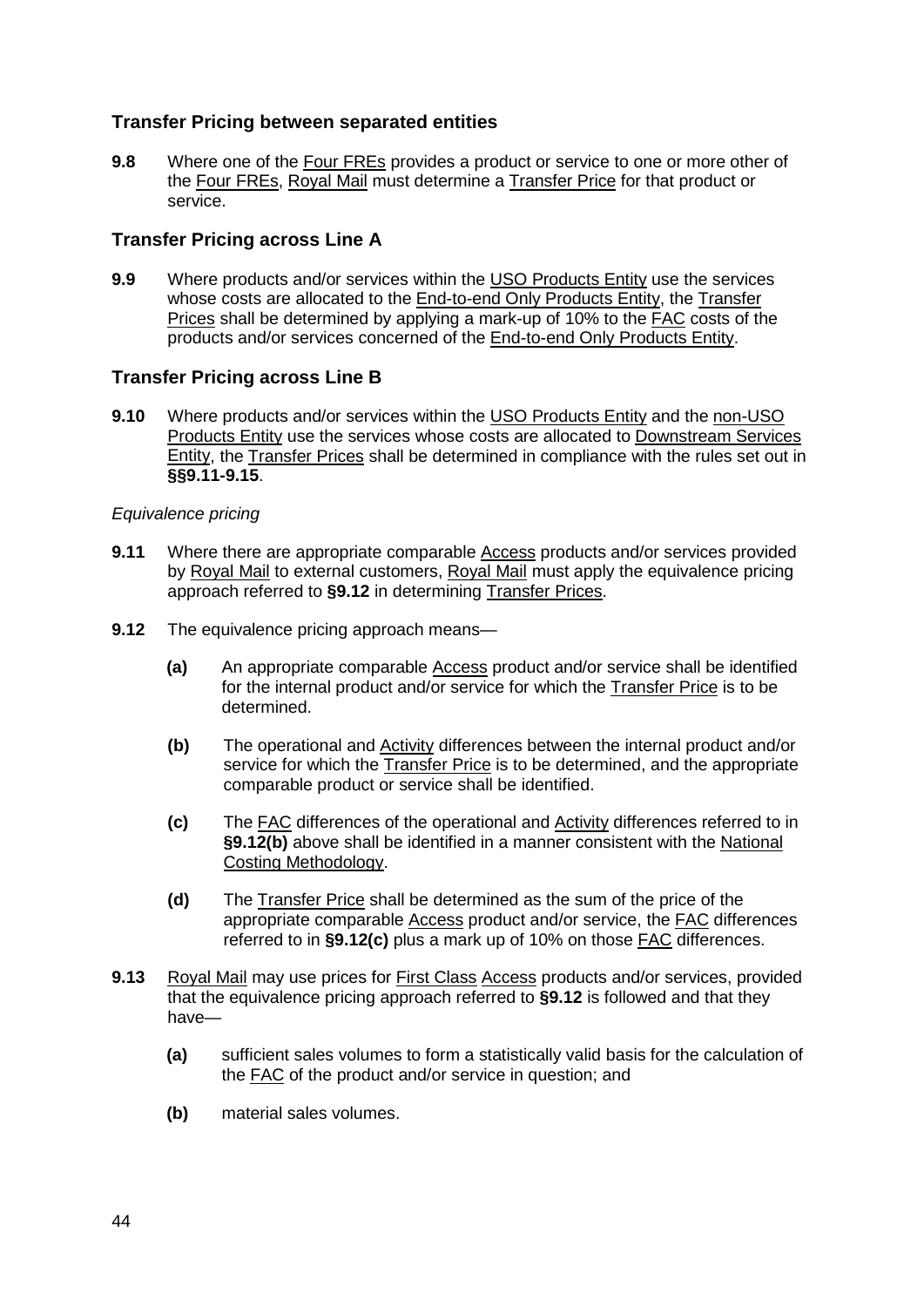## Transfer Pricing between separated entities

**9.8** Where one of the Four FREs provides a product or service to one or more other of the Four FREs, Royal Mail must determine a Transfer Price for that product or service.

## Transfer Pricing across Line A

**9.9** Where products and/or services within the USO Products Entity use the services whose costs are allocated to the End-to-end Only Products Entity, the Transfer Prices shall be determined by applying a mark-up of 10% to the FAC costs of the products and/or services concerned of the End-to-end Only Products Entity.

## Transfer Pricing across Line B

**9.10** Where products and/or services within the USO Products Entity and the non-USO Products Entity use the services whose costs are allocated to Downstream Services Entity, the Transfer Prices shall be determined in compliance with the rules set out in **§§9.11-9.15**.

*Equivalence pricing*

**9.11** Where there are appropriate comparable Access products and/or services provided by Royal Mail to external customers, Royal Mail must apply the equivalence pricing approach referred to **§9.12** in determining Transfer Prices.

**9.12** The equivalence pricing approach means—

- **(a)** An appropriate comparable Access product and/or service shall be identified for the internal product and/or service for which the Transfer Price is to be determined.
- **(b)** The operational and Activity differences between the internal product and/or service for which the Transfer Price is to be determined, and the appropriate comparable product or service shall be identified.
- **(c)** The FAC differences of the operational and Activity differences referred to in **§9.12(b)** above shall be identified in a manner consistent with the National Costing Methodology.
- **(d)** The Transfer Price shall be determined as the sum of the price of the appropriate comparable Access product and/or service, the FAC differences referred to in **§9.12(c)** plus a mark up of 10% on those FAC differences.

**9.13** Royal Mail may use prices for First Class Access products and/or services, provided that the equivalence pricing approach referred to **§9.12** is followed and that they have—

- **(a)** sufficient sales volumes to form a statistically valid basis for the calculation of the FAC of the product and/or service in question; and
- **(b)** material sales volumes.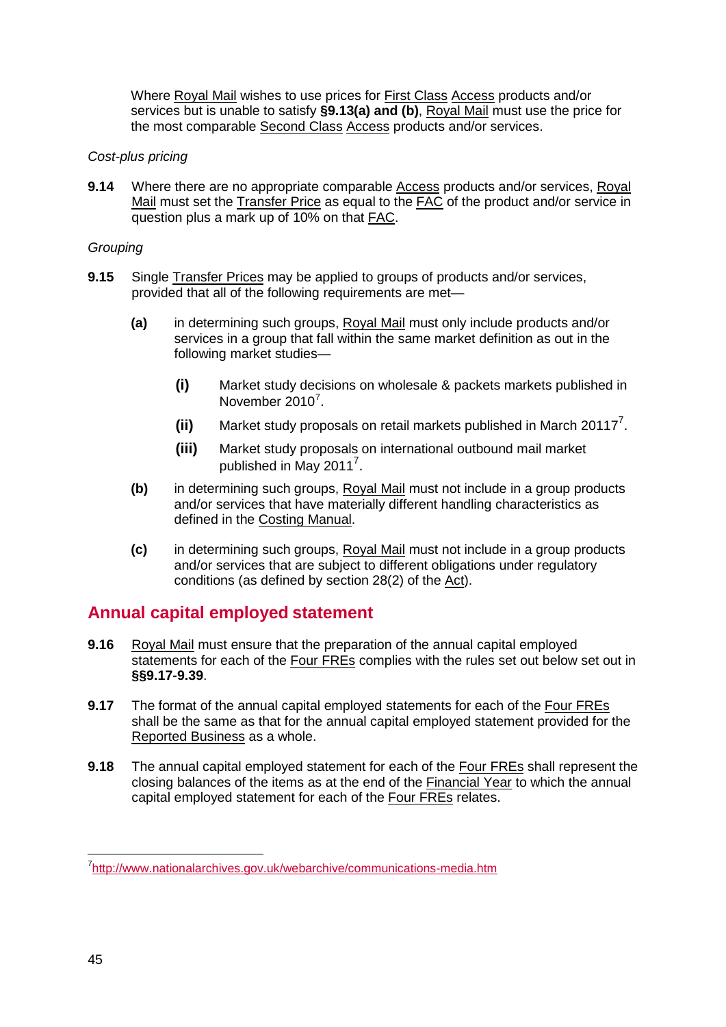Where Royal Mail wishes to use prices for First Class Access products and/or services but is unable to satisfy **§9.13(a) and (b)**, Royal Mail must use the price for the most comparable Second Class Access products and/or services.

*Cost-plus pricing*

**9.14** Where there are no appropriate comparable Access products and/or services, Royal Mail must set the Transfer Price as equal to the FAC of the product and/or service in question plus a mark up of 10% on that FAC.

*Grouping*

**9.15** Single Transfer Prices may be applied to groups of products and/or services, provided that all of the following requirements are met—

- **(a)** in determining such groups, Royal Mail must only include products and/or services in a group that fall within the same market definition as out in the following market studies—
  - **(i)** Market study decisions on wholesale & packets markets published in November 2010[7].
  - **(ii)** Market study proposals on retail markets published in March 20117[7].
  - **(iii)** Market study proposals on international outbound mail market published in May 2011[7].
- **(b)** in determining such groups, Royal Mail must not include in a group products and/or services that have materially different handling characteristics as defined in the Costing Manual.
- **(c)** in determining such groups, Royal Mail must not include in a group products and/or services that are subject to different obligations under regulatory conditions (as defined by section 28(2) of the Act).

## Annual capital employed statement

**9.16** Royal Mail must ensure that the preparation of the annual capital employed statements for each of the Four FREs complies with the rules set out below set out in **§§9.17-9.39**.

**9.17** The format of the annual capital employed statements for each of the Four FREs shall be the same as that for the annual capital employed statement provided for the Reported Business as a whole.

**9.18** The annual capital employed statement for each of the Four FREs shall represent the closing balances of the items as at the end of the Financial Year to which the annual capital employed statement for each of the Four FREs relates.

---

[7] http://www.nationalarchives.gov.uk/webarchive/communications-media.htm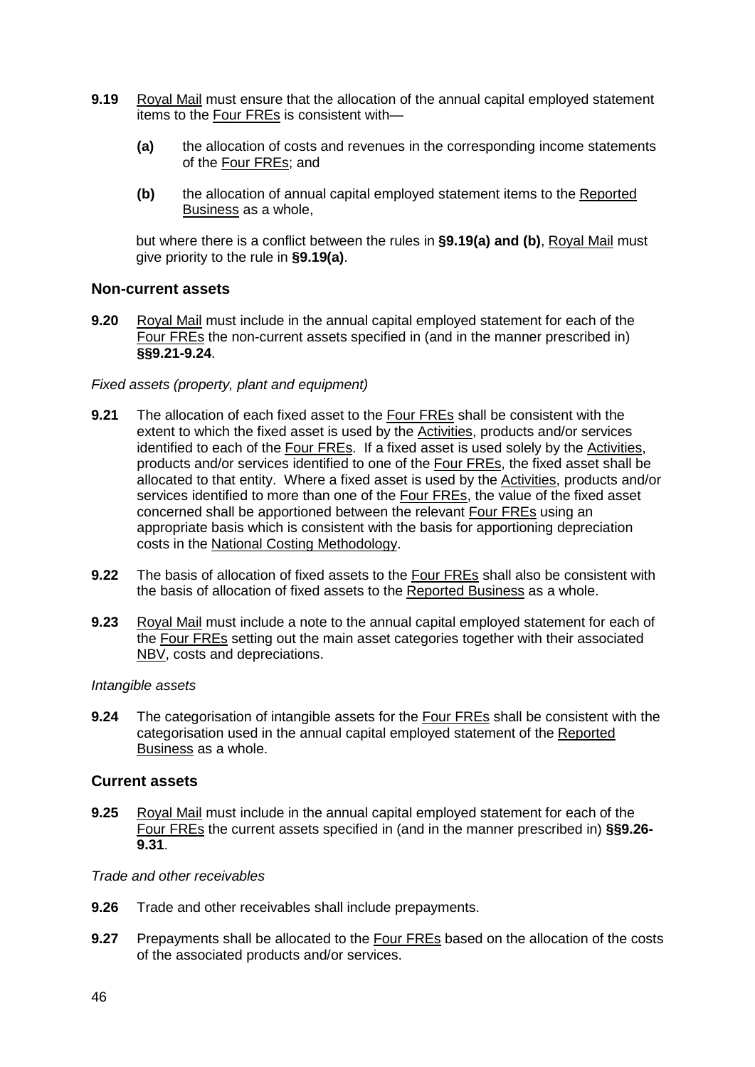**9.19** Royal Mail must ensure that the allocation of the annual capital employed statement items to the Four FREs is consistent with—

**(a)** the allocation of costs and revenues in the corresponding income statements of the Four FREs; and

**(b)** the allocation of annual capital employed statement items to the Reported Business as a whole,

but where there is a conflict between the rules in **§9.19(a) and (b)**, Royal Mail must give priority to the rule in **§9.19(a)**.

## Non-current assets

**9.20** Royal Mail must include in the annual capital employed statement for each of the Four FREs the non-current assets specified in (and in the manner prescribed in) **§§9.21-9.24**.

*Fixed assets (property, plant and equipment)*

**9.21** The allocation of each fixed asset to the Four FREs shall be consistent with the extent to which the fixed asset is used by the Activities, products and/or services identified to each of the Four FREs. If a fixed asset is used solely by the Activities, products and/or services identified to one of the Four FREs, the fixed asset shall be allocated to that entity. Where a fixed asset is used by the Activities, products and/or services identified to more than one of the Four FREs, the value of the fixed asset concerned shall be apportioned between the relevant Four FREs using an appropriate basis which is consistent with the basis for apportioning depreciation costs in the National Costing Methodology.

**9.22** The basis of allocation of fixed assets to the Four FREs shall also be consistent with the basis of allocation of fixed assets to the Reported Business as a whole.

**9.23** Royal Mail must include a note to the annual capital employed statement for each of the Four FREs setting out the main asset categories together with their associated NBV, costs and depreciations.

*Intangible assets*

**9.24** The categorisation of intangible assets for the Four FREs shall be consistent with the categorisation used in the annual capital employed statement of the Reported Business as a whole.

## Current assets

**9.25** Royal Mail must include in the annual capital employed statement for each of the Four FREs the current assets specified in (and in the manner prescribed in) **§§9.26-9.31**.

*Trade and other receivables*

**9.26** Trade and other receivables shall include prepayments.

**9.27** Prepayments shall be allocated to the Four FREs based on the allocation of the costs of the associated products and/or services.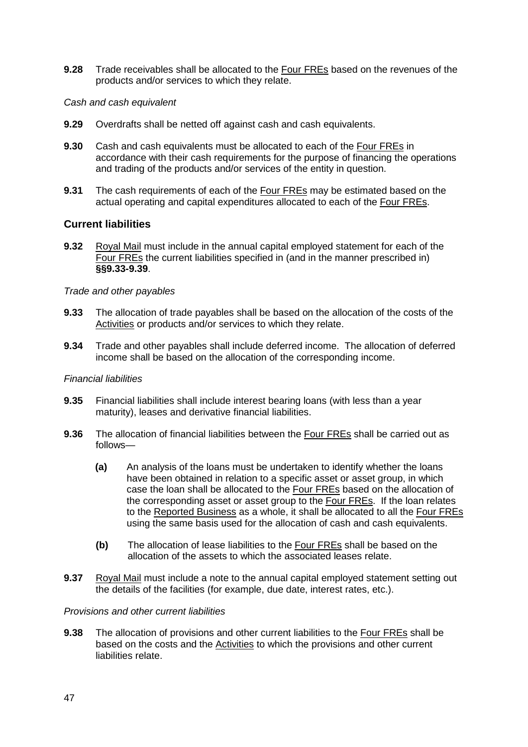**9.28** Trade receivables shall be allocated to the Four FREs based on the revenues of the products and/or services to which they relate.

*Cash and cash equivalent*

**9.29** Overdrafts shall be netted off against cash and cash equivalents.

**9.30** Cash and cash equivalents must be allocated to each of the Four FREs in accordance with their cash requirements for the purpose of financing the operations and trading of the products and/or services of the entity in question.

**9.31** The cash requirements of each of the Four FREs may be estimated based on the actual operating and capital expenditures allocated to each of the Four FREs.

### Current liabilities

**9.32** Royal Mail must include in the annual capital employed statement for each of the Four FREs the current liabilities specified in (and in the manner prescribed in) **§§9.33-9.39**.

*Trade and other payables*

**9.33** The allocation of trade payables shall be based on the allocation of the costs of the Activities or products and/or services to which they relate.

**9.34** Trade and other payables shall include deferred income. The allocation of deferred income shall be based on the allocation of the corresponding income.

*Financial liabilities*

**9.35** Financial liabilities shall include interest bearing loans (with less than a year maturity), leases and derivative financial liabilities.

**9.36** The allocation of financial liabilities between the Four FREs shall be carried out as follows—

- **(a)** An analysis of the loans must be undertaken to identify whether the loans have been obtained in relation to a specific asset or asset group, in which case the loan shall be allocated to the Four FREs based on the allocation of the corresponding asset or asset group to the Four FREs. If the loan relates to the Reported Business as a whole, it shall be allocated to all the Four FREs using the same basis used for the allocation of cash and cash equivalents.
- **(b)** The allocation of lease liabilities to the Four FREs shall be based on the allocation of the assets to which the associated leases relate.

**9.37** Royal Mail must include a note to the annual capital employed statement setting out the details of the facilities (for example, due date, interest rates, etc.).

*Provisions and other current liabilities*

**9.38** The allocation of provisions and other current liabilities to the Four FREs shall be based on the costs and the Activities to which the provisions and other current liabilities relate.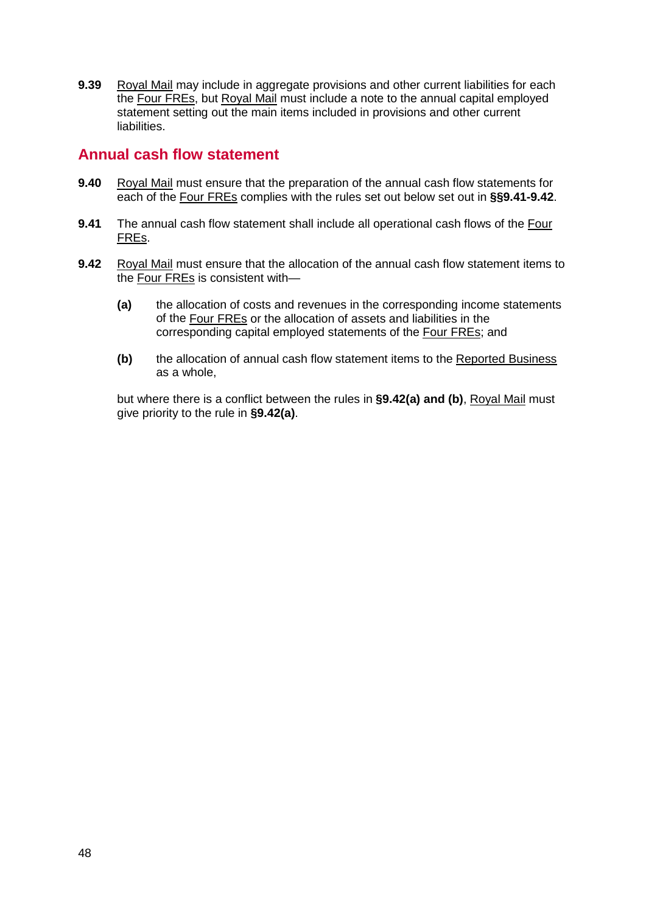**9.39** Royal Mail may include in aggregate provisions and other current liabilities for each the Four FREs, but Royal Mail must include a note to the annual capital employed statement setting out the main items included in provisions and other current liabilities.

## Annual cash flow statement

**9.40** Royal Mail must ensure that the preparation of the annual cash flow statements for each of the Four FREs complies with the rules set out below set out in **§§9.41-9.42**.

**9.41** The annual cash flow statement shall include all operational cash flows of the Four FREs.

**9.42** Royal Mail must ensure that the allocation of the annual cash flow statement items to the Four FREs is consistent with—

**(a)** the allocation of costs and revenues in the corresponding income statements of the Four FREs or the allocation of assets and liabilities in the corresponding capital employed statements of the Four FREs; and

**(b)** the allocation of annual cash flow statement items to the Reported Business as a whole,

but where there is a conflict between the rules in **§9.42(a) and (b)**, Royal Mail must give priority to the rule in **§9.42(a)**.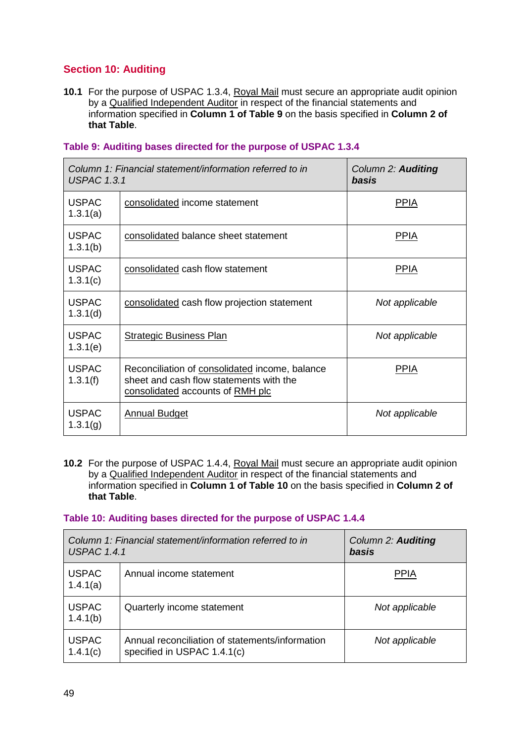## Section 10: Auditing

**10.1** For the purpose of USPAC 1.3.4, Royal Mail must secure an appropriate audit opinion by a Qualified Independent Auditor in respect of the financial statements and information specified in **Column 1 of Table 9** on the basis specified in **Column 2 of that Table**.

### Table 9: Auditing bases directed for the purpose of USPAC 1.3.4

| *Column 1: Financial statement/information referred to in USPAC 1.3.1* | | *Column 2:* ***Auditing basis*** |
|---|---|---|
| USPAC 1.3.1(a) | consolidated income statement | PPIA |
| USPAC 1.3.1(b) | consolidated balance sheet statement | PPIA |
| USPAC 1.3.1(c) | consolidated cash flow statement | PPIA |
| USPAC 1.3.1(d) | consolidated cash flow projection statement | *Not applicable* |
| USPAC 1.3.1(e) | Strategic Business Plan | *Not applicable* |
| USPAC 1.3.1(f) | Reconciliation of consolidated income, balance sheet and cash flow statements with the consolidated accounts of RMH plc | PPIA |
| USPAC 1.3.1(g) | Annual Budget | *Not applicable* |

**10.2** For the purpose of USPAC 1.4.4, Royal Mail must secure an appropriate audit opinion by a Qualified Independent Auditor in respect of the financial statements and information specified in **Column 1 of Table 10** on the basis specified in **Column 2 of that Table**.

### Table 10: Auditing bases directed for the purpose of USPAC 1.4.4

| *Column 1: Financial statement/information referred to in USPAC 1.4.1* | | *Column 2:* ***Auditing basis*** |
|---|---|---|
| USPAC 1.4.1(a) | Annual income statement | PPIA |
| USPAC 1.4.1(b) | Quarterly income statement | *Not applicable* |
| USPAC 1.4.1(c) | Annual reconciliation of statements/information specified in USPAC 1.4.1(c) | *Not applicable* |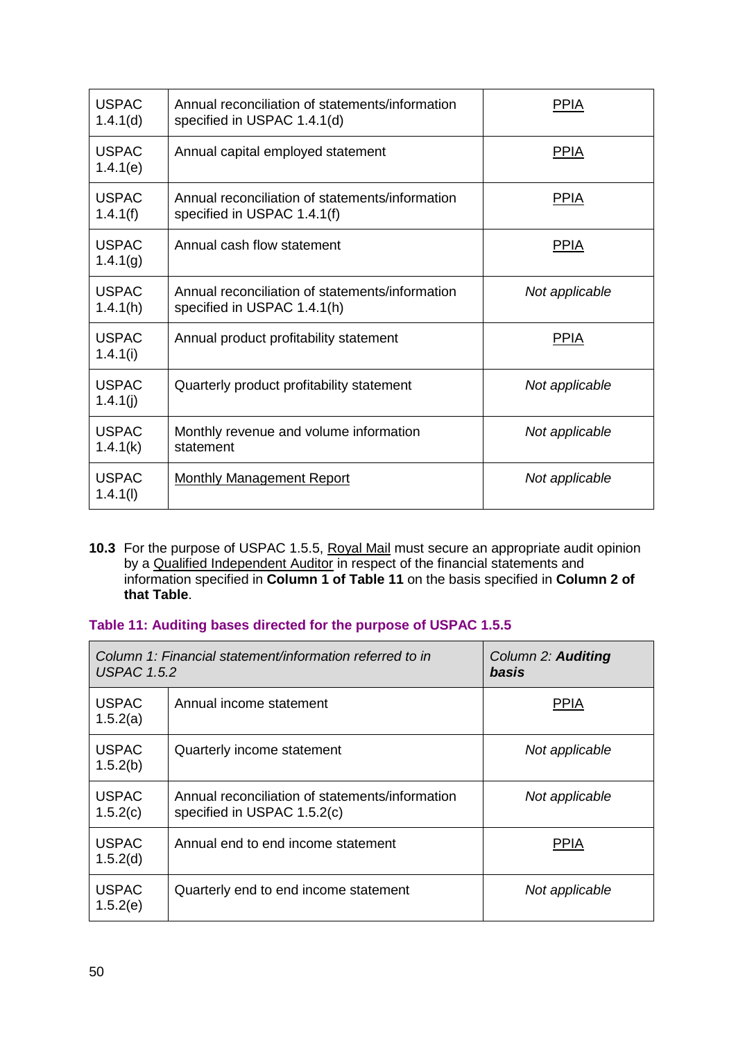| | | |
|---|---|---|
| USPAC 1.4.1(d) | Annual reconciliation of statements/information specified in USPAC 1.4.1(d) | PPIA |
| USPAC 1.4.1(e) | Annual capital employed statement | PPIA |
| USPAC 1.4.1(f) | Annual reconciliation of statements/information specified in USPAC 1.4.1(f) | PPIA |
| USPAC 1.4.1(g) | Annual cash flow statement | PPIA |
| USPAC 1.4.1(h) | Annual reconciliation of statements/information specified in USPAC 1.4.1(h) | *Not applicable* |
| USPAC 1.4.1(i) | Annual product profitability statement | PPIA |
| USPAC 1.4.1(j) | Quarterly product profitability statement | *Not applicable* |
| USPAC 1.4.1(k) | Monthly revenue and volume information statement | *Not applicable* |
| USPAC 1.4.1(l) | Monthly Management Report | *Not applicable* |

**10.3** For the purpose of USPAC 1.5.5, Royal Mail must secure an appropriate audit opinion by a Qualified Independent Auditor in respect of the financial statements and information specified in **Column 1 of Table 11** on the basis specified in **Column 2 of that Table**.

**Table 11: Auditing bases directed for the purpose of USPAC 1.5.5**

| *Column 1: Financial statement/information referred to in USPAC 1.5.2* | | *Column 2:* ***Auditing basis*** |
|---|---|---|
| USPAC 1.5.2(a) | Annual income statement | PPIA |
| USPAC 1.5.2(b) | Quarterly income statement | *Not applicable* |
| USPAC 1.5.2(c) | Annual reconciliation of statements/information specified in USPAC 1.5.2(c) | *Not applicable* |
| USPAC 1.5.2(d) | Annual end to end income statement | PPIA |
| USPAC 1.5.2(e) | Quarterly end to end income statement | *Not applicable* |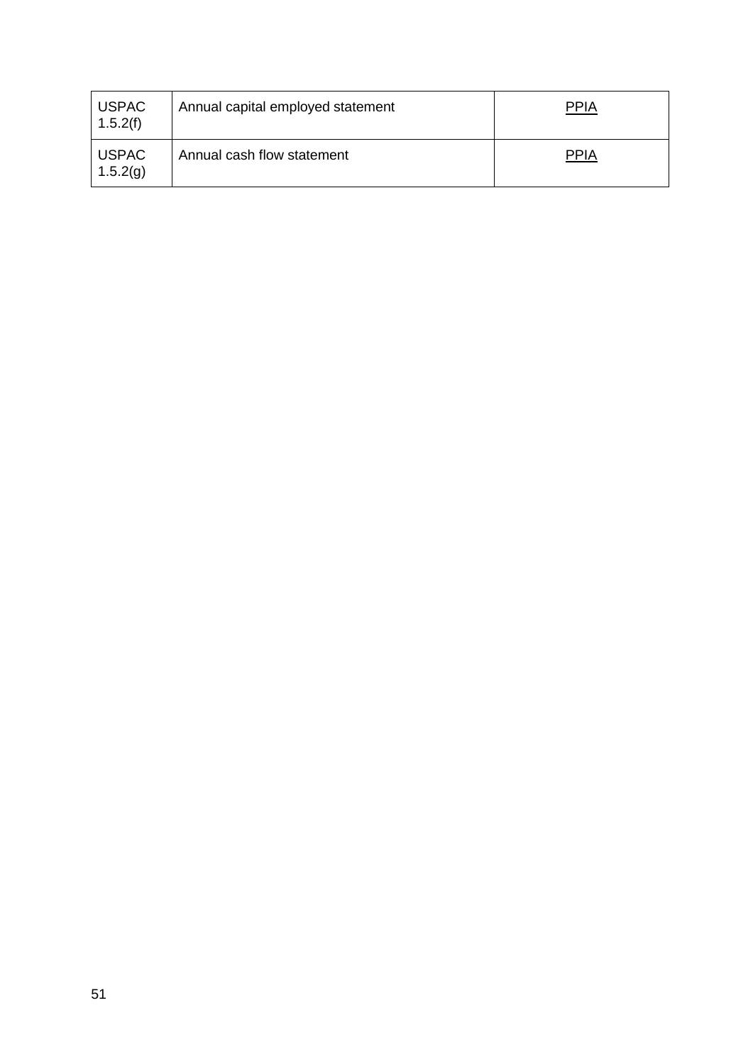| | | |
|---|---|---|
| USPAC 1.5.2(f) | Annual capital employed statement | PPIA |
| USPAC 1.5.2(g) | Annual cash flow statement | PPIA |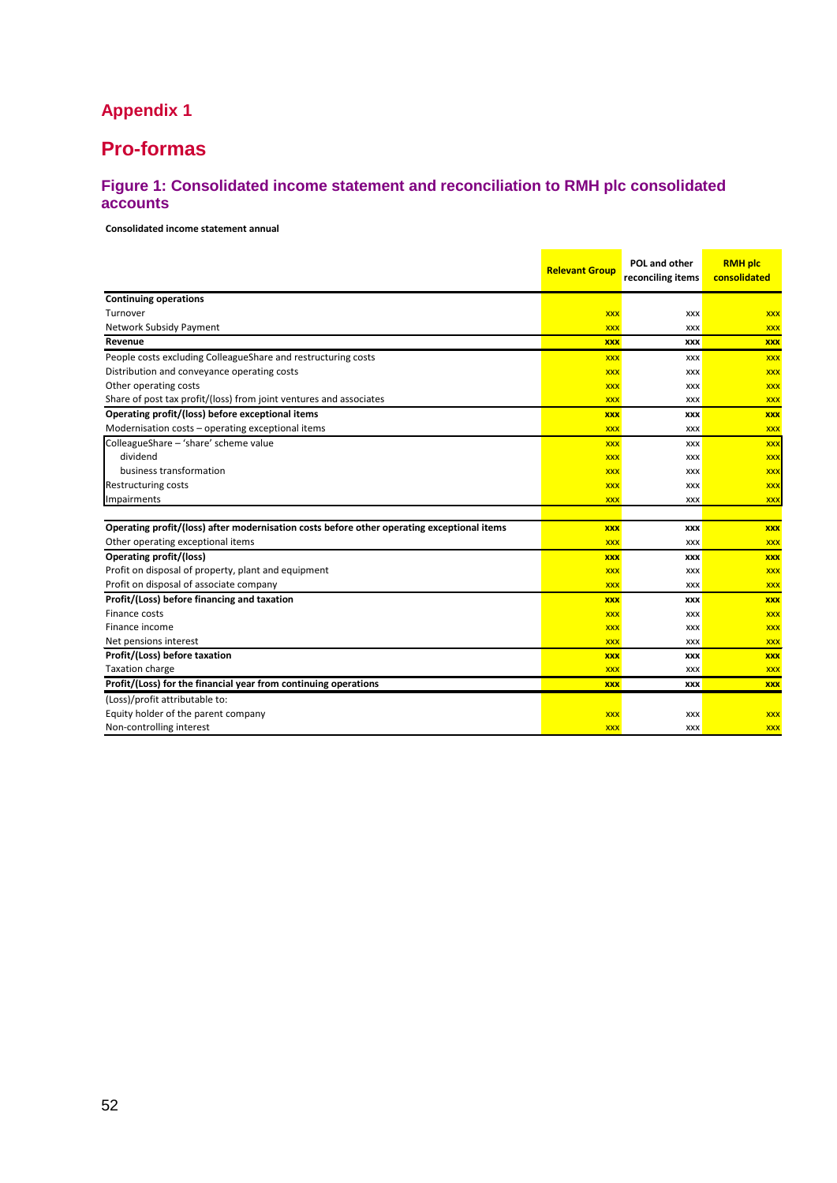## Appendix 1

# Pro-formas

### Figure 1: Consolidated income statement and reconciliation to RMH plc consolidated accounts

**Consolidated income statement annual**

| | Relevant Group | POL and other reconciling items | RMH plc consolidated |
|---|---|---|---|
| **Continuing operations** | | | |
| Turnover | xxx | xxx | xxx |
| Network Subsidy Payment | xxx | xxx | xxx |
| **Revenue** | **xxx** | **xxx** | **xxx** |
| People costs excluding ColleagueShare and restructuring costs | xxx | xxx | xxx |
| Distribution and conveyance operating costs | xxx | xxx | xxx |
| Other operating costs | xxx | xxx | xxx |
| Share of post tax profit/(loss) from joint ventures and associates | xxx | xxx | xxx |
| **Operating profit/(loss) before exceptional items** | **xxx** | **xxx** | **xxx** |
| Modernisation costs – operating exceptional items | xxx | xxx | xxx |
| ColleagueShare – 'share' scheme value | xxx | xxx | xxx |
| dividend | xxx | xxx | xxx |
| business transformation | xxx | xxx | xxx |
| Restructuring costs | xxx | xxx | xxx |
| Impairments | xxx | xxx | xxx |
| | | | |
| **Operating profit/(loss) after modernisation costs before other operating exceptional items** | **xxx** | **xxx** | **xxx** |
| Other operating exceptional items | xxx | xxx | xxx |
| **Operating profit/(loss)** | **xxx** | **xxx** | **xxx** |
| Profit on disposal of property, plant and equipment | xxx | xxx | xxx |
| Profit on disposal of associate company | xxx | xxx | xxx |
| **Profit/(Loss) before financing and taxation** | **xxx** | **xxx** | **xxx** |
| Finance costs | xxx | xxx | xxx |
| Finance income | xxx | xxx | xxx |
| Net pensions interest | xxx | xxx | xxx |
| **Profit/(Loss) before taxation** | **xxx** | **xxx** | **xxx** |
| Taxation charge | xxx | xxx | xxx |
| **Profit/(Loss) for the financial year from continuing operations** | **xxx** | **xxx** | **xxx** |
| (Loss)/profit attributable to: | | | |
| Equity holder of the parent company | xxx | xxx | xxx |
| Non-controlling interest | xxx | xxx | xxx |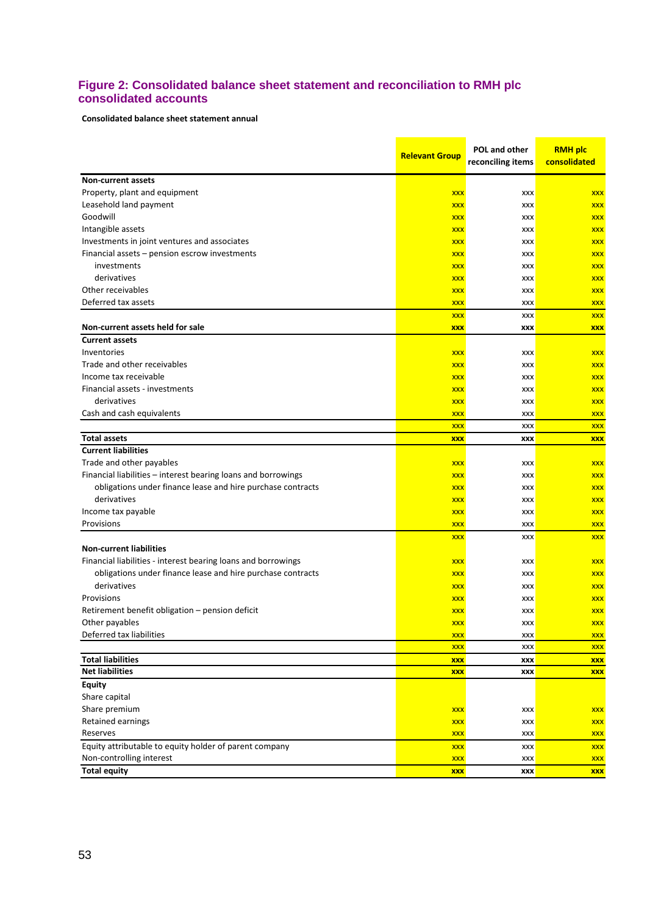## Figure 2: Consolidated balance sheet statement and reconciliation to RMH plc consolidated accounts

**Consolidated balance sheet statement annual**

| | Relevant Group | POL and other reconciling items | RMH plc consolidated |
|---|---|---|---|
| **Non-current assets** | | | |
| Property, plant and equipment | xxx | xxx | xxx |
| Leasehold land payment | xxx | xxx | xxx |
| Goodwill | xxx | xxx | xxx |
| Intangible assets | xxx | xxx | xxx |
| Investments in joint ventures and associates | xxx | xxx | xxx |
| Financial assets – pension escrow investments | xxx | xxx | xxx |
| investments | xxx | xxx | xxx |
| derivatives | xxx | xxx | xxx |
| Other receivables | xxx | xxx | xxx |
| Deferred tax assets | xxx | xxx | xxx |
| | xxx | xxx | xxx |
| **Non-current assets held for sale** | **xxx** | **xxx** | **xxx** |
| **Current assets** | | | |
| Inventories | xxx | xxx | xxx |
| Trade and other receivables | xxx | xxx | xxx |
| Income tax receivable | xxx | xxx | xxx |
| Financial assets - investments | xxx | xxx | xxx |
| derivatives | xxx | xxx | xxx |
| Cash and cash equivalents | xxx | xxx | xxx |
| | xxx | xxx | xxx |
| **Total assets** | **xxx** | **xxx** | **xxx** |
| **Current liabilities** | | | |
| Trade and other payables | xxx | xxx | xxx |
| Financial liabilities – interest bearing loans and borrowings | xxx | xxx | xxx |
| obligations under finance lease and hire purchase contracts | xxx | xxx | xxx |
| derivatives | xxx | xxx | xxx |
| Income tax payable | xxx | xxx | xxx |
| Provisions | xxx | xxx | xxx |
| | xxx | xxx | xxx |
| **Non-current liabilities** | | | |
| Financial liabilities - interest bearing loans and borrowings | xxx | xxx | xxx |
| obligations under finance lease and hire purchase contracts | xxx | xxx | xxx |
| derivatives | xxx | xxx | xxx |
| Provisions | xxx | xxx | xxx |
| Retirement benefit obligation – pension deficit | xxx | xxx | xxx |
| Other payables | xxx | xxx | xxx |
| Deferred tax liabilities | xxx | xxx | xxx |
| | xxx | xxx | xxx |
| **Total liabilities** | **xxx** | **xxx** | **xxx** |
| **Net liabilities** | **xxx** | **xxx** | **xxx** |
| **Equity** | | | |
| Share capital | | | |
| Share premium | xxx | xxx | xxx |
| Retained earnings | xxx | xxx | xxx |
| Reserves | xxx | xxx | xxx |
| Equity attributable to equity holder of parent company | xxx | xxx | xxx |
| Non-controlling interest | xxx | xxx | xxx |
| **Total equity** | **xxx** | **xxx** | **xxx** |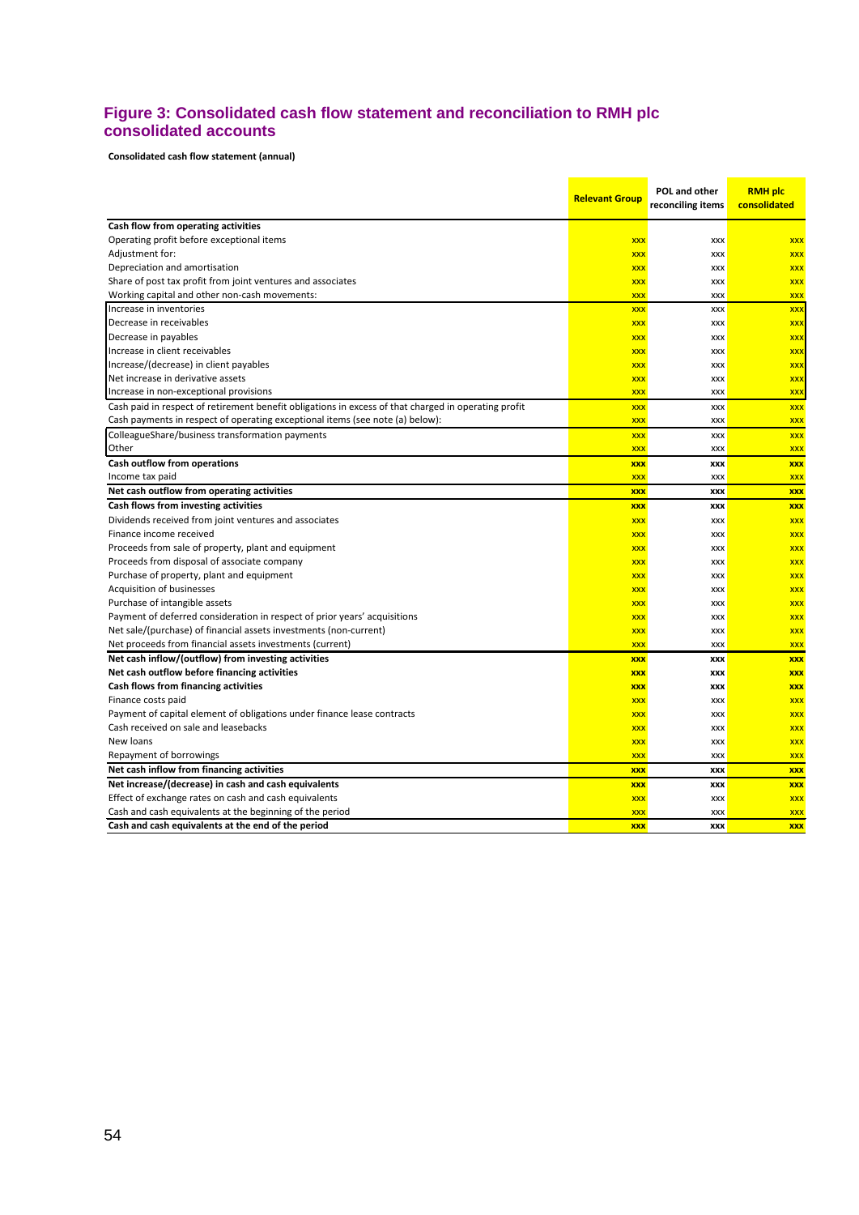## Figure 3: Consolidated cash flow statement and reconciliation to RMH plc consolidated accounts

**Consolidated cash flow statement (annual)**

| | Relevant Group | POL and other reconciling items | RMH plc consolidated |
|---|---|---|---|
| **Cash flow from operating activities** | | | |
| Operating profit before exceptional items | xxx | xxx | xxx |
| Adjustment for: | xxx | xxx | xxx |
| Depreciation and amortisation | xxx | xxx | xxx |
| Share of post tax profit from joint ventures and associates | xxx | xxx | xxx |
| Working capital and other non-cash movements: | xxx | xxx | xxx |
| Increase in inventories | xxx | xxx | xxx |
| Decrease in receivables | xxx | xxx | xxx |
| Decrease in payables | xxx | xxx | xxx |
| Increase in client receivables | xxx | xxx | xxx |
| Increase/(decrease) in client payables | xxx | xxx | xxx |
| Net increase in derivative assets | xxx | xxx | xxx |
| Increase in non-exceptional provisions | xxx | xxx | xxx |
| Cash paid in respect of retirement benefit obligations in excess of that charged in operating profit | xxx | xxx | xxx |
| Cash payments in respect of operating exceptional items (see note (a) below): | xxx | xxx | xxx |
| ColleagueShare/business transformation payments | xxx | xxx | xxx |
| Other | xxx | xxx | xxx |
| **Cash outflow from operations** | **xxx** | **xxx** | **xxx** |
| Income tax paid | xxx | xxx | xxx |
| **Net cash outflow from operating activities** | **xxx** | **xxx** | **xxx** |
| **Cash flows from investing activities** | **xxx** | **xxx** | **xxx** |
| Dividends received from joint ventures and associates | xxx | xxx | xxx |
| Finance income received | xxx | xxx | xxx |
| Proceeds from sale of property, plant and equipment | xxx | xxx | xxx |
| Proceeds from disposal of associate company | xxx | xxx | xxx |
| Purchase of property, plant and equipment | xxx | xxx | xxx |
| Acquisition of businesses | xxx | xxx | xxx |
| Purchase of intangible assets | xxx | xxx | xxx |
| Payment of deferred consideration in respect of prior years' acquisitions | xxx | xxx | xxx |
| Net sale/(purchase) of financial assets investments (non-current) | xxx | xxx | xxx |
| Net proceeds from financial assets investments (current) | xxx | xxx | xxx |
| **Net cash inflow/(outflow) from investing activities** | **xxx** | **xxx** | **xxx** |
| **Net cash outflow before financing activities** | **xxx** | **xxx** | **xxx** |
| **Cash flows from financing activities** | **xxx** | **xxx** | **xxx** |
| Finance costs paid | xxx | xxx | xxx |
| Payment of capital element of obligations under finance lease contracts | xxx | xxx | xxx |
| Cash received on sale and leasebacks | xxx | xxx | xxx |
| New loans | xxx | xxx | xxx |
| Repayment of borrowings | xxx | xxx | xxx |
| **Net cash inflow from financing activities** | **xxx** | **xxx** | **xxx** |
| **Net increase/(decrease) in cash and cash equivalents** | **xxx** | **xxx** | **xxx** |
| Effect of exchange rates on cash and cash equivalents | xxx | xxx | xxx |
| Cash and cash equivalents at the beginning of the period | xxx | xxx | xxx |
| **Cash and cash equivalents at the end of the period** | **xxx** | **xxx** | **xxx** |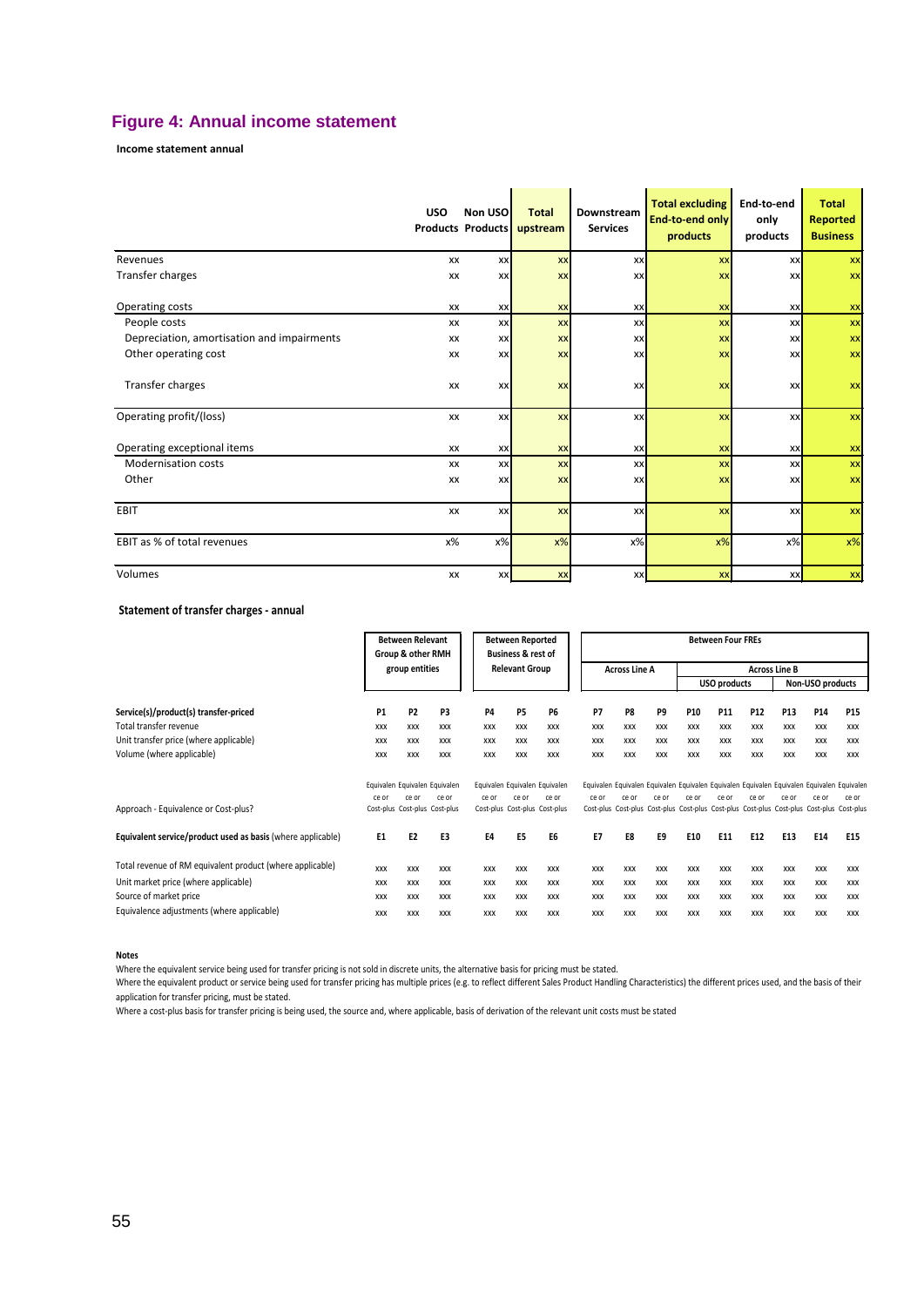## Figure 4: Annual income statement

**Income statement annual**

| | USO Products | Non USO Products | Total upstream | Downstream Services | Total excluding End-to-end only products | End-to-end only products | Total Reported Business |
|---|---|---|---|---|---|---|---|
| Revenues | xx | xx | xx | xx | xx | xx | xx |
| Transfer charges | xx | xx | xx | xx | xx | xx | xx |
| Operating costs | xx | xx | xx | xx | xx | xx | xx |
| People costs | xx | xx | xx | xx | xx | xx | xx |
| Depreciation, amortisation and impairments | xx | xx | xx | xx | xx | xx | xx |
| Other operating cost | xx | xx | xx | xx | xx | xx | xx |
| Transfer charges | xx | xx | xx | xx | xx | xx | xx |
| Operating profit/(loss) | xx | xx | xx | xx | xx | xx | xx |
| Operating exceptional items | xx | xx | xx | xx | xx | xx | xx |
| Modernisation costs | xx | xx | xx | xx | xx | xx | xx |
| Other | xx | xx | xx | xx | xx | xx | xx |
| EBIT | xx | xx | xx | xx | xx | xx | xx |
| EBIT as % of total revenues | x% | x% | x% | x% | x% | x% | x% |
| Volumes | xx | xx | xx | xx | xx | xx | xx |

**Statement of transfer charges - annual**

| | Between Relevant Group & other RMH group entities | | | Between Reported Business & rest of Relevant Group | | | Between Four FREs | | | | | | | | |
|---|---|---|---|---|---|---|---|---|---|---|---|---|---|---|---|
| | | | | | | | Across Line A | | | Across Line B | | | | | |
| | | | | | | | | | | USO products | | | Non-USO products | | |
| **Service(s)/product(s) transfer-priced** | **P1** | **P2** | **P3** | **P4** | **P5** | **P6** | **P7** | **P8** | **P9** | **P10** | **P11** | **P12** | **P13** | **P14** | **P15** |
| Total transfer revenue | xxx | xxx | xxx | xxx | xxx | xxx | xxx | xxx | xxx | xxx | xxx | xxx | xxx | xxx | xxx |
| Unit transfer price (where applicable) | xxx | xxx | xxx | xxx | xxx | xxx | xxx | xxx | xxx | xxx | xxx | xxx | xxx | xxx | xxx |
| Volume (where applicable) | xxx | xxx | xxx | xxx | xxx | xxx | xxx | xxx | xxx | xxx | xxx | xxx | xxx | xxx | xxx |
| Approach - Equivalence or Cost-plus? | Equivalence or Cost-plus | Equivalence or Cost-plus | Equivalence or Cost-plus | Equivalence or Cost-plus | Equivalence or Cost-plus | Equivalence or Cost-plus | Equivalence or Cost-plus | Equivalence or Cost-plus | Equivalence or Cost-plus | Equivalence or Cost-plus | Equivalence or Cost-plus | Equivalence or Cost-plus | Equivalence or Cost-plus | Equivalence or Cost-plus | Equivalence or Cost-plus |
| **Equivalent service/product used as basis** (where applicable) | **E1** | **E2** | **E3** | **E4** | **E5** | **E6** | **E7** | **E8** | **E9** | **E10** | **E11** | **E12** | **E13** | **E14** | **E15** |
| Total revenue of RM equivalent product (where applicable) | xxx | xxx | xxx | xxx | xxx | xxx | xxx | xxx | xxx | xxx | xxx | xxx | xxx | xxx | xxx |
| Unit market price (where applicable) | xxx | xxx | xxx | xxx | xxx | xxx | xxx | xxx | xxx | xxx | xxx | xxx | xxx | xxx | xxx |
| Source of market price | xxx | xxx | xxx | xxx | xxx | xxx | xxx | xxx | xxx | xxx | xxx | xxx | xxx | xxx | xxx |
| Equivalence adjustments (where applicable) | xxx | xxx | xxx | xxx | xxx | xxx | xxx | xxx | xxx | xxx | xxx | xxx | xxx | xxx | xxx |

**Notes**

Where the equivalent service being used for transfer pricing is not sold in discrete units, the alternative basis for pricing must be stated.

Where the equivalent product or service being used for transfer pricing has multiple prices (e.g. to reflect different Sales Product Handling Characteristics) the different prices used, and the basis of their application for transfer pricing, must be stated.

Where a cost-plus basis for transfer pricing is being used, the source and, where applicable, basis of derivation of the relevant unit costs must be stated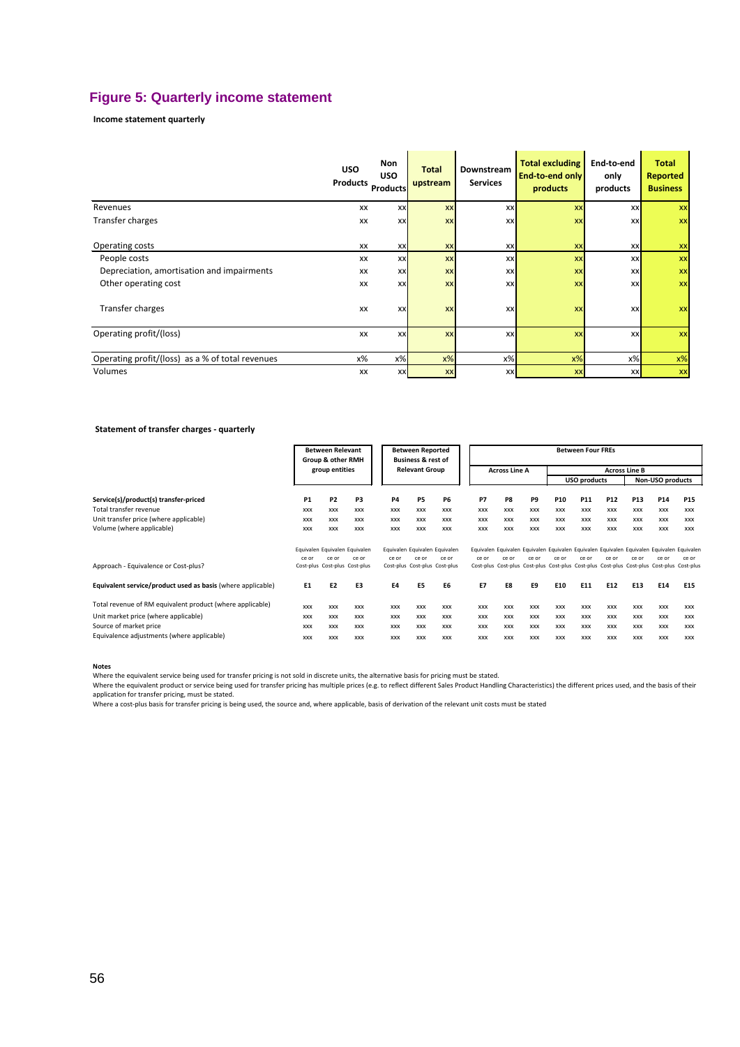## Figure 5: Quarterly income statement

**Income statement quarterly**

| | USO Products | Non USO Products | Total upstream | Downstream Services | Total excluding End-to-end only products | End-to-end only products | Total Reported Business |
|---|---|---|---|---|---|---|---|
| Revenues | xx | xx | xx | xx | xx | xx | xx |
| Transfer charges | xx | xx | xx | xx | xx | xx | xx |
| Operating costs | xx | xx | xx | xx | xx | xx | xx |
| People costs | xx | xx | xx | xx | xx | xx | xx |
| Depreciation, amortisation and impairments | xx | xx | xx | xx | xx | xx | xx |
| Other operating cost | xx | xx | xx | xx | xx | xx | xx |
| Transfer charges | xx | xx | xx | xx | xx | xx | xx |
| Operating profit/(loss) | xx | xx | xx | xx | xx | xx | xx |
| Operating profit/(loss) as a % of total revenues | x% | x% | x% | x% | x% | x% | x% |
| Volumes | xx | xx | xx | xx | xx | xx | xx |

**Statement of transfer charges - quarterly**

| | Between Relevant Group & other RMH group entities | | | Between Reported Business & rest of Relevant Group | | | Between Four FREs | | | | | | | | |
|---|---|---|---|---|---|---|---|---|---|---|---|---|---|---|---|
| | | | | | | | Across Line A | | | Across Line B | | | | | |
| | | | | | | | | | | USO products | | | Non-USO products | | |
| **Service(s)/product(s) transfer-priced** | **P1** | **P2** | **P3** | **P4** | **P5** | **P6** | **P7** | **P8** | **P9** | **P10** | **P11** | **P12** | **P13** | **P14** | **P15** |
| Total transfer revenue | xxx | xxx | xxx | xxx | xxx | xxx | xxx | xxx | xxx | xxx | xxx | xxx | xxx | xxx | xxx |
| Unit transfer price (where applicable) | xxx | xxx | xxx | xxx | xxx | xxx | xxx | xxx | xxx | xxx | xxx | xxx | xxx | xxx | xxx |
| Volume (where applicable) | xxx | xxx | xxx | xxx | xxx | xxx | xxx | xxx | xxx | xxx | xxx | xxx | xxx | xxx | xxx |
| Approach - Equivalence or Cost-plus? | Equivalence or Cost-plus | Equivalence or Cost-plus | Equivalence or Cost-plus | Equivalence or Cost-plus | Equivalence or Cost-plus | Equivalence or Cost-plus | Equivalence or Cost-plus | Equivalence or Cost-plus | Equivalence or Cost-plus | Equivalence or Cost-plus | Equivalence or Cost-plus | Equivalence or Cost-plus | Equivalence or Cost-plus | Equivalence or Cost-plus | Equivalence or Cost-plus |
| **Equivalent service/product used as basis** (where applicable) | **E1** | **E2** | **E3** | **E4** | **E5** | **E6** | **E7** | **E8** | **E9** | **E10** | **E11** | **E12** | **E13** | **E14** | **E15** |
| Total revenue of RM equivalent product (where applicable) | xxx | xxx | xxx | xxx | xxx | xxx | xxx | xxx | xxx | xxx | xxx | xxx | xxx | xxx | xxx |
| Unit market price (where applicable) | xxx | xxx | xxx | xxx | xxx | xxx | xxx | xxx | xxx | xxx | xxx | xxx | xxx | xxx | xxx |
| Source of market price | xxx | xxx | xxx | xxx | xxx | xxx | xxx | xxx | xxx | xxx | xxx | xxx | xxx | xxx | xxx |
| Equivalence adjustments (where applicable) | xxx | xxx | xxx | xxx | xxx | xxx | xxx | xxx | xxx | xxx | xxx | xxx | xxx | xxx | xxx |

**Notes**

Where the equivalent service being used for transfer pricing is not sold in discrete units, the alternative basis for pricing must be stated.

Where the equivalent product or service being used for transfer pricing has multiple prices (e.g. to reflect different Sales Product Handling Characteristics) the different prices used, and the basis of their application for transfer pricing, must be stated.

Where a cost-plus basis for transfer pricing is being used, the source and, where applicable, basis of derivation of the relevant unit costs must be stated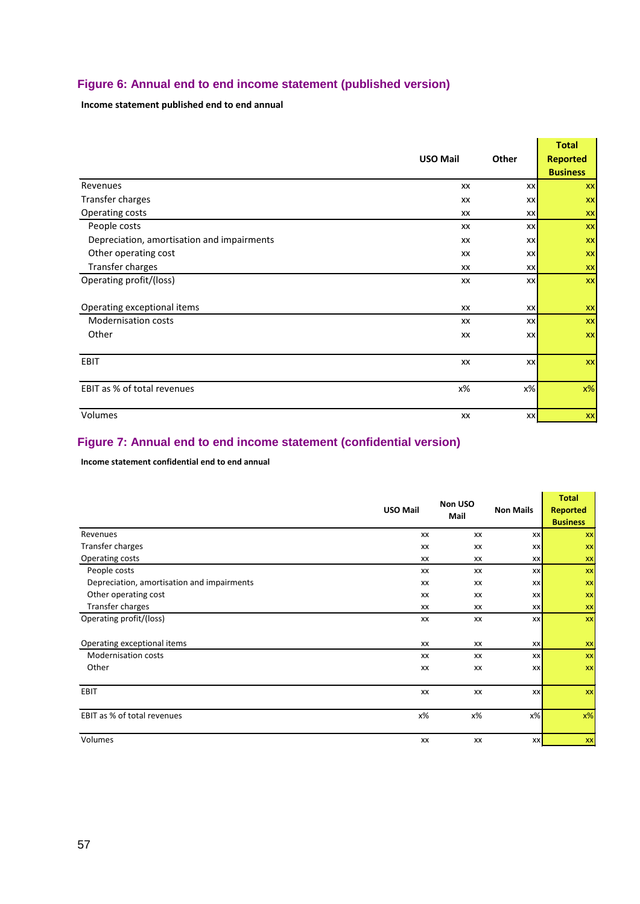### Figure 6: Annual end to end income statement (published version)

**Income statement published end to end annual**

| | USO Mail | Other | Total Reported Business |
|---|---|---|---|
| Revenues | xx | xx | xx |
| Transfer charges | xx | xx | xx |
| Operating costs | xx | xx | xx |
| People costs | xx | xx | xx |
| Depreciation, amortisation and impairments | xx | xx | xx |
| Other operating cost | xx | xx | xx |
| Transfer charges | xx | xx | xx |
| Operating profit/(loss) | xx | xx | xx |
| Operating exceptional items | xx | xx | xx |
| Modernisation costs | xx | xx | xx |
| Other | xx | xx | xx |
| EBIT | xx | xx | xx |
| EBIT as % of total revenues | x% | x% | x% |
| Volumes | xx | xx | xx |

### Figure 7: Annual end to end income statement (confidential version)

**Income statement confidential end to end annual**

| | USO Mail | Non USO Mail | Non Mails | Total Reported Business |
|---|---|---|---|---|
| Revenues | xx | xx | xx | xx |
| Transfer charges | xx | xx | xx | xx |
| Operating costs | xx | xx | xx | xx |
| People costs | xx | xx | xx | xx |
| Depreciation, amortisation and impairments | xx | xx | xx | xx |
| Other operating cost | xx | xx | xx | xx |
| Transfer charges | xx | xx | xx | xx |
| Operating profit/(loss) | xx | xx | xx | xx |
| Operating exceptional items | xx | xx | xx | xx |
| Modernisation costs | xx | xx | xx | xx |
| Other | xx | xx | xx | xx |
| EBIT | xx | xx | xx | xx |
| EBIT as % of total revenues | x% | x% | x% | x% |
| Volumes | xx | xx | xx | xx |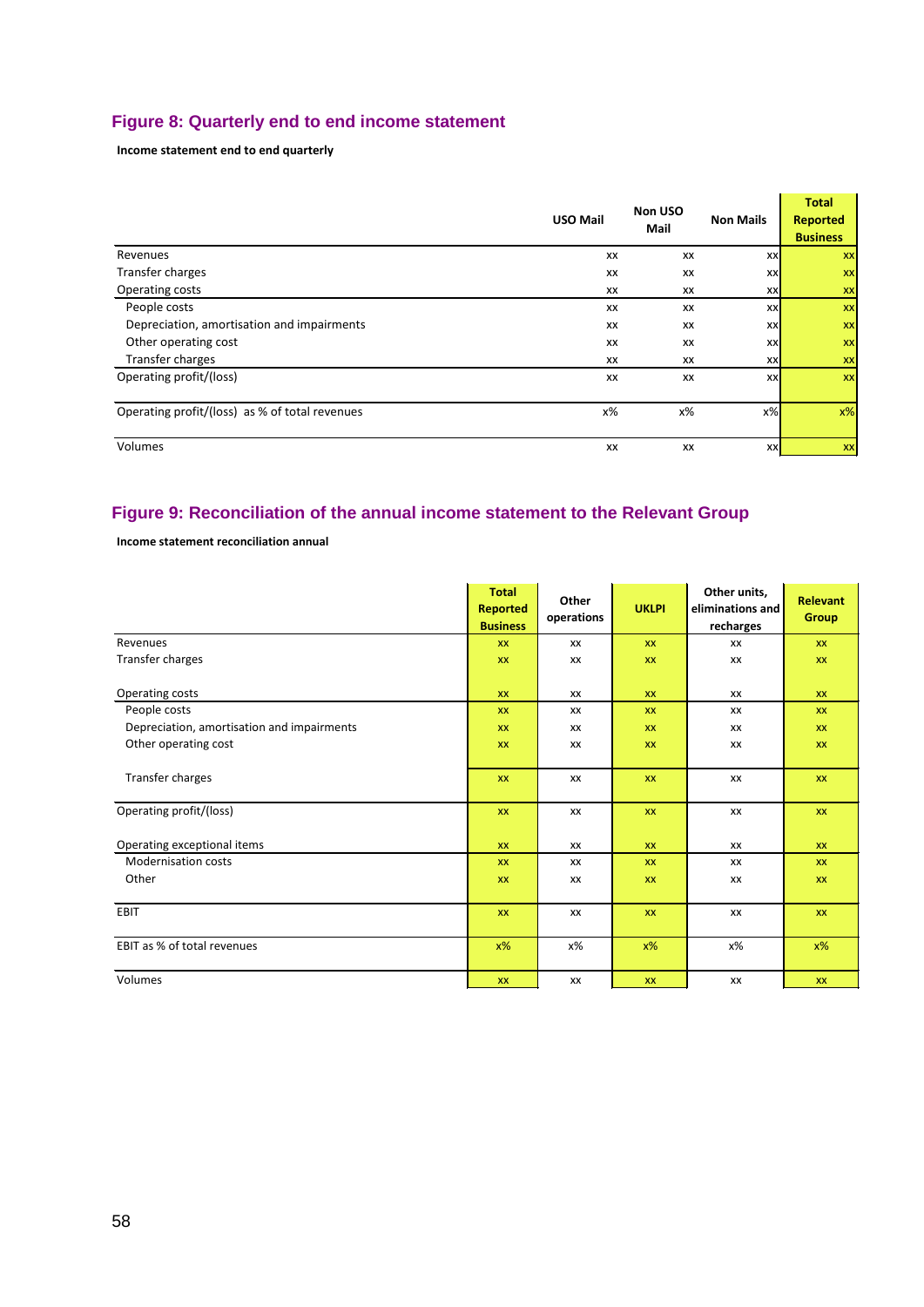## Figure 8: Quarterly end to end income statement

**Income statement end to end quarterly**

| | USO Mail | Non USO Mail | Non Mails | Total Reported Business |
|---|---|---|---|---|
| Revenues | xx | xx | xx | xx |
| Transfer charges | xx | xx | xx | xx |
| Operating costs | xx | xx | xx | xx |
| People costs | xx | xx | xx | xx |
| Depreciation, amortisation and impairments | xx | xx | xx | xx |
| Other operating cost | xx | xx | xx | xx |
| Transfer charges | xx | xx | xx | xx |
| Operating profit/(loss) | xx | xx | xx | xx |
| Operating profit/(loss) as % of total revenues | x% | x% | x% | x% |
| Volumes | xx | xx | xx | xx |

## Figure 9: Reconciliation of the annual income statement to the Relevant Group

**Income statement reconciliation annual**

| | Total Reported Business | Other operations | UKLPI | Other units, eliminations and recharges | Relevant Group |
|---|---|---|---|---|---|
| Revenues | xx | xx | xx | xx | xx |
| Transfer charges | xx | xx | xx | xx | xx |
| Operating costs | xx | xx | xx | xx | xx |
| People costs | xx | xx | xx | xx | xx |
| Depreciation, amortisation and impairments | xx | xx | xx | xx | xx |
| Other operating cost | xx | xx | xx | xx | xx |
| Transfer charges | xx | xx | xx | xx | xx |
| Operating profit/(loss) | xx | xx | xx | xx | xx |
| Operating exceptional items | xx | xx | xx | xx | xx |
| Modernisation costs | xx | xx | xx | xx | xx |
| Other | xx | xx | xx | xx | xx |
| EBIT | xx | xx | xx | xx | xx |
| EBIT as % of total revenues | x% | x% | x% | x% | x% |
| Volumes | xx | xx | xx | xx | xx |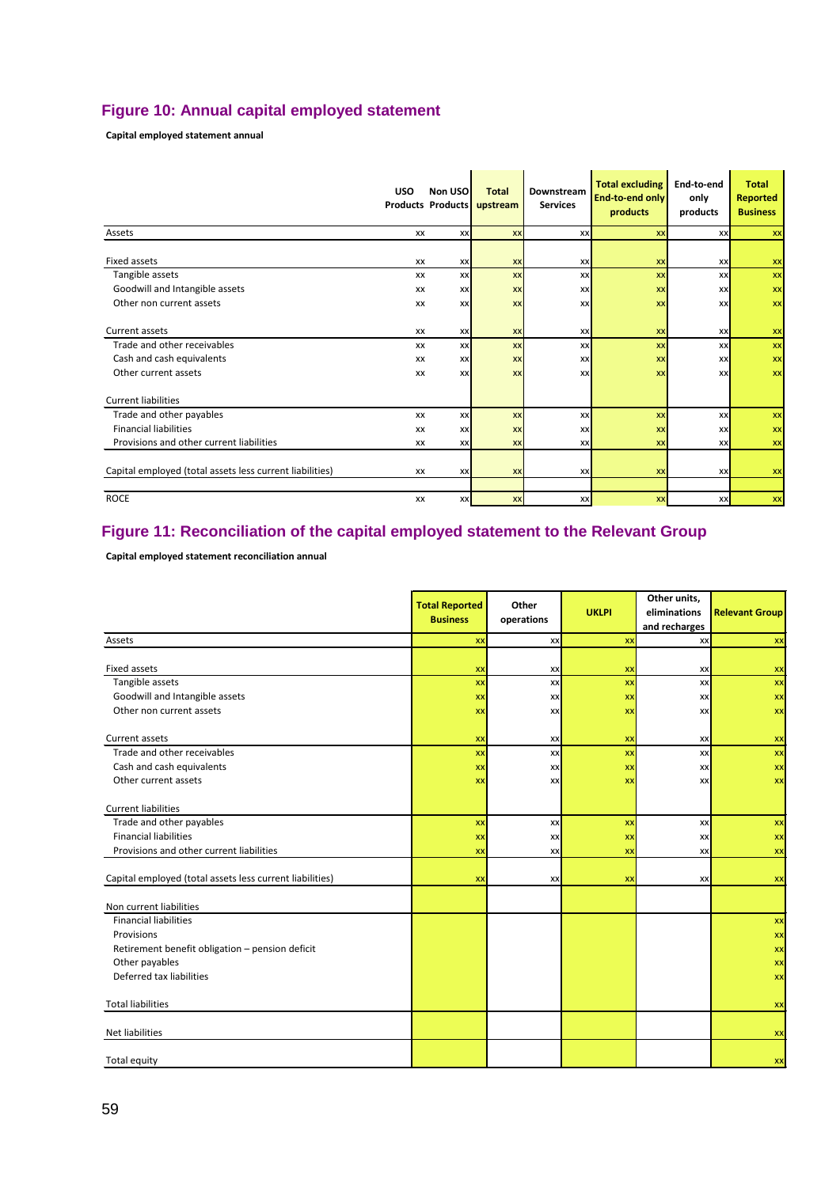## Figure 10: Annual capital employed statement

**Capital employed statement annual**

| | USO Products | Non USO Products | Total upstream | Downstream Services | Total excluding End-to-end only products | End-to-end only products | Total Reported Business |
|---|---|---|---|---|---|---|---|
| Assets | xx | xx | xx | xx | xx | xx | xx |
| | | | | | | | |
| Fixed assets | xx | xx | xx | xx | xx | xx | xx |
| Tangible assets | xx | xx | xx | xx | xx | xx | xx |
| Goodwill and Intangible assets | xx | xx | xx | xx | xx | xx | xx |
| Other non current assets | xx | xx | xx | xx | xx | xx | xx |
| | | | | | | | |
| Current assets | xx | xx | xx | xx | xx | xx | xx |
| Trade and other receivables | xx | xx | xx | xx | xx | xx | xx |
| Cash and cash equivalents | xx | xx | xx | xx | xx | xx | xx |
| Other current assets | xx | xx | xx | xx | xx | xx | xx |
| | | | | | | | |
| Current liabilities | | | | | | | |
| Trade and other payables | xx | xx | xx | xx | xx | xx | xx |
| Financial liabilities | xx | xx | xx | xx | xx | xx | xx |
| Provisions and other current liabilities | xx | xx | xx | xx | xx | xx | xx |
| | | | | | | | |
| Capital employed (total assets less current liabilities) | xx | xx | xx | xx | xx | xx | xx |
| | | | | | | | |
| ROCE | xx | xx | xx | xx | xx | xx | xx |

## Figure 11: Reconciliation of the capital employed statement to the Relevant Group

**Capital employed statement reconciliation annual**

| | Total Reported Business | Other operations | UKLPI | Other units, eliminations and recharges | Relevant Group |
|---|---|---|---|---|---|
| Assets | xx | xx | xx | xx | xx |
| | | | | | |
| Fixed assets | xx | xx | xx | xx | xx |
| Tangible assets | xx | xx | xx | xx | xx |
| Goodwill and Intangible assets | xx | xx | xx | xx | xx |
| Other non current assets | xx | xx | xx | xx | xx |
| | | | | | |
| Current assets | xx | xx | xx | xx | xx |
| Trade and other receivables | xx | xx | xx | xx | xx |
| Cash and cash equivalents | xx | xx | xx | xx | xx |
| Other current assets | xx | xx | xx | xx | xx |
| | | | | | |
| Current liabilities | | | | | |
| Trade and other payables | xx | xx | xx | xx | xx |
| Financial liabilities | xx | xx | xx | xx | xx |
| Provisions and other current liabilities | xx | xx | xx | xx | xx |
| | | | | | |
| Capital employed (total assets less current liabilities) | xx | xx | xx | xx | xx |
| | | | | | |
| Non current liabilities | | | | | |
| Financial liabilities | | | | | xx |
| Provisions | | | | | xx |
| Retirement benefit obligation – pension deficit | | | | | xx |
| Other payables | | | | | xx |
| Deferred tax liabilities | | | | | xx |
| | | | | | |
| Total liabilities | | | | | xx |
| | | | | | |
| Net liabilities | | | | | xx |
| | | | | | |
| Total equity | | | | | xx |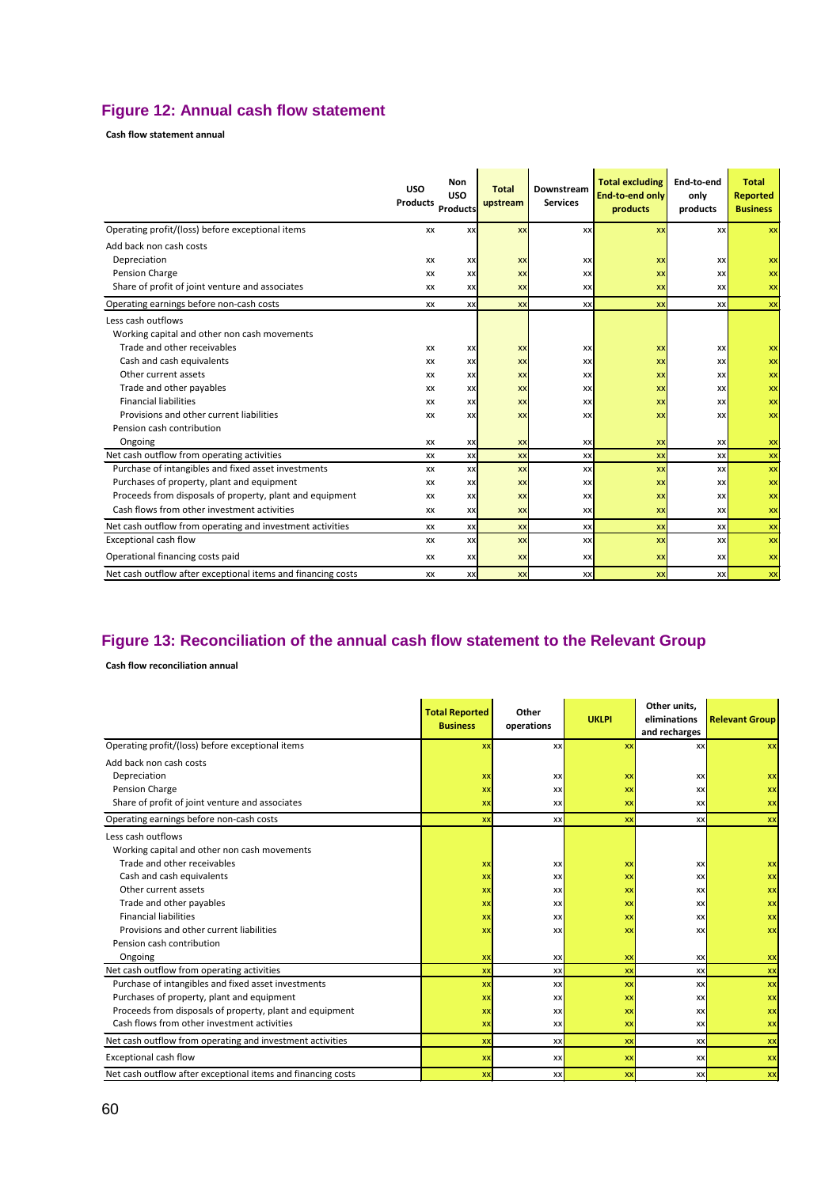## Figure 12: Annual cash flow statement

**Cash flow statement annual**

| | USO Products | Non USO Products | Total upstream | Downstream Services | Total excluding End-to-end only products | End-to-end only products | Total Reported Business |
|---|---|---|---|---|---|---|---|
| Operating profit/(loss) before exceptional items | xx | xx | xx | xx | xx | xx | xx |
| Add back non cash costs | | | | | | | |
| Depreciation | xx | xx | xx | xx | xx | xx | xx |
| Pension Charge | xx | xx | xx | xx | xx | xx | xx |
| Share of profit of joint venture and associates | xx | xx | xx | xx | xx | xx | xx |
| Operating earnings before non-cash costs | xx | xx | xx | xx | xx | xx | xx |
| Less cash outflows | | | | | | | |
| Working capital and other non cash movements | | | | | | | |
| Trade and other receivables | xx | xx | xx | xx | xx | xx | xx |
| Cash and cash equivalents | xx | xx | xx | xx | xx | xx | xx |
| Other current assets | xx | xx | xx | xx | xx | xx | xx |
| Trade and other payables | xx | xx | xx | xx | xx | xx | xx |
| Financial liabilities | xx | xx | xx | xx | xx | xx | xx |
| Provisions and other current liabilities | xx | xx | xx | xx | xx | xx | xx |
| Pension cash contribution | | | | | | | |
| Ongoing | xx | xx | xx | xx | xx | xx | xx |
| Net cash outflow from operating activities | xx | xx | xx | xx | xx | xx | xx |
| Purchase of intangibles and fixed asset investments | xx | xx | xx | xx | xx | xx | xx |
| Purchases of property, plant and equipment | xx | xx | xx | xx | xx | xx | xx |
| Proceeds from disposals of property, plant and equipment | xx | xx | xx | xx | xx | xx | xx |
| Cash flows from other investment activities | xx | xx | xx | xx | xx | xx | xx |
| Net cash outflow from operating and investment activities | xx | xx | xx | xx | xx | xx | xx |
| Exceptional cash flow | xx | xx | xx | xx | xx | xx | xx |
| Operational financing costs paid | xx | xx | xx | xx | xx | xx | xx |
| Net cash outflow after exceptional items and financing costs | xx | xx | xx | xx | xx | xx | xx |

## Figure 13: Reconciliation of the annual cash flow statement to the Relevant Group

**Cash flow reconciliation annual**

| | Total Reported Business | Other operations | UKLPI | Other units, eliminations and recharges | Relevant Group |
|---|---|---|---|---|---|
| Operating profit/(loss) before exceptional items | xx | xx | xx | xx | xx |
| Add back non cash costs | | | | | |
| Depreciation | xx | xx | xx | xx | xx |
| Pension Charge | xx | xx | xx | xx | xx |
| Share of profit of joint venture and associates | xx | xx | xx | xx | xx |
| Operating earnings before non-cash costs | xx | xx | xx | xx | xx |
| Less cash outflows | | | | | |
| Working capital and other non cash movements | | | | | |
| Trade and other receivables | xx | xx | xx | xx | xx |
| Cash and cash equivalents | xx | xx | xx | xx | xx |
| Other current assets | xx | xx | xx | xx | xx |
| Trade and other payables | xx | xx | xx | xx | xx |
| Financial liabilities | xx | xx | xx | xx | xx |
| Provisions and other current liabilities | xx | xx | xx | xx | xx |
| Pension cash contribution | | | | | |
| Ongoing | xx | xx | xx | xx | xx |
| Net cash outflow from operating activities | xx | xx | xx | xx | xx |
| Purchase of intangibles and fixed asset investments | xx | xx | xx | xx | xx |
| Purchases of property, plant and equipment | xx | xx | xx | xx | xx |
| Proceeds from disposals of property, plant and equipment | xx | xx | xx | xx | xx |
| Cash flows from other investment activities | xx | xx | xx | xx | xx |
| Net cash outflow from operating and investment activities | xx | xx | xx | xx | xx |
| Exceptional cash flow | xx | xx | xx | xx | xx |
| Net cash outflow after exceptional items and financing costs | xx | xx | xx | xx | xx |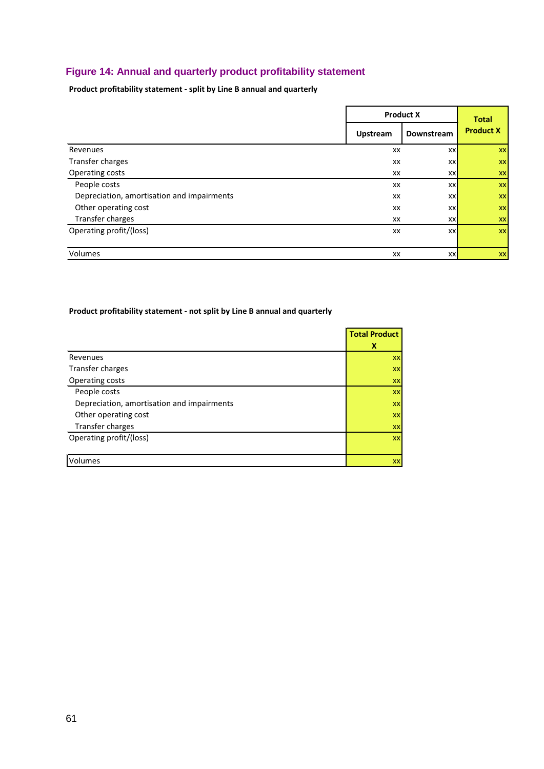### Figure 14: Annual and quarterly product profitability statement

**Product profitability statement - split by Line B annual and quarterly**

| | Product X | | Total Product X |
|---|---|---|---|
| | Upstream | Downstream | |
| Revenues | xx | xx | xx |
| Transfer charges | xx | xx | xx |
| Operating costs | xx | xx | xx |
| People costs | xx | xx | xx |
| Depreciation, amortisation and impairments | xx | xx | xx |
| Other operating cost | xx | xx | xx |
| Transfer charges | xx | xx | xx |
| Operating profit/(loss) | xx | xx | xx |
| Volumes | xx | xx | xx |

**Product profitability statement - not split by Line B annual and quarterly**

| | Total Product X |
|---|---|
| Revenues | xx |
| Transfer charges | xx |
| Operating costs | xx |
| People costs | xx |
| Depreciation, amortisation and impairments | xx |
| Other operating cost | xx |
| Transfer charges | xx |
| Operating profit/(loss) | xx |
| Volumes | xx |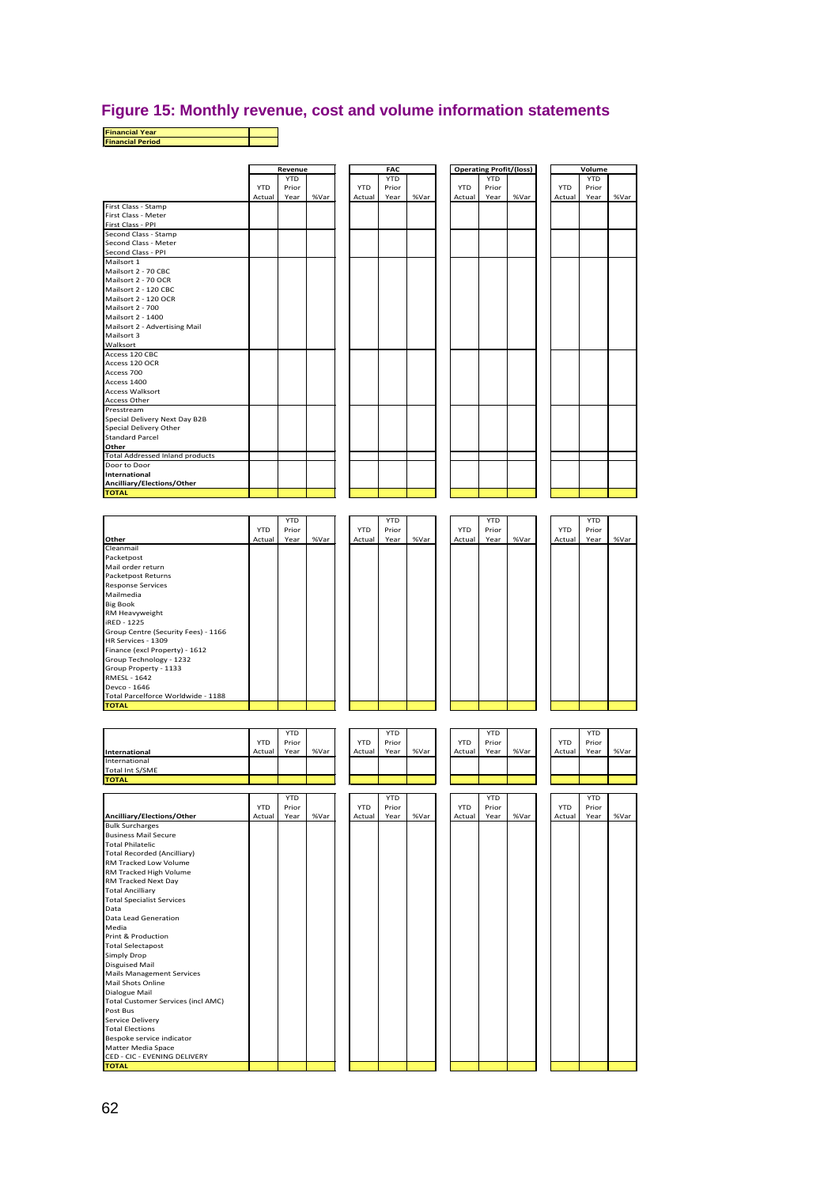# Figure 15: Monthly revenue, cost and volume information statements

| Financial Year | |
|---|---|
| Financial Period | |

| | Revenue | | | FAC | | | Operating Profit/(loss) | | | Volume | | |
|---|---|---|---|---|---|---|---|---|---|---|---|---|
| | YTD Actual | YTD Prior Year | %Var | YTD Actual | YTD Prior Year | %Var | YTD Actual | YTD Prior Year | %Var | YTD Actual | YTD Prior Year | %Var |
| First Class - Stamp | | | | | | | | | | | | |
| First Class - Meter | | | | | | | | | | | | |
| First Class - PPI | | | | | | | | | | | | |
| Second Class - Stamp | | | | | | | | | | | | |
| Second Class - Meter | | | | | | | | | | | | |
| Second Class - PPI | | | | | | | | | | | | |
| Mailsort 1 | | | | | | | | | | | | |
| Mailsort 2 - 70 CBC | | | | | | | | | | | | |
| Mailsort 2 - 70 OCR | | | | | | | | | | | | |
| Mailsort 2 - 120 CBC | | | | | | | | | | | | |
| Mailsort 2 - 120 OCR | | | | | | | | | | | | |
| Mailsort 2 - 700 | | | | | | | | | | | | |
| Mailsort 2 - 1400 | | | | | | | | | | | | |
| Mailsort 2 - Advertising Mail | | | | | | | | | | | | |
| Mailsort 3 | | | | | | | | | | | | |
| Walksort | | | | | | | | | | | | |
| Access 120 CBC | | | | | | | | | | | | |
| Access 120 OCR | | | | | | | | | | | | |
| Access 700 | | | | | | | | | | | | |
| Access 1400 | | | | | | | | | | | | |
| Access Walksort | | | | | | | | | | | | |
| Access Other | | | | | | | | | | | | |
| Presstream | | | | | | | | | | | | |
| Special Delivery Next Day B2B | | | | | | | | | | | | |
| Special Delivery Other | | | | | | | | | | | | |
| Standard Parcel | | | | | | | | | | | | |
| **Other** | | | | | | | | | | | | |
| Total Addressed Inland products | | | | | | | | | | | | |
| Door to Door | | | | | | | | | | | | |
| **International** | | | | | | | | | | | | |
| **Ancilliary/Elections/Other** | | | | | | | | | | | | |
| **TOTAL** | | | | | | | | | | | | |

| **Other** | YTD Actual | YTD Prior Year | %Var | YTD Actual | YTD Prior Year | %Var | YTD Actual | YTD Prior Year | %Var | YTD Actual | YTD Prior Year | %Var |
|---|---|---|---|---|---|---|---|---|---|---|---|---|
| Cleanmail | | | | | | | | | | | | |
| Packetpost | | | | | | | | | | | | |
| Mail order return | | | | | | | | | | | | |
| Packetpost Returns | | | | | | | | | | | | |
| Response Services | | | | | | | | | | | | |
| Mailmedia | | | | | | | | | | | | |
| Big Book | | | | | | | | | | | | |
| RM Heavyweight | | | | | | | | | | | | |
| iRED - 1225 | | | | | | | | | | | | |
| Group Centre (Security Fees) - 1166 | | | | | | | | | | | | |
| HR Services - 1309 | | | | | | | | | | | | |
| Finance (excl Property) - 1612 | | | | | | | | | | | | |
| Group Technology - 1232 | | | | | | | | | | | | |
| Group Property - 1133 | | | | | | | | | | | | |
| RMESL - 1642 | | | | | | | | | | | | |
| Devco - 1646 | | | | | | | | | | | | |
| Total Parcelforce Worldwide - 1188 | | | | | | | | | | | | |
| **TOTAL** | | | | | | | | | | | | |

| **International** | YTD Actual | YTD Prior Year | %Var | YTD Actual | YTD Prior Year | %Var | YTD Actual | YTD Prior Year | %Var | YTD Actual | YTD Prior Year | %Var |
|---|---|---|---|---|---|---|---|---|---|---|---|---|
| International | | | | | | | | | | | | |
| Total Int S/SME | | | | | | | | | | | | |
| **TOTAL** | | | | | | | | | | | | |

| **Ancilliary/Elections/Other** | YTD Actual | YTD Prior Year | %Var | YTD Actual | YTD Prior Year | %Var | YTD Actual | YTD Prior Year | %Var | YTD Actual | YTD Prior Year | %Var |
|---|---|---|---|---|---|---|---|---|---|---|---|---|
| Bulk Surcharges | | | | | | | | | | | | |
| Business Mail Secure | | | | | | | | | | | | |
| Total Philatelic | | | | | | | | | | | | |
| Total Recorded (Ancilliary) | | | | | | | | | | | | |
| RM Tracked Low Volume | | | | | | | | | | | | |
| RM Tracked High Volume | | | | | | | | | | | | |
| RM Tracked Next Day | | | | | | | | | | | | |
| Total Ancilliary | | | | | | | | | | | | |
| Total Specialist Services | | | | | | | | | | | | |
| Data | | | | | | | | | | | | |
| Data Lead Generation | | | | | | | | | | | | |
| Media | | | | | | | | | | | | |
| Print & Production | | | | | | | | | | | | |
| Total Selectapost | | | | | | | | | | | | |
| Simply Drop | | | | | | | | | | | | |
| Disguised Mail | | | | | | | | | | | | |
| Mails Management Services | | | | | | | | | | | | |
| Mail Shots Online | | | | | | | | | | | | |
| Dialogue Mail | | | | | | | | | | | | |
| Total Customer Services (incl AMC) | | | | | | | | | | | | |
| Post Bus | | | | | | | | | | | | |
| Service Delivery | | | | | | | | | | | | |
| Total Elections | | | | | | | | | | | | |
| Bespoke service indicator | | | | | | | | | | | | |
| Matter Media Space | | | | | | | | | | | | |
| CED - CIC - EVENING DELIVERY | | | | | | | | | | | | |
| **TOTAL** | | | | | | | | | | | | |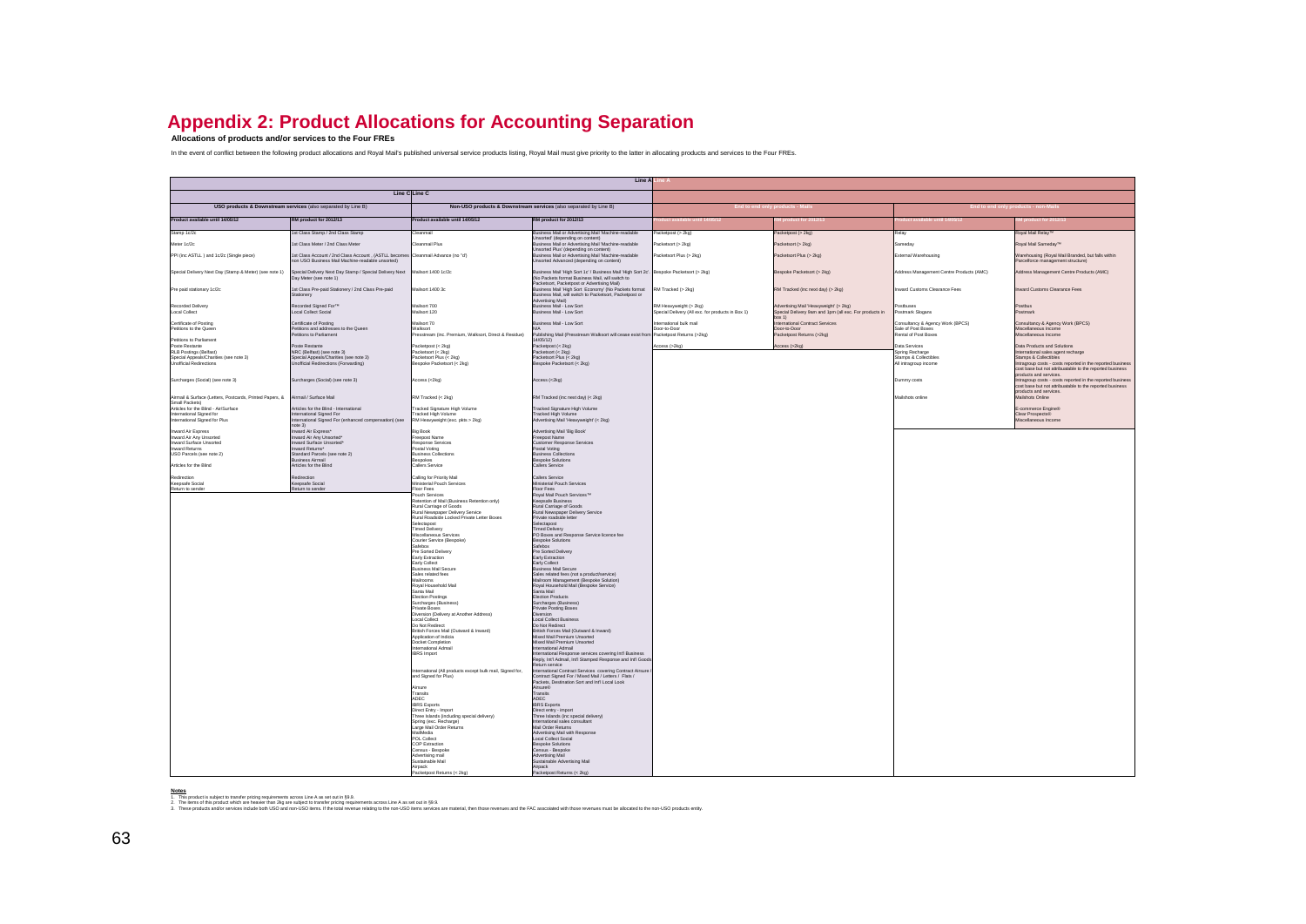# Appendix 2: Product Allocations for Accounting Separation

**Allocations of products and/or services to the Four FREs**

In the event of conflict between the following product allocations and Royal Mail's published universal service products listing, Royal Mail must give priority to the latter in allocating products and services to the Four FREs.

| Line C | | | | Line A | | | |
|---|---|---|---|---|---|---|---|
| USO products & Downstream services (also separated by Line B) | | Non-USO products & Downstream services (also separated by Line B) | | End to end only products - Mails | | End to end only products - non-Mails | |
| Product available until 14/05/12 | RM product for 2012/13 | Product available until 14/05/12 | RM product for 2012/13 | Product available until 14/05/12 | RM product for 2012/13 | Product available until 14/05/12 | RM product for 2012/13 |
| Stamp 1c/2c | 1st Class Stamp / 2nd Class Stamp | Cleanmail | Business Mail or Advertising Mail Machine-readable Unsorted (depending on content) | Packetpost (> 2kg) | Packetpost (> 2kg) | Relay | Royal Mail Relay™ |
| Meter 1c/2c | 1st Class Meter / 2nd Class Meter | Cleanmail Plus | Business Mail or Advertising Mail Machine-readable Unsorted Plus (depending on content) | Packetsort (> 2kg) | Packetsort (> 2kg) | Sameday | Royal Mail Sameday™ |
| PPI (inc ASTLL ) and 1c/2c (Single piece) | 1st Class Account / 2nd Class Account , (ASTLL becomes non USO Business Mail Machine-readable unsorted) | Cleanmail Advance (no 'of') | Business Mail or Advertising Mail Machine-readable Unsorted Advanced (depending on content) | Packetsort Plus (> 2kg) | Packetsort Plus (> 2kg) | External Warehousing | Warehousing (Royal Mail Branded, but falls within Parcelforce management structure) |
| Special Delivery Next Day (Stamp & Meter) (see note 1) | Special Delivery Next Day Stamp / Special Delivery Next Day Meter (see note 1) | Mailsort 1400 1c/2c | Business Mail 'High Sort 1c' / Business Mail 'High Sort 2c' (No Packets format Business Mail, will switch to Packetsort, Packetpost or Advertising Mail) | Bespoke Packetsort (> 2kg) | Bespoke Packetsort (> 2kg) | Address Management Centre Products (AMC) | Address Management Centre Products (AMC) |
| Pre paid stationary 1c/2c | 1st Class Pre-paid Stationery / 2nd Class Pre-paid Stationery | Mailsort 1400 3c | Business Mail 'High Sort Economy' (No Packets format Business Mail, will switch to Packetsort, Packetpost or Advertising Mail) | RM Tracked (> 2kg) | RM Tracked (inc next day) (> 2kg) | Inward Customs Clearance Fees | Inward Customs Clearance Fees |
| Recorded Delivery | Recorded Signed For™ | Mailsort 700 | Business Mail - Low Sort | RM Heavyweight (> 2kg) | Advertising Mail 'Heavyweight' (> 2kg) | Postbuses | Postbus |
| Local Collect | Local Collect Social | Mailsort 120 | Business Mail - Low Sort | Special Delivery (All exc. for products in Box 1) | Special Delivery 9am and 1pm (all exc. For products in box 1) | Postmark Slogans | Postmark |
| Certificate of Posting | Certificate of Posting | Mailsort 70 | Business Mail - Low Sort | International bulk mail | International Contract Services | Consultancy & Agency Work (BPCS) | Consultancy & Agency Work (BPCS) |
| Petitions to the Queen | Petitions and addresses to the Queen | Walksort | N/A | Door-to-Door | Door-to-Door | Sale of Post Boxes | Miscellaneous Income |
| | | Presstream (inc. Premium, Walksort, Direct & Residue) | Publishing Mail (Presstream Walksort will cease exist from 14/05/12) | Packetpost Returns (>2kg) | Packetpost Returns (>2kg) | Rental of Post Boxes | Miscellaneous Income |
| Petitions to Parliament | Petitions to Parliament | | | | | | |
| Poste Restante | Poste Restante | Packetpost (< 2kg) | Packetpost (< 2kg) | Access (>2kg) | Access (>2kg) | Data Services | Data Products and Solutions |
| RLB Postings (Belfast) | NRC (Belfast) (see note 3) | Packetsort (< 2kg) | Packetsort (< 2kg) | | | Spring Recharge | International sales agent recharge |
| Special Appeals/Charities (see note 3) | Special Appeals/Charities (see note 3) | Packetsort Plus (< 2kg) | Packetsort Plus (< 2kg) | | | Stamps & Collectibles | Stamps & Collectibles |
| Unofficial Redirections | Unofficial Redirections (Forwarding) | Bespoke Packetsort (< 2kg) | Bespoke Packetsort (< 2kg) | | | All intragroup income | Intragroup costs - costs reported in the reported business cost base but not attributable to the reported business products and services. |
| Surcharges (Social) (see note 3) | Surcharges (Social) (see note 3) | Access (<2kg) | Access (<2kg) | | | Dummy costs | Intragroup costs - costs reported in the reported business cost base but not attributable to the reported business products and services. |
| Airmail & Surface (Letters, Postcards, Printed Papers, & Small Packets) | Airmail / Surface Mail | RM Tracked (< 2kg) | RM Tracked (inc next day) (< 2kg) | | | Mailshots online | Mailshots Online |
| Articles for the Blind - AirSurface | Articles for the Blind - International | Tracked Signature High Volume | Tracked Signature High Volume | | | | E-commerce Engine® |
| International Signed for | International Signed For | Tracked High Volume | Tracked High Volume | | | | Clear Prospects® |
| International Signed for Plus | International Signed For (enhanced compensation) (see note 3) | RM Heavyweight (exc. pkts > 2kg) | Advertising Mail 'Heavyweight' (< 2kg) | | | | Miscellaneous Income |
| Inward Air Express | Inward Air Express* | Big Book | Advertising Mail 'Big Book' | | | | |
| Inward Air Any Unsorted | Inward Air Any Unsorted* | Freepost Name | Freepost Name | | | | |
| Inward Surface Unsorted | Inward Surface Unsorted* | Response Services | Customer Response Services | | | | |
| Inward Returns | Inward Returns* | Postal Voting | Postal Voting | | | | |
| USO Parcels (see note 2) | Standard Parcels (see note 2) | Business Collections | Business Collections | | | | |
| | Business Airmail | Bespokes | Bespoke Solutions | | | | |
| Articles for the Blind | Articles for the Blind | Callers Service | Callers Service | | | | |
| Redirection | Redirection | Calling for Priority Mail | Callers Service | | | | |
| Keepsafe Social | Keepsafe Social | Ministerial Pouch Services | Ministerial Pouch Services | | | | |
| Return to sender | Return to sender | Floor Fees | Floor Fees | | | | |
| | | Pouch Services | Royal Mail Pouch Services™ | | | | |
| | | Retention of Mail (Business Retention only) | Keepsafe Business | | | | |
| | | Rural Carriage of Goods | Rural Carriage of Goods | | | | |
| | | Rural Newspaper Delivery Service | Rural Newspaper Delivery Service | | | | |
| | | Rural Roadside Locked Private Letter Boxes | Private roadside letter | | | | |
| | | Selectapost | Selectapost | | | | |
| | | Timed Delivery | Timed Delivery | | | | |
| | | Miscellaneous Services | PO Boxes and Response Service licence fee | | | | |
| | | Courier Service (Bespoke) | Bespoke Solutions | | | | |
| | | Safebox | Safebox | | | | |
| | | Pre Sorted Delivery | Pre Sorted Delivery | | | | |
| | | Early Extraction | Early Extraction | | | | |
| | | Early Collect | Early Collect | | | | |
| | | Business Mail Secure | Business Mail Secure | | | | |
| | | Sales related fees | Sales related fees (not a product/service) | | | | |
| | | Mailrooms | Mailroom Management (Bespoke Solution) | | | | |
| | | Royal Household Mail | Royal Household Mail (Bespoke Service) | | | | |
| | | Santa Mail | Santa Mail | | | | |
| | | Election Postings | Election Products | | | | |
| | | Surcharges (Business) | Surcharges (Business) | | | | |
| | | Private Boxes | Private Posting Boxes | | | | |
| | | Diversion (Delivery at Another Address) | Diversion | | | | |
| | | Local Collect | Local Collect Business | | | | |
| | | Do Not Redirect | Do Not Redirect | | | | |
| | | British Forces Mail (Outward & Inward) | British Forces Mail (Outward & Inward) | | | | |
| | | Application of indicia | Mixed Mail Premium Unsorted | | | | |
| | | Docket Completion | Mixed Mail Premium Unsorted | | | | |
| | | International Admail | International Admail | | | | |
| | | IBRS Import | International Response services covering Int'l Business Reply, Int'l Admail, Int'l Stamped Response and Int'l Goods Return service | | | | |
| | | International (All products except bulk mail, Signed for, and Signed for Plus) | International Contract Services covering Contract Airsure / Contract Signed For / Mixed Mail / Letters / Flats / Packets, Destination Sort and Int'l Local Look | | | | |
| | | Airsure | Airsure® | | | | |
| | | Transits | Transits | | | | |
| | | ADEC | ADEC | | | | |
| | | IBRS Exports | IBRS Exports | | | | |
| | | Direct Entry - Import | Direct entry - import | | | | |
| | | Three Islands (including special delivery) | Three Islands (inc special delivery) | | | | |
| | | Spring (exc. Recharge) | International sales consultant | | | | |
| | | Large Mail Order Returns | Mail Order Returns | | | | |
| | | MailMedia | Advertising Mail with Response | | | | |
| | | POL Collect | Local Collect Social | | | | |
| | | COP Extraction | Bespoke Solutions | | | | |
| | | Census - Bespoke | Census - Bespoke | | | | |
| | | Advertising mail | Advertising Mail | | | | |
| | | Sustainable Mail | Sustainable Advertising Mail | | | | |
| | | Airpack | Airpack | | | | |
| | | Packetpost Returns (< 2kg) | Packetpost Returns (< 2kg) | | | | |

**Notes**

1. This product is subject to transfer pricing requirements across Line A as set out in §9.6.
2. The items of this product which are heavier than 2kg are subject to transfer pricing requirements across Line A as set out in §9.9.
3. These products and/or services include both USO and non-USO items. If the total revenue relating to the non-USO items services are material, then those revenues and the FAC associated with those revenues must be allocated to the non-USO products entity.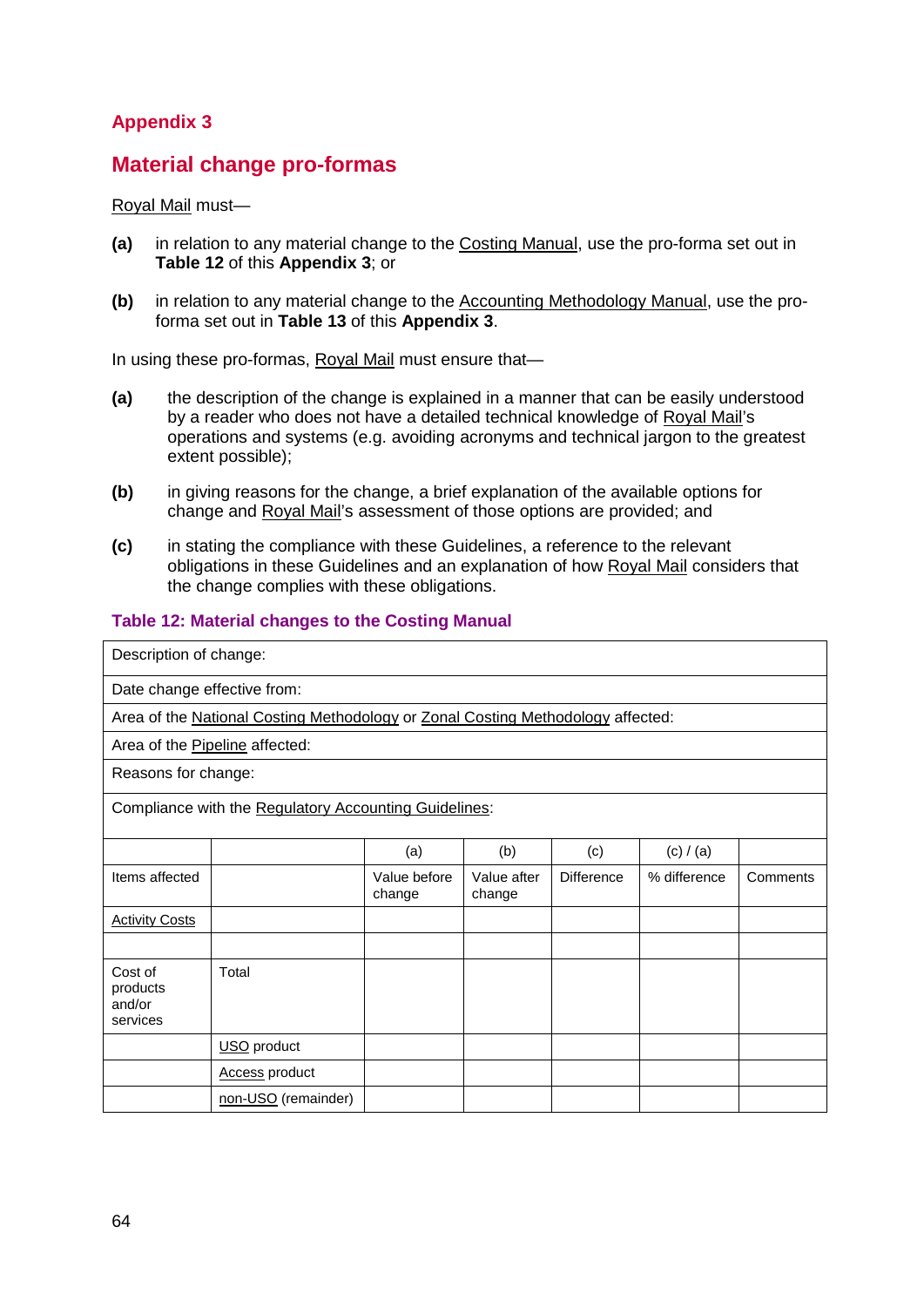## Appendix 3

# Material change pro-formas

Royal Mail must—

**(a)** in relation to any material change to the Costing Manual, use the pro-forma set out in **Table 12** of this **Appendix 3**; or

**(b)** in relation to any material change to the Accounting Methodology Manual, use the pro-forma set out in **Table 13** of this **Appendix 3**.

In using these pro-formas, Royal Mail must ensure that—

**(a)** the description of the change is explained in a manner that can be easily understood by a reader who does not have a detailed technical knowledge of Royal Mail's operations and systems (e.g. avoiding acronyms and technical jargon to the greatest extent possible);

**(b)** in giving reasons for the change, a brief explanation of the available options for change and Royal Mail's assessment of those options are provided; and

**(c)** in stating the compliance with these Guidelines, a reference to the relevant obligations in these Guidelines and an explanation of how Royal Mail considers that the change complies with these obligations.

### Table 12: Material changes to the Costing Manual

| Description of change: | | | | | | |
|---|---|---|---|---|---|---|
| Date change effective from: | | | | | | |
| Area of the National Costing Methodology or Zonal Costing Methodology affected: | | | | | | |
| Area of the Pipeline affected: | | | | | | |
| Reasons for change: | | | | | | |
| Compliance with the Regulatory Accounting Guidelines: | | | | | | |
| | | (a) | (b) | (c) | (c) / (a) | |
| Items affected | | Value before change | Value after change | Difference | % difference | Comments |
| Activity Costs | | | | | | |
| | | | | | | |
| Cost of products and/or services | Total | | | | | |
| | USO product | | | | | |
| | Access product | | | | | |
| | non-USO (remainder) | | | | | |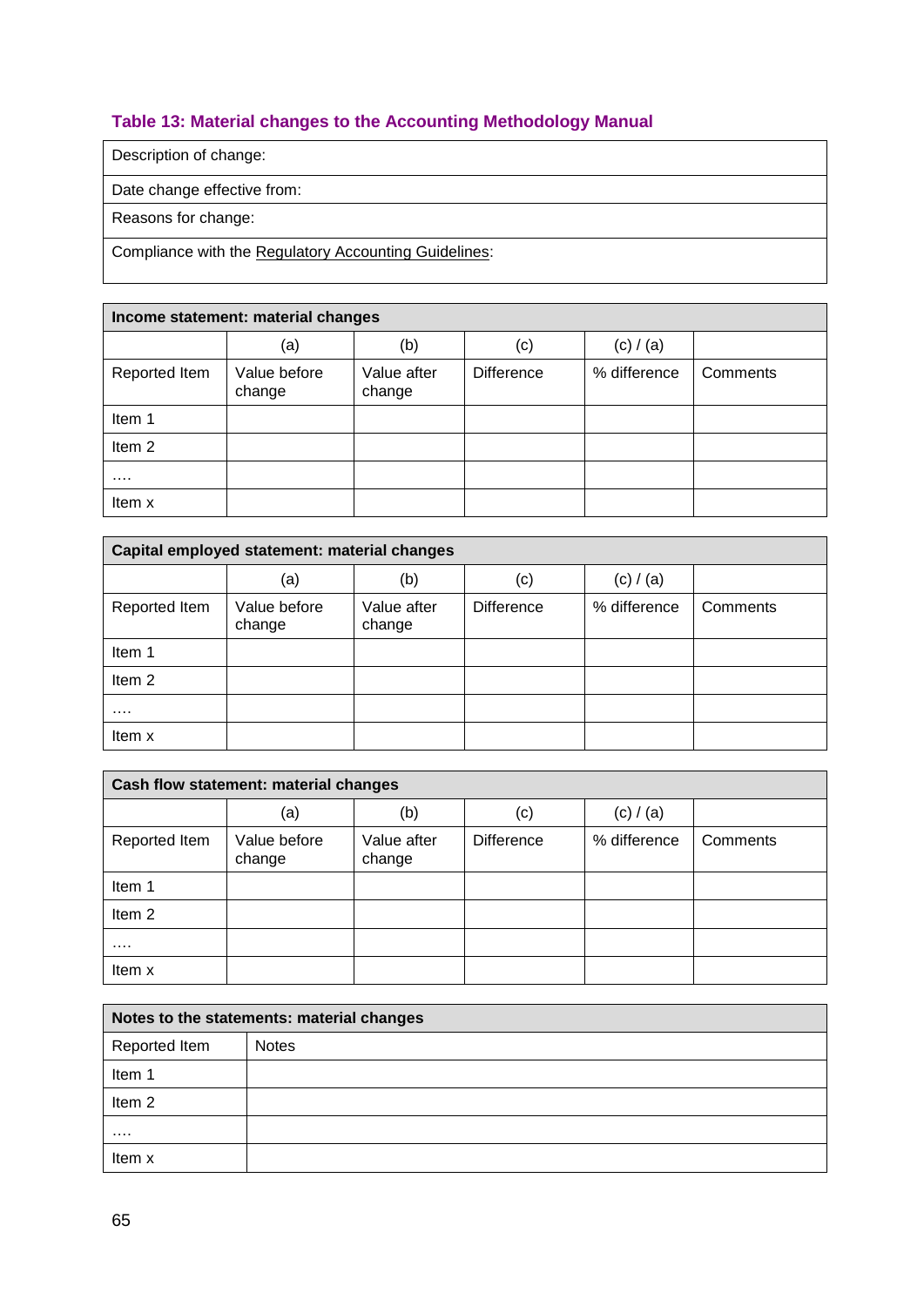### Table 13: Material changes to the Accounting Methodology Manual

| Description of change: |
|---|
| Date change effective from: |
| Reasons for change: |
| Compliance with the Regulatory Accounting Guidelines: |

| Income statement: material changes | | | | | |
|---|---|---|---|---|---|
| | (a) | (b) | (c) | (c) / (a) | |
| Reported Item | Value before change | Value after change | Difference | % difference | Comments |
| Item 1 | | | | | |
| Item 2 | | | | | |
| …. | | | | | |
| Item x | | | | | |

| Capital employed statement: material changes | | | | | |
|---|---|---|---|---|---|
| | (a) | (b) | (c) | (c) / (a) | |
| Reported Item | Value before change | Value after change | Difference | % difference | Comments |
| Item 1 | | | | | |
| Item 2 | | | | | |
| …. | | | | | |
| Item x | | | | | |

| Cash flow statement: material changes | | | | | |
|---|---|---|---|---|---|
| | (a) | (b) | (c) | (c) / (a) | |
| Reported Item | Value before change | Value after change | Difference | % difference | Comments |
| Item 1 | | | | | |
| Item 2 | | | | | |
| …. | | | | | |
| Item x | | | | | |

| Notes to the statements: material changes | |
|---|---|
| Reported Item | Notes |
| Item 1 | |
| Item 2 | |
| …. | |
| Item x | |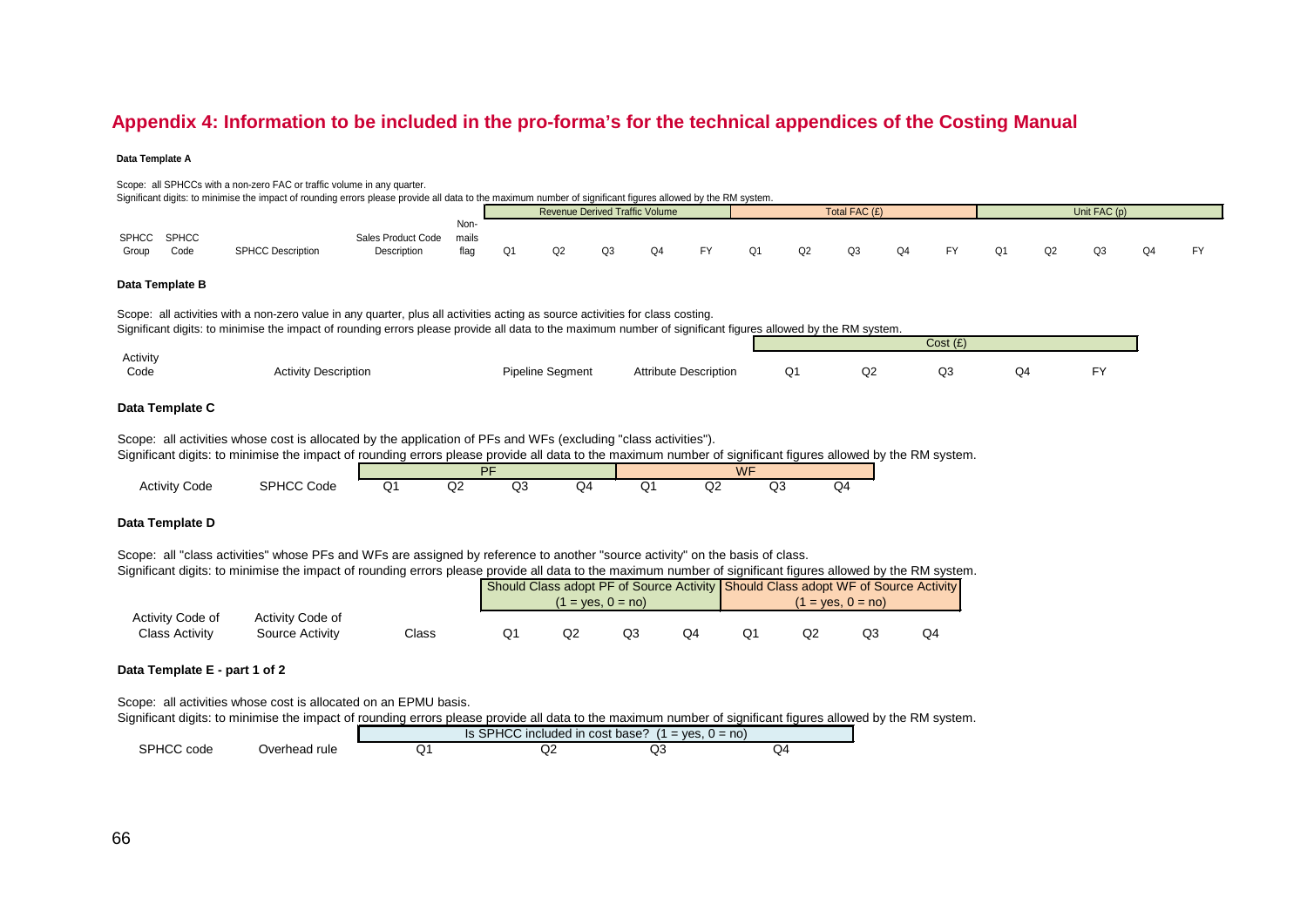## Appendix 4: Information to be included in the pro-forma's for the technical appendices of the Costing Manual

**Data Template A**

Scope: all SPHCCs with a non-zero FAC or traffic volume in any quarter.
Significant digits: to minimise the impact of rounding errors please provide all data to the maximum number of significant figures allowed by the RM system.

| | | | | | Revenue Derived Traffic Volume | | | | | Total FAC (£) | | | | | Unit FAC (p) | | | | |
|---|---|---|---|---|---|---|---|---|---|---|---|---|---|---|---|---|---|---|---|
| SPHCC Group | SPHCC Code | SPHCC Description | Sales Product Code Description | Non-mails flag | Q1 | Q2 | Q3 | Q4 | FY | Q1 | Q2 | Q3 | Q4 | FY | Q1 | Q2 | Q3 | Q4 | FY |

**Data Template B**

Scope: all activities with a non-zero value in any quarter, plus all activities acting as source activities for class costing.
Significant digits: to minimise the impact of rounding errors please provide all data to the maximum number of significant figures allowed by the RM system.

| | | | | Cost (£) | | | | |
|---|---|---|---|---|---|---|---|---|
| Activity Code | Activity Description | Pipeline Segment | Attribute Description | Q1 | Q2 | Q3 | Q4 | FY |

**Data Template C**

Scope: all activities whose cost is allocated by the application of PFs and WFs (excluding "class activities").
Significant digits: to minimise the impact of rounding errors please provide all data to the maximum number of significant figures allowed by the RM system.

| | | PF | | | | WF | | | |
|---|---|---|---|---|---|---|---|---|---|
| Activity Code | SPHCC Code | Q1 | Q2 | Q3 | Q4 | Q1 | Q2 | Q3 | Q4 |

**Data Template D**

Scope: all "class activities" whose PFs and WFs are assigned by reference to another "source activity" on the basis of class.
Significant digits: to minimise the impact of rounding errors please provide all data to the maximum number of significant figures allowed by the RM system.

| | | | Should Class adopt PF of Source Activity (1 = yes, 0 = no) | | | | Should Class adopt WF of Source Activity (1 = yes, 0 = no) | | | |
|---|---|---|---|---|---|---|---|---|---|---|
| Activity Code of Class Activity | Activity Code of Source Activity | Class | Q1 | Q2 | Q3 | Q4 | Q1 | Q2 | Q3 | Q4 |

**Data Template E - part 1 of 2**

Scope: all activities whose cost is allocated on an EPMU basis.
Significant digits: to minimise the impact of rounding errors please provide all data to the maximum number of significant figures allowed by the RM system.

| | | Is SPHCC included in cost base? (1 = yes, 0 = no) | | | |
|---|---|---|---|---|---|
| SPHCC code | Overhead rule | Q1 | Q2 | Q3 | Q4 |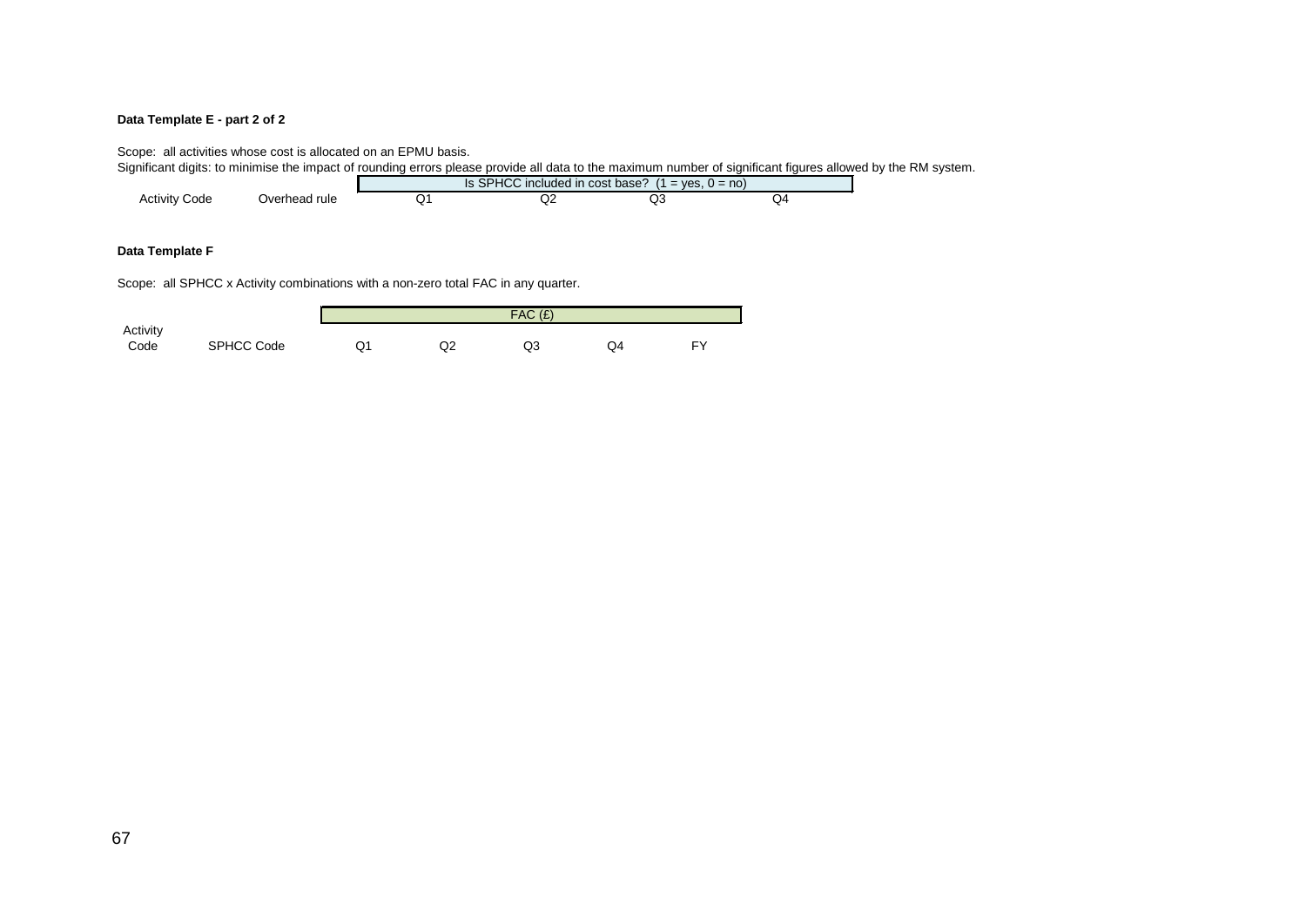**Data Template E - part 2 of 2**

Scope: all activities whose cost is allocated on an EPMU basis.
Significant digits: to minimise the impact of rounding errors please provide all data to the maximum number of significant figures allowed by the RM system.

| | | Is SPHCC included in cost base? (1 = yes, 0 = no) | | | |
|---|---|---|---|---|---|
| Activity Code | Overhead rule | Q1 | Q2 | Q3 | Q4 |

**Data Template F**

Scope: all SPHCC x Activity combinations with a non-zero total FAC in any quarter.

| | | FAC (£) | | | | |
|---|---|---|---|---|---|---|
| Activity Code | SPHCC Code | Q1 | Q2 | Q3 | Q4 | FY |